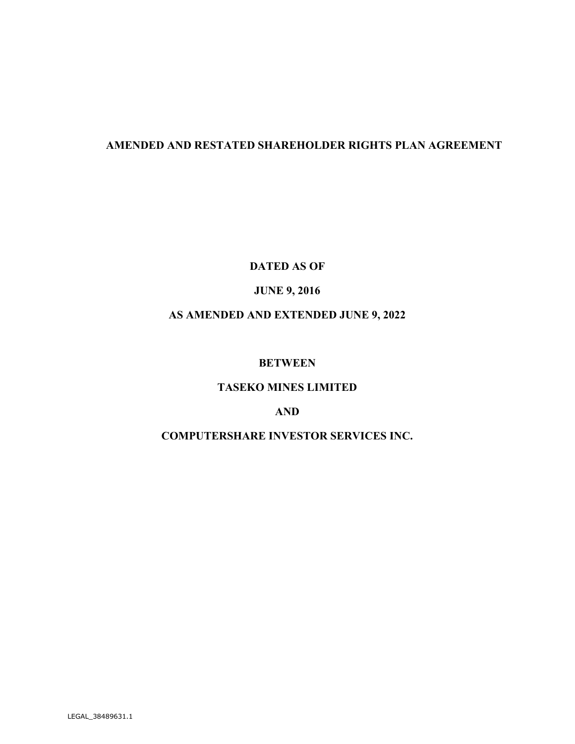# AMENDED AND RESTATED SHAREHOLDER RIGHTS PLAN AGREEMENT

**DATED AS OF**

**JUNE 9, 2016**

**AS AMENDED AND EXTENDED JUNE 9, 2022**

**BETWEEN**

**TASEKO MINES LIMITED**

**AND**

**COMPUTERSHARE INVESTOR SERVICES INC.**

LEGAL_38489631.1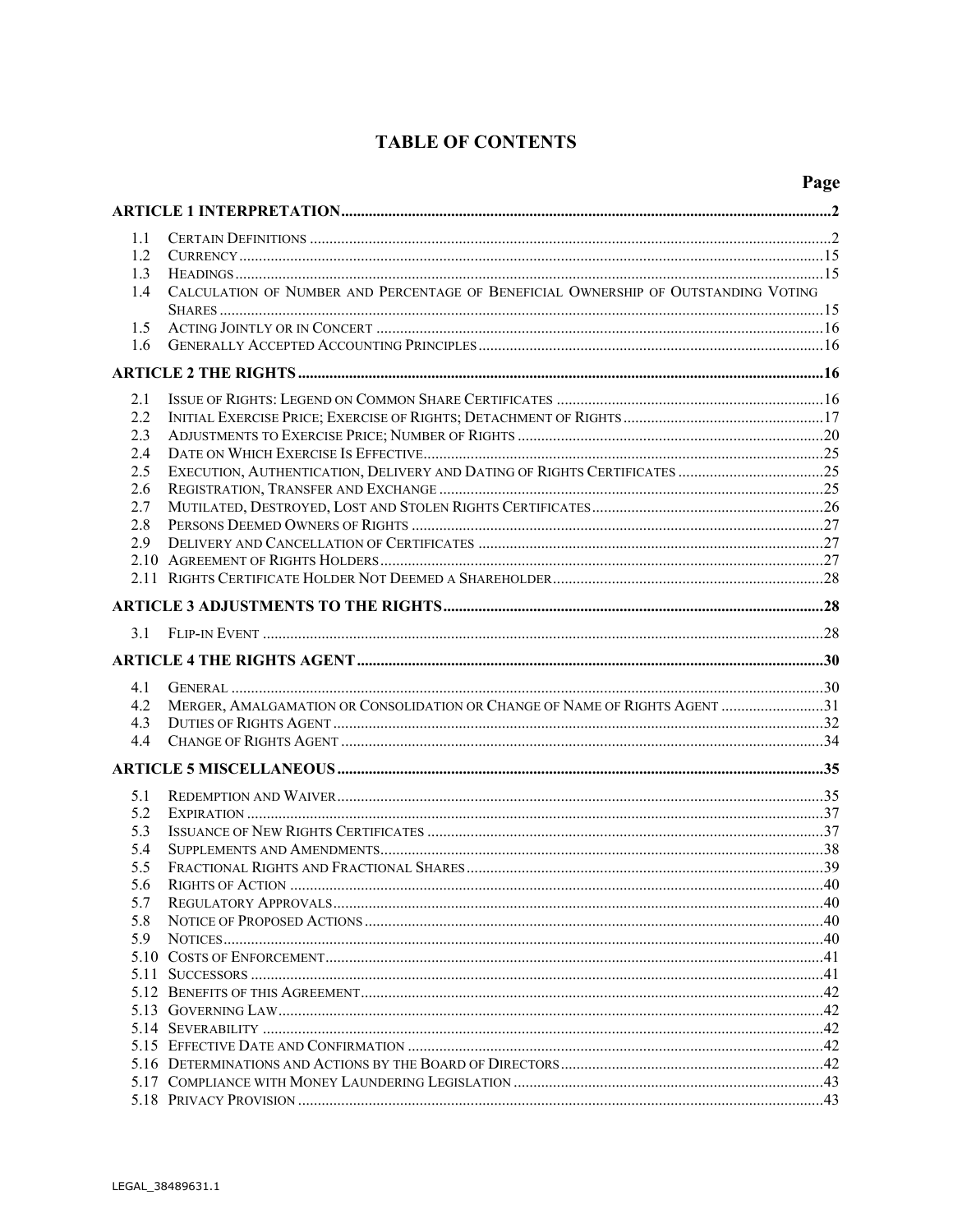# TABLE OF CONTENTS

| | | Page |
|---|---|---|
| **ARTICLE 1 INTERPRETATION** | | **2** |
| 1.1 | Certain Definitions | 2 |
| 1.2 | Currency | 15 |
| 1.3 | Headings | 15 |
| 1.4 | Calculation of Number and Percentage of Beneficial Ownership of Outstanding Voting Shares | 15 |
| 1.5 | Acting Jointly or in Concert | 16 |
| 1.6 | Generally Accepted Accounting Principles | 16 |
| **ARTICLE 2 THE RIGHTS** | | **16** |
| 2.1 | Issue of Rights: Legend on Common Share Certificates | 16 |
| 2.2 | Initial Exercise Price; Exercise of Rights; Detachment of Rights | 17 |
| 2.3 | Adjustments to Exercise Price; Number of Rights | 20 |
| 2.4 | Date on Which Exercise Is Effective | 25 |
| 2.5 | Execution, Authentication, Delivery and Dating of Rights Certificates | 25 |
| 2.6 | Registration, Transfer and Exchange | 25 |
| 2.7 | Mutilated, Destroyed, Lost and Stolen Rights Certificates | 26 |
| 2.8 | Persons Deemed Owners of Rights | 27 |
| 2.9 | Delivery and Cancellation of Certificates | 27 |
| 2.10 | Agreement of Rights Holders | 27 |
| 2.11 | Rights Certificate Holder Not Deemed a Shareholder | 28 |
| **ARTICLE 3 ADJUSTMENTS TO THE RIGHTS** | | **28** |
| 3.1 | Flip-in Event | 28 |
| **ARTICLE 4 THE RIGHTS AGENT** | | **30** |
| 4.1 | General | 30 |
| 4.2 | Merger, Amalgamation or Consolidation or Change of Name of Rights Agent | 31 |
| 4.3 | Duties of Rights Agent | 32 |
| 4.4 | Change of Rights Agent | 34 |
| **ARTICLE 5 MISCELLANEOUS** | | **35** |
| 5.1 | Redemption and Waiver | 35 |
| 5.2 | Expiration | 37 |
| 5.3 | Issuance of New Rights Certificates | 37 |
| 5.4 | Supplements and Amendments | 38 |
| 5.5 | Fractional Rights and Fractional Shares | 39 |
| 5.6 | Rights of Action | 40 |
| 5.7 | Regulatory Approvals | 40 |
| 5.8 | Notice of Proposed Actions | 40 |
| 5.9 | Notices | 40 |
| 5.10 | Costs of Enforcement | 41 |
| 5.11 | Successors | 41 |
| 5.12 | Benefits of this Agreement | 42 |
| 5.13 | Governing Law | 42 |
| 5.14 | Severability | 42 |
| 5.15 | Effective Date and Confirmation | 42 |
| 5.16 | Determinations and Actions by the Board of Directors | 42 |
| 5.17 | Compliance with Money Laundering Legislation | 43 |
| 5.18 | Privacy Provision | 43 |

LEGAL_38489631.1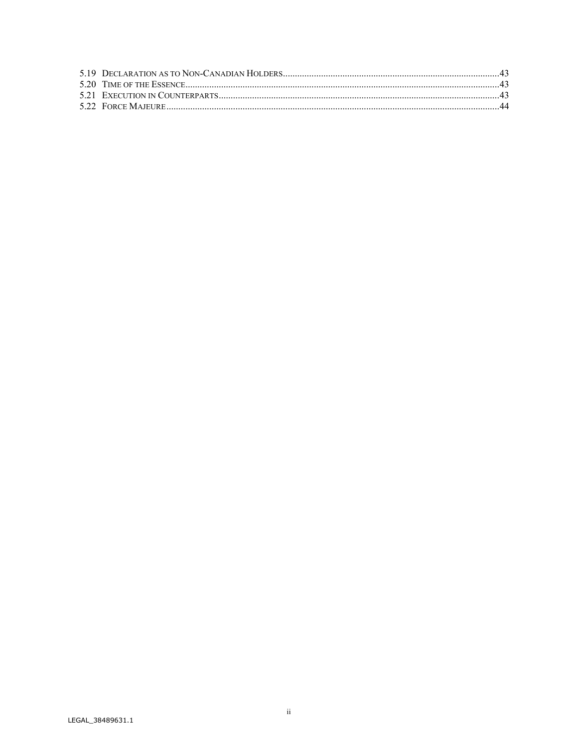5.19 DECLARATION AS TO NON-CANADIAN HOLDERS.....43
5.20 TIME OF THE ESSENCE.....43
5.21 EXECUTION IN COUNTERPARTS.....43
5.22 FORCE MAJEURE.....44

LEGAL_38489631.1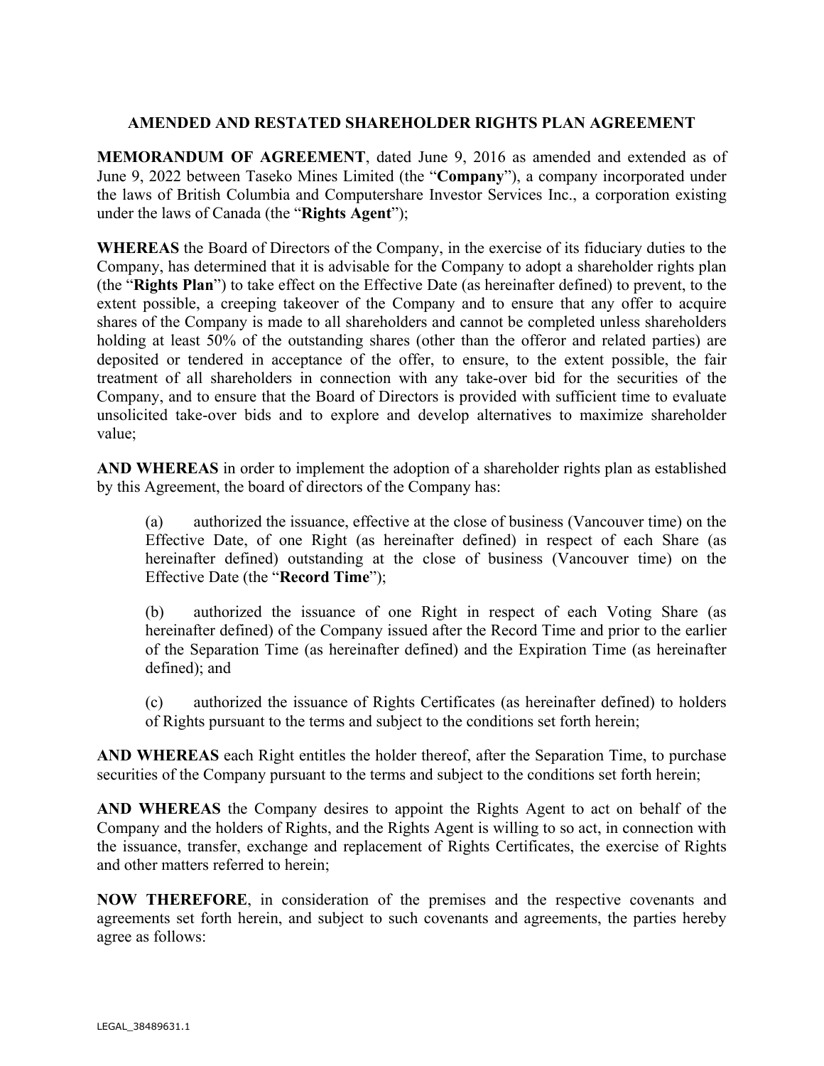# AMENDED AND RESTATED SHAREHOLDER RIGHTS PLAN AGREEMENT

**MEMORANDUM OF AGREEMENT**, dated June 9, 2016 as amended and extended as of June 9, 2022 between Taseko Mines Limited (the "**Company**"), a company incorporated under the laws of British Columbia and Computershare Investor Services Inc., a corporation existing under the laws of Canada (the "**Rights Agent**");

**WHEREAS** the Board of Directors of the Company, in the exercise of its fiduciary duties to the Company, has determined that it is advisable for the Company to adopt a shareholder rights plan (the "**Rights Plan**") to take effect on the Effective Date (as hereinafter defined) to prevent, to the extent possible, a creeping takeover of the Company and to ensure that any offer to acquire shares of the Company is made to all shareholders and cannot be completed unless shareholders holding at least 50% of the outstanding shares (other than the offeror and related parties) are deposited or tendered in acceptance of the offer, to ensure, to the extent possible, the fair treatment of all shareholders in connection with any take-over bid for the securities of the Company, and to ensure that the Board of Directors is provided with sufficient time to evaluate unsolicited take-over bids and to explore and develop alternatives to maximize shareholder value;

**AND WHEREAS** in order to implement the adoption of a shareholder rights plan as established by this Agreement, the board of directors of the Company has:

(a) authorized the issuance, effective at the close of business (Vancouver time) on the Effective Date, of one Right (as hereinafter defined) in respect of each Share (as hereinafter defined) outstanding at the close of business (Vancouver time) on the Effective Date (the "**Record Time**");

(b) authorized the issuance of one Right in respect of each Voting Share (as hereinafter defined) of the Company issued after the Record Time and prior to the earlier of the Separation Time (as hereinafter defined) and the Expiration Time (as hereinafter defined); and

(c) authorized the issuance of Rights Certificates (as hereinafter defined) to holders of Rights pursuant to the terms and subject to the conditions set forth herein;

**AND WHEREAS** each Right entitles the holder thereof, after the Separation Time, to purchase securities of the Company pursuant to the terms and subject to the conditions set forth herein;

**AND WHEREAS** the Company desires to appoint the Rights Agent to act on behalf of the Company and the holders of Rights, and the Rights Agent is willing to so act, in connection with the issuance, transfer, exchange and replacement of Rights Certificates, the exercise of Rights and other matters referred to herein;

**NOW THEREFORE**, in consideration of the premises and the respective covenants and agreements set forth herein, and subject to such covenants and agreements, the parties hereby agree as follows:

LEGAL_38489631.1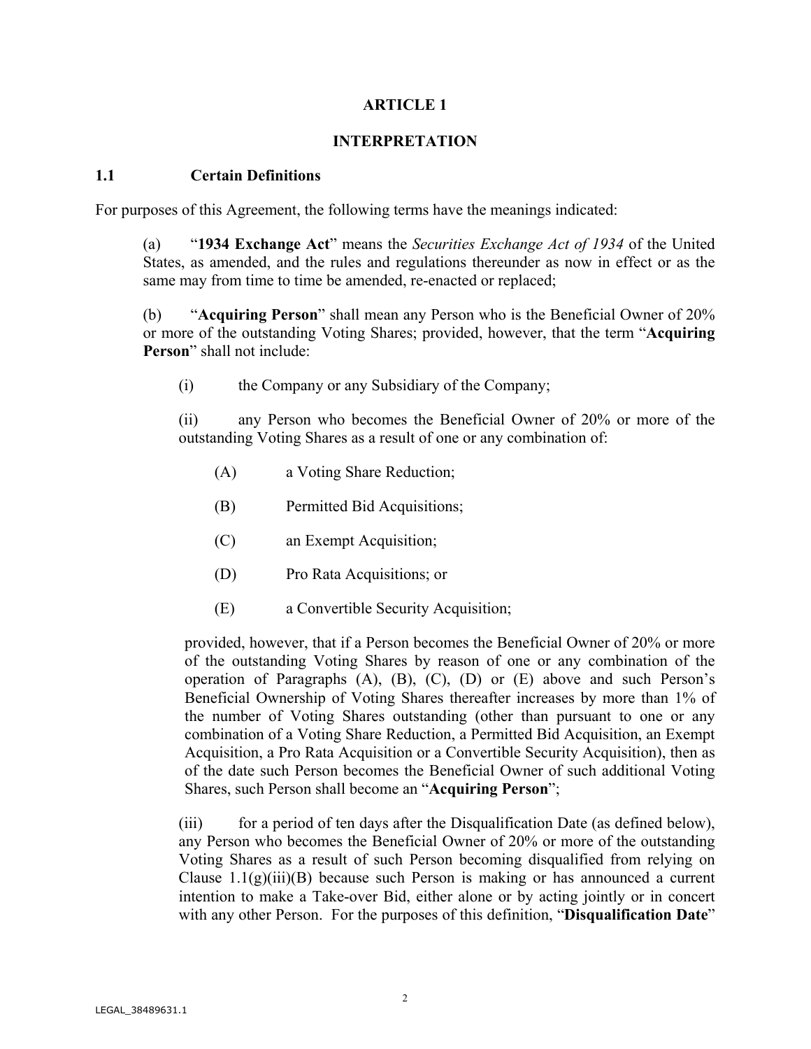# ARTICLE 1

## INTERPRETATION

### 1.1 Certain Definitions

For purposes of this Agreement, the following terms have the meanings indicated:

(a) "**1934 Exchange Act**" means the *Securities Exchange Act of 1934* of the United States, as amended, and the rules and regulations thereunder as now in effect or as the same may from time to time be amended, re-enacted or replaced;

(b) "**Acquiring Person**" shall mean any Person who is the Beneficial Owner of 20% or more of the outstanding Voting Shares; provided, however, that the term "**Acquiring Person**" shall not include:

(i) the Company or any Subsidiary of the Company;

(ii) any Person who becomes the Beneficial Owner of 20% or more of the outstanding Voting Shares as a result of one or any combination of:

(A) a Voting Share Reduction;

(B) Permitted Bid Acquisitions;

(C) an Exempt Acquisition;

(D) Pro Rata Acquisitions; or

(E) a Convertible Security Acquisition;

provided, however, that if a Person becomes the Beneficial Owner of 20% or more of the outstanding Voting Shares by reason of one or any combination of the operation of Paragraphs (A), (B), (C), (D) or (E) above and such Person's Beneficial Ownership of Voting Shares thereafter increases by more than 1% of the number of Voting Shares outstanding (other than pursuant to one or any combination of a Voting Share Reduction, a Permitted Bid Acquisition, an Exempt Acquisition, a Pro Rata Acquisition or a Convertible Security Acquisition), then as of the date such Person becomes the Beneficial Owner of such additional Voting Shares, such Person shall become an "**Acquiring Person**";

(iii) for a period of ten days after the Disqualification Date (as defined below), any Person who becomes the Beneficial Owner of 20% or more of the outstanding Voting Shares as a result of such Person becoming disqualified from relying on Clause 1.1(g)(iii)(B) because such Person is making or has announced a current intention to make a Take-over Bid, either alone or by acting jointly or in concert with any other Person. For the purposes of this definition, "**Disqualification Date**"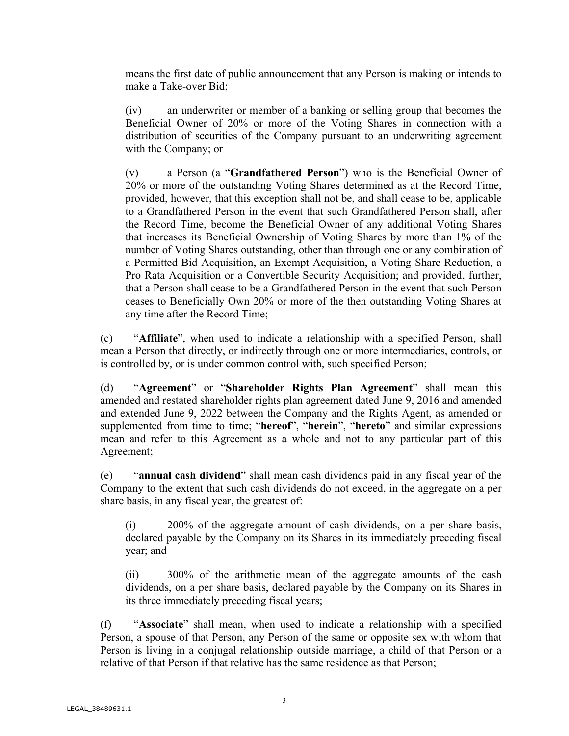means the first date of public announcement that any Person is making or intends to make a Take-over Bid;

(iv) an underwriter or member of a banking or selling group that becomes the Beneficial Owner of 20% or more of the Voting Shares in connection with a distribution of securities of the Company pursuant to an underwriting agreement with the Company; or

(v) a Person (a "**Grandfathered Person**") who is the Beneficial Owner of 20% or more of the outstanding Voting Shares determined as at the Record Time, provided, however, that this exception shall not be, and shall cease to be, applicable to a Grandfathered Person in the event that such Grandfathered Person shall, after the Record Time, become the Beneficial Owner of any additional Voting Shares that increases its Beneficial Ownership of Voting Shares by more than 1% of the number of Voting Shares outstanding, other than through one or any combination of a Permitted Bid Acquisition, an Exempt Acquisition, a Voting Share Reduction, a Pro Rata Acquisition or a Convertible Security Acquisition; and provided, further, that a Person shall cease to be a Grandfathered Person in the event that such Person ceases to Beneficially Own 20% or more of the then outstanding Voting Shares at any time after the Record Time;

(c) "**Affiliate**", when used to indicate a relationship with a specified Person, shall mean a Person that directly, or indirectly through one or more intermediaries, controls, or is controlled by, or is under common control with, such specified Person;

(d) "**Agreement**" or "**Shareholder Rights Plan Agreement**" shall mean this amended and restated shareholder rights plan agreement dated June 9, 2016 and amended and extended June 9, 2022 between the Company and the Rights Agent, as amended or supplemented from time to time; "**hereof**", "**herein**", "**hereto**" and similar expressions mean and refer to this Agreement as a whole and not to any particular part of this Agreement;

(e) "**annual cash dividend**" shall mean cash dividends paid in any fiscal year of the Company to the extent that such cash dividends do not exceed, in the aggregate on a per share basis, in any fiscal year, the greatest of:

(i) 200% of the aggregate amount of cash dividends, on a per share basis, declared payable by the Company on its Shares in its immediately preceding fiscal year; and

(ii) 300% of the arithmetic mean of the aggregate amounts of the cash dividends, on a per share basis, declared payable by the Company on its Shares in its three immediately preceding fiscal years;

(f) "**Associate**" shall mean, when used to indicate a relationship with a specified Person, a spouse of that Person, any Person of the same or opposite sex with whom that Person is living in a conjugal relationship outside marriage, a child of that Person or a relative of that Person if that relative has the same residence as that Person;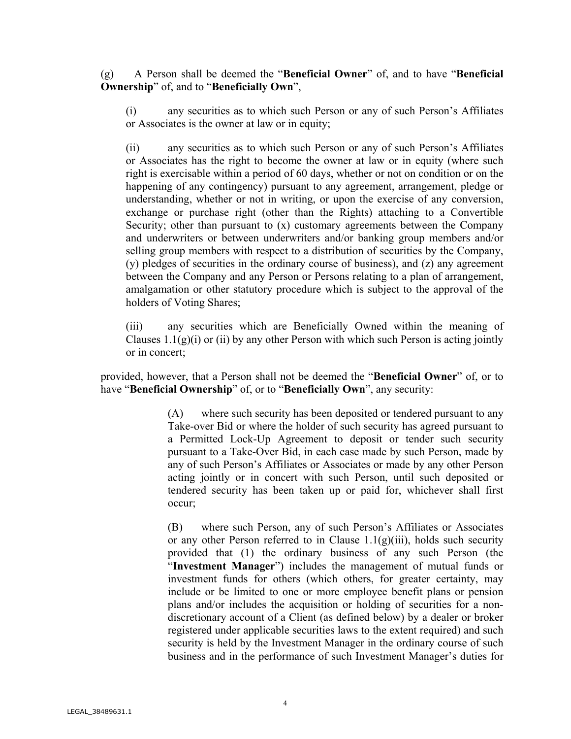(g) A Person shall be deemed the "**Beneficial Owner**" of, and to have "**Beneficial Ownership**" of, and to "**Beneficially Own**",

(i) any securities as to which such Person or any of such Person's Affiliates or Associates is the owner at law or in equity;

(ii) any securities as to which such Person or any of such Person's Affiliates or Associates has the right to become the owner at law or in equity (where such right is exercisable within a period of 60 days, whether or not on condition or on the happening of any contingency) pursuant to any agreement, arrangement, pledge or understanding, whether or not in writing, or upon the exercise of any conversion, exchange or purchase right (other than the Rights) attaching to a Convertible Security; other than pursuant to (x) customary agreements between the Company and underwriters or between underwriters and/or banking group members and/or selling group members with respect to a distribution of securities by the Company, (y) pledges of securities in the ordinary course of business), and (z) any agreement between the Company and any Person or Persons relating to a plan of arrangement, amalgamation or other statutory procedure which is subject to the approval of the holders of Voting Shares;

(iii) any securities which are Beneficially Owned within the meaning of Clauses 1.1(g)(i) or (ii) by any other Person with which such Person is acting jointly or in concert;

provided, however, that a Person shall not be deemed the "**Beneficial Owner**" of, or to have "**Beneficial Ownership**" of, or to "**Beneficially Own**", any security:

(A) where such security has been deposited or tendered pursuant to any Take-over Bid or where the holder of such security has agreed pursuant to a Permitted Lock-Up Agreement to deposit or tender such security pursuant to a Take-Over Bid, in each case made by such Person, made by any of such Person's Affiliates or Associates or made by any other Person acting jointly or in concert with such Person, until such deposited or tendered security has been taken up or paid for, whichever shall first occur;

(B) where such Person, any of such Person's Affiliates or Associates or any other Person referred to in Clause 1.1(g)(iii), holds such security provided that (1) the ordinary business of any such Person (the "**Investment Manager**") includes the management of mutual funds or investment funds for others (which others, for greater certainty, may include or be limited to one or more employee benefit plans or pension plans and/or includes the acquisition or holding of securities for a non-discretionary account of a Client (as defined below) by a dealer or broker registered under applicable securities laws to the extent required) and such security is held by the Investment Manager in the ordinary course of such business and in the performance of such Investment Manager's duties for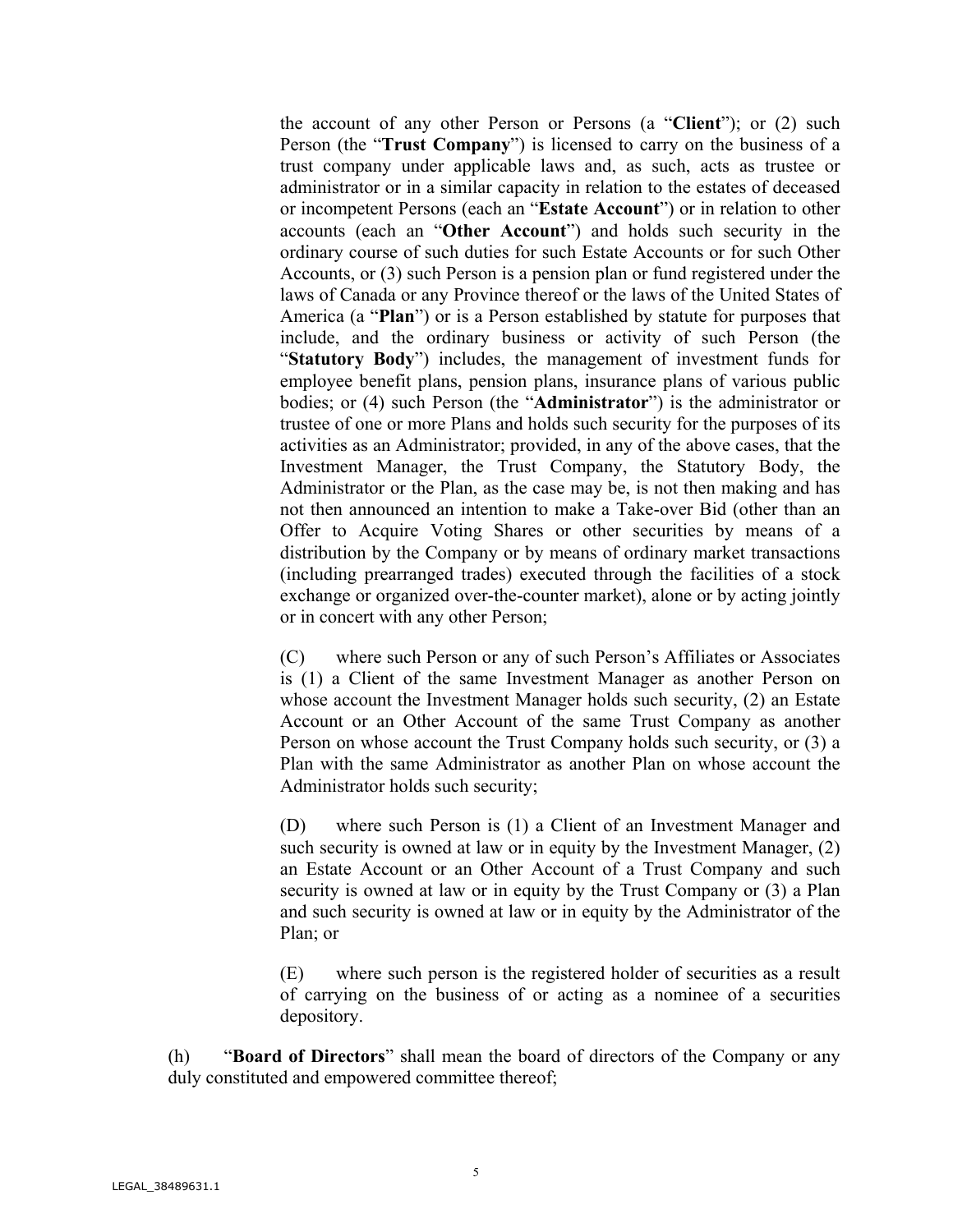the account of any other Person or Persons (a "**Client**"); or (2) such Person (the "**Trust Company**") is licensed to carry on the business of a trust company under applicable laws and, as such, acts as trustee or administrator or in a similar capacity in relation to the estates of deceased or incompetent Persons (each an "**Estate Account**") or in relation to other accounts (each an "**Other Account**") and holds such security in the ordinary course of such duties for such Estate Accounts or for such Other Accounts, or (3) such Person is a pension plan or fund registered under the laws of Canada or any Province thereof or the laws of the United States of America (a "**Plan**") or is a Person established by statute for purposes that include, and the ordinary business or activity of such Person (the "**Statutory Body**") includes, the management of investment funds for employee benefit plans, pension plans, insurance plans of various public bodies; or (4) such Person (the "**Administrator**") is the administrator or trustee of one or more Plans and holds such security for the purposes of its activities as an Administrator; provided, in any of the above cases, that the Investment Manager, the Trust Company, the Statutory Body, the Administrator or the Plan, as the case may be, is not then making and has not then announced an intention to make a Take-over Bid (other than an Offer to Acquire Voting Shares or other securities by means of a distribution by the Company or by means of ordinary market transactions (including prearranged trades) executed through the facilities of a stock exchange or organized over-the-counter market), alone or by acting jointly or in concert with any other Person;

(C) where such Person or any of such Person's Affiliates or Associates is (1) a Client of the same Investment Manager as another Person on whose account the Investment Manager holds such security, (2) an Estate Account or an Other Account of the same Trust Company as another Person on whose account the Trust Company holds such security, or (3) a Plan with the same Administrator as another Plan on whose account the Administrator holds such security;

(D) where such Person is (1) a Client of an Investment Manager and such security is owned at law or in equity by the Investment Manager, (2) an Estate Account or an Other Account of a Trust Company and such security is owned at law or in equity by the Trust Company or (3) a Plan and such security is owned at law or in equity by the Administrator of the Plan; or

(E) where such person is the registered holder of securities as a result of carrying on the business of or acting as a nominee of a securities depository.

(h) "**Board of Directors**" shall mean the board of directors of the Company or any duly constituted and empowered committee thereof;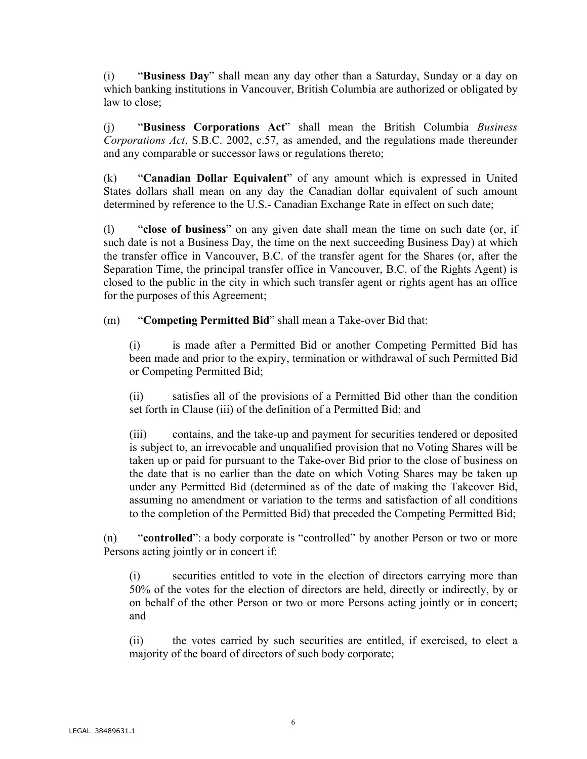(i) "**Business Day**" shall mean any day other than a Saturday, Sunday or a day on which banking institutions in Vancouver, British Columbia are authorized or obligated by law to close;

(j) "**Business Corporations Act**" shall mean the British Columbia *Business Corporations Act*, S.B.C. 2002, c.57, as amended, and the regulations made thereunder and any comparable or successor laws or regulations thereto;

(k) "**Canadian Dollar Equivalent**" of any amount which is expressed in United States dollars shall mean on any day the Canadian dollar equivalent of such amount determined by reference to the U.S.- Canadian Exchange Rate in effect on such date;

(l) "**close of business**" on any given date shall mean the time on such date (or, if such date is not a Business Day, the time on the next succeeding Business Day) at which the transfer office in Vancouver, B.C. of the transfer agent for the Shares (or, after the Separation Time, the principal transfer office in Vancouver, B.C. of the Rights Agent) is closed to the public in the city in which such transfer agent or rights agent has an office for the purposes of this Agreement;

(m) "**Competing Permitted Bid**" shall mean a Take-over Bid that:

(i) is made after a Permitted Bid or another Competing Permitted Bid has been made and prior to the expiry, termination or withdrawal of such Permitted Bid or Competing Permitted Bid;

(ii) satisfies all of the provisions of a Permitted Bid other than the condition set forth in Clause (iii) of the definition of a Permitted Bid; and

(iii) contains, and the take-up and payment for securities tendered or deposited is subject to, an irrevocable and unqualified provision that no Voting Shares will be taken up or paid for pursuant to the Take-over Bid prior to the close of business on the date that is no earlier than the date on which Voting Shares may be taken up under any Permitted Bid (determined as of the date of making the Takeover Bid, assuming no amendment or variation to the terms and satisfaction of all conditions to the completion of the Permitted Bid) that preceded the Competing Permitted Bid;

(n) "**controlled**": a body corporate is "controlled" by another Person or two or more Persons acting jointly or in concert if:

(i) securities entitled to vote in the election of directors carrying more than 50% of the votes for the election of directors are held, directly or indirectly, by or on behalf of the other Person or two or more Persons acting jointly or in concert; and

(ii) the votes carried by such securities are entitled, if exercised, to elect a majority of the board of directors of such body corporate;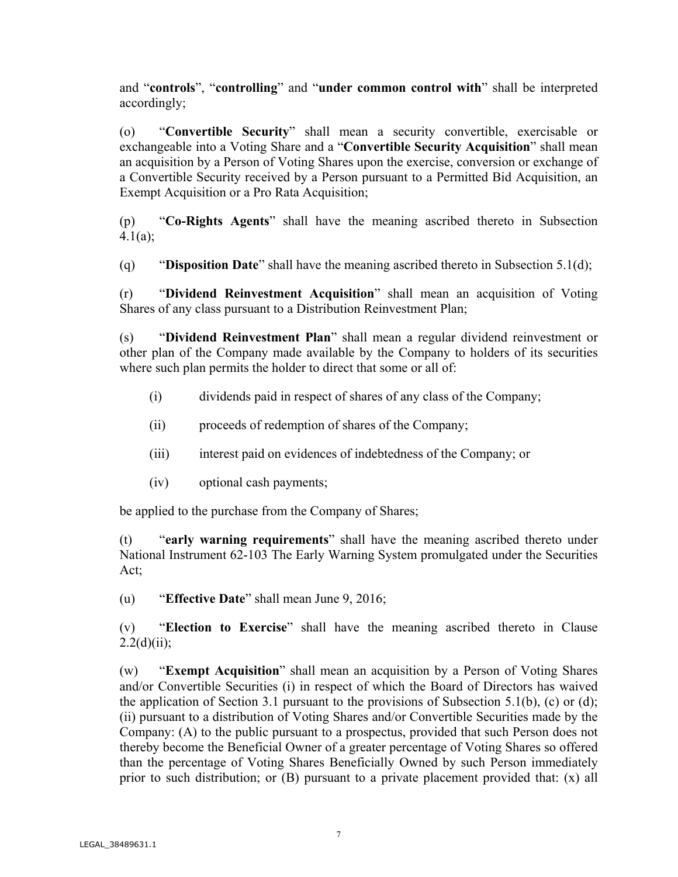and "**controls**", "**controlling**" and "**under common control with**" shall be interpreted accordingly;

(o) "**Convertible Security**" shall mean a security convertible, exercisable or exchangeable into a Voting Share and a "**Convertible Security Acquisition**" shall mean an acquisition by a Person of Voting Shares upon the exercise, conversion or exchange of a Convertible Security received by a Person pursuant to a Permitted Bid Acquisition, an Exempt Acquisition or a Pro Rata Acquisition;

(p) "**Co-Rights Agents**" shall have the meaning ascribed thereto in Subsection 4.1(a);

(q) "**Disposition Date**" shall have the meaning ascribed thereto in Subsection 5.1(d);

(r) "**Dividend Reinvestment Acquisition**" shall mean an acquisition of Voting Shares of any class pursuant to a Distribution Reinvestment Plan;

(s) "**Dividend Reinvestment Plan**" shall mean a regular dividend reinvestment or other plan of the Company made available by the Company to holders of its securities where such plan permits the holder to direct that some or all of:

(i) dividends paid in respect of shares of any class of the Company;

(ii) proceeds of redemption of shares of the Company;

(iii) interest paid on evidences of indebtedness of the Company; or

(iv) optional cash payments;

be applied to the purchase from the Company of Shares;

(t) "**early warning requirements**" shall have the meaning ascribed thereto under National Instrument 62-103 The Early Warning System promulgated under the Securities Act;

(u) "**Effective Date**" shall mean June 9, 2016;

(v) "**Election to Exercise**" shall have the meaning ascribed thereto in Clause 2.2(d)(ii);

(w) "**Exempt Acquisition**" shall mean an acquisition by a Person of Voting Shares and/or Convertible Securities (i) in respect of which the Board of Directors has waived the application of Section 3.1 pursuant to the provisions of Subsection 5.1(b), (c) or (d); (ii) pursuant to a distribution of Voting Shares and/or Convertible Securities made by the Company: (A) to the public pursuant to a prospectus, provided that such Person does not thereby become the Beneficial Owner of a greater percentage of Voting Shares so offered than the percentage of Voting Shares Beneficially Owned by such Person immediately prior to such distribution; or (B) pursuant to a private placement provided that: (x) all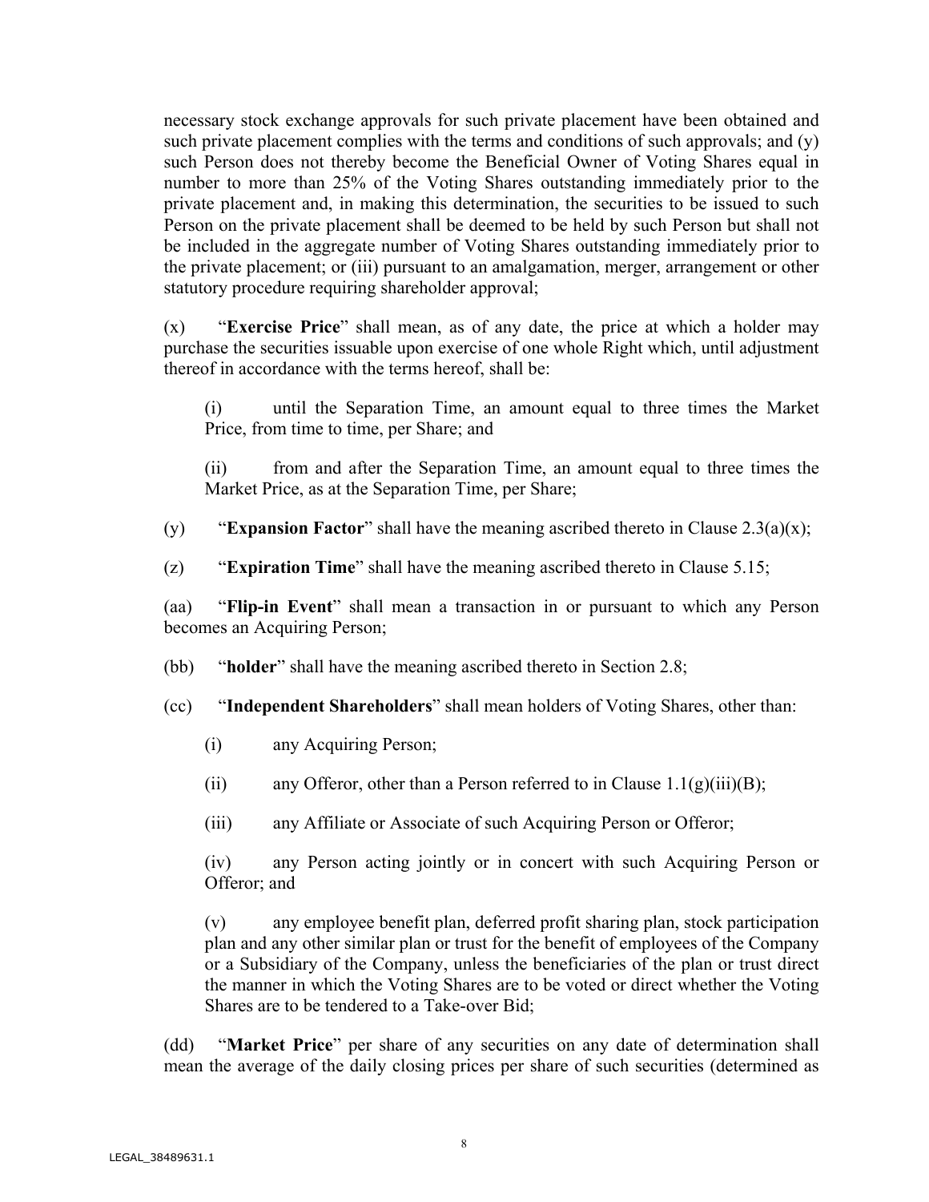necessary stock exchange approvals for such private placement have been obtained and such private placement complies with the terms and conditions of such approvals; and (y) such Person does not thereby become the Beneficial Owner of Voting Shares equal in number to more than 25% of the Voting Shares outstanding immediately prior to the private placement and, in making this determination, the securities to be issued to such Person on the private placement shall be deemed to be held by such Person but shall not be included in the aggregate number of Voting Shares outstanding immediately prior to the private placement; or (iii) pursuant to an amalgamation, merger, arrangement or other statutory procedure requiring shareholder approval;

(x) "**Exercise Price**" shall mean, as of any date, the price at which a holder may purchase the securities issuable upon exercise of one whole Right which, until adjustment thereof in accordance with the terms hereof, shall be:

(i) until the Separation Time, an amount equal to three times the Market Price, from time to time, per Share; and

(ii) from and after the Separation Time, an amount equal to three times the Market Price, as at the Separation Time, per Share;

(y) "**Expansion Factor**" shall have the meaning ascribed thereto in Clause 2.3(a)(x);

(z) "**Expiration Time**" shall have the meaning ascribed thereto in Clause 5.15;

(aa) "**Flip-in Event**" shall mean a transaction in or pursuant to which any Person becomes an Acquiring Person;

(bb) "**holder**" shall have the meaning ascribed thereto in Section 2.8;

(cc) "**Independent Shareholders**" shall mean holders of Voting Shares, other than:

(i) any Acquiring Person;

(ii) any Offeror, other than a Person referred to in Clause 1.1(g)(iii)(B);

(iii) any Affiliate or Associate of such Acquiring Person or Offeror;

(iv) any Person acting jointly or in concert with such Acquiring Person or Offeror; and

(v) any employee benefit plan, deferred profit sharing plan, stock participation plan and any other similar plan or trust for the benefit of employees of the Company or a Subsidiary of the Company, unless the beneficiaries of the plan or trust direct the manner in which the Voting Shares are to be voted or direct whether the Voting Shares are to be tendered to a Take-over Bid;

(dd) "**Market Price**" per share of any securities on any date of determination shall mean the average of the daily closing prices per share of such securities (determined as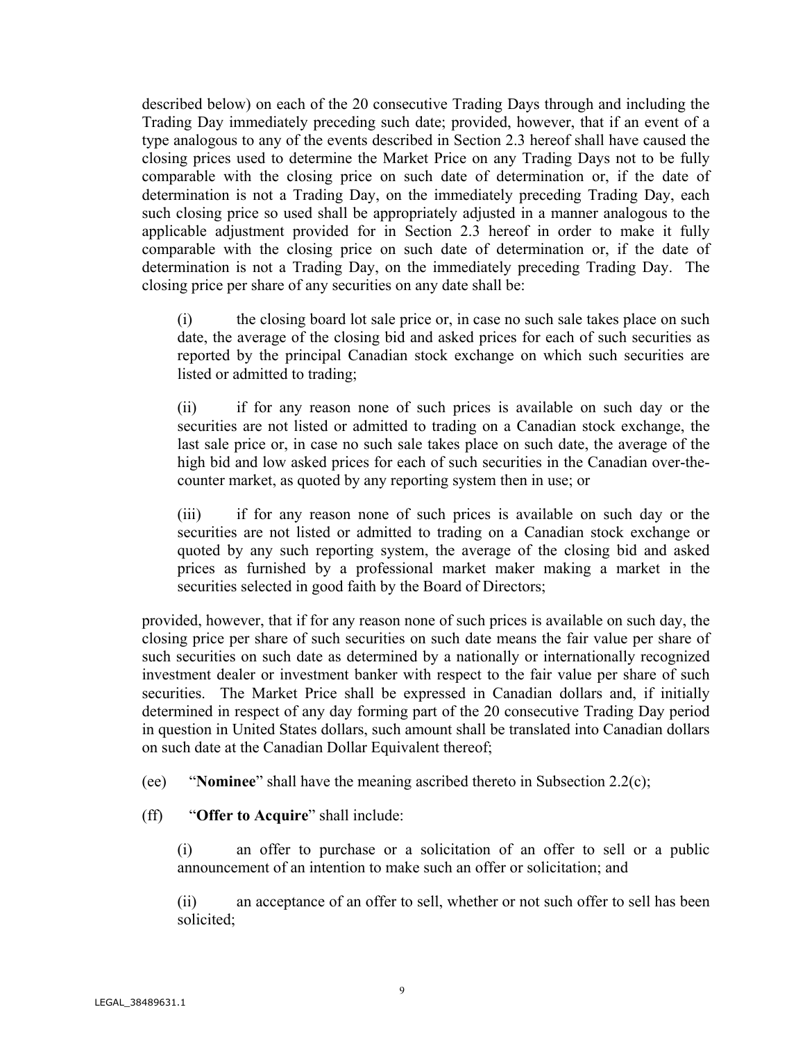described below) on each of the 20 consecutive Trading Days through and including the Trading Day immediately preceding such date; provided, however, that if an event of a type analogous to any of the events described in Section 2.3 hereof shall have caused the closing prices used to determine the Market Price on any Trading Days not to be fully comparable with the closing price on such date of determination or, if the date of determination is not a Trading Day, on the immediately preceding Trading Day, each such closing price so used shall be appropriately adjusted in a manner analogous to the applicable adjustment provided for in Section 2.3 hereof in order to make it fully comparable with the closing price on such date of determination or, if the date of determination is not a Trading Day, on the immediately preceding Trading Day. The closing price per share of any securities on any date shall be:

(i) the closing board lot sale price or, in case no such sale takes place on such date, the average of the closing bid and asked prices for each of such securities as reported by the principal Canadian stock exchange on which such securities are listed or admitted to trading;

(ii) if for any reason none of such prices is available on such day or the securities are not listed or admitted to trading on a Canadian stock exchange, the last sale price or, in case no such sale takes place on such date, the average of the high bid and low asked prices for each of such securities in the Canadian over-the-counter market, as quoted by any reporting system then in use; or

(iii) if for any reason none of such prices is available on such day or the securities are not listed or admitted to trading on a Canadian stock exchange or quoted by any such reporting system, the average of the closing bid and asked prices as furnished by a professional market maker making a market in the securities selected in good faith by the Board of Directors;

provided, however, that if for any reason none of such prices is available on such day, the closing price per share of such securities on such date means the fair value per share of such securities on such date as determined by a nationally or internationally recognized investment dealer or investment banker with respect to the fair value per share of such securities. The Market Price shall be expressed in Canadian dollars and, if initially determined in respect of any day forming part of the 20 consecutive Trading Day period in question in United States dollars, such amount shall be translated into Canadian dollars on such date at the Canadian Dollar Equivalent thereof;

(ee) "**Nominee**" shall have the meaning ascribed thereto in Subsection 2.2(c);

(ff) "**Offer to Acquire**" shall include:

(i) an offer to purchase or a solicitation of an offer to sell or a public announcement of an intention to make such an offer or solicitation; and

(ii) an acceptance of an offer to sell, whether or not such offer to sell has been solicited;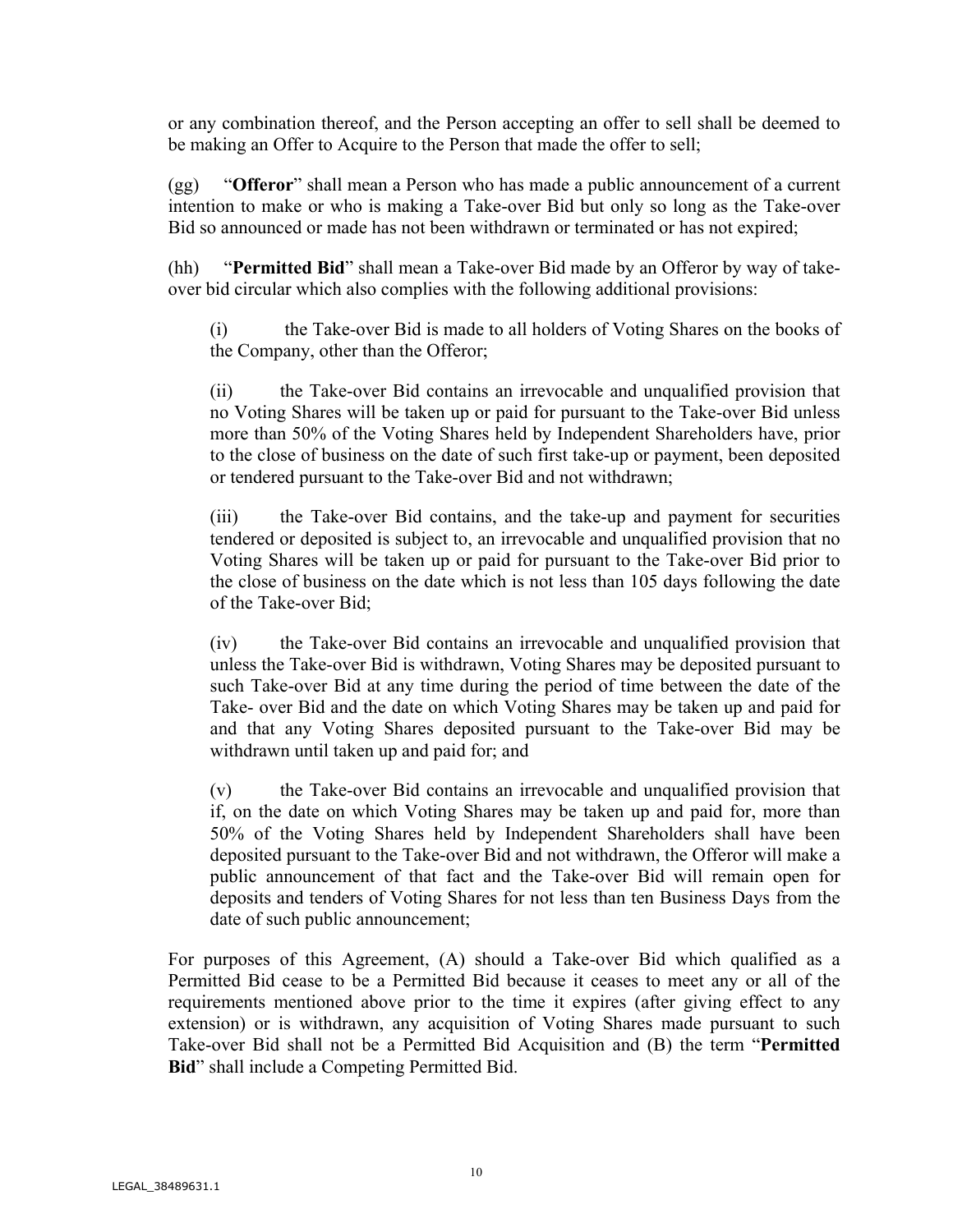or any combination thereof, and the Person accepting an offer to sell shall be deemed to be making an Offer to Acquire to the Person that made the offer to sell;

(gg) "**Offeror**" shall mean a Person who has made a public announcement of a current intention to make or who is making a Take-over Bid but only so long as the Take-over Bid so announced or made has not been withdrawn or terminated or has not expired;

(hh) "**Permitted Bid**" shall mean a Take-over Bid made by an Offeror by way of take-over bid circular which also complies with the following additional provisions:

(i) the Take-over Bid is made to all holders of Voting Shares on the books of the Company, other than the Offeror;

(ii) the Take-over Bid contains an irrevocable and unqualified provision that no Voting Shares will be taken up or paid for pursuant to the Take-over Bid unless more than 50% of the Voting Shares held by Independent Shareholders have, prior to the close of business on the date of such first take-up or payment, been deposited or tendered pursuant to the Take-over Bid and not withdrawn;

(iii) the Take-over Bid contains, and the take-up and payment for securities tendered or deposited is subject to, an irrevocable and unqualified provision that no Voting Shares will be taken up or paid for pursuant to the Take-over Bid prior to the close of business on the date which is not less than 105 days following the date of the Take-over Bid;

(iv) the Take-over Bid contains an irrevocable and unqualified provision that unless the Take-over Bid is withdrawn, Voting Shares may be deposited pursuant to such Take-over Bid at any time during the period of time between the date of the Take- over Bid and the date on which Voting Shares may be taken up and paid for and that any Voting Shares deposited pursuant to the Take-over Bid may be withdrawn until taken up and paid for; and

(v) the Take-over Bid contains an irrevocable and unqualified provision that if, on the date on which Voting Shares may be taken up and paid for, more than 50% of the Voting Shares held by Independent Shareholders shall have been deposited pursuant to the Take-over Bid and not withdrawn, the Offeror will make a public announcement of that fact and the Take-over Bid will remain open for deposits and tenders of Voting Shares for not less than ten Business Days from the date of such public announcement;

For purposes of this Agreement, (A) should a Take-over Bid which qualified as a Permitted Bid cease to be a Permitted Bid because it ceases to meet any or all of the requirements mentioned above prior to the time it expires (after giving effect to any extension) or is withdrawn, any acquisition of Voting Shares made pursuant to such Take-over Bid shall not be a Permitted Bid Acquisition and (B) the term "**Permitted Bid**" shall include a Competing Permitted Bid.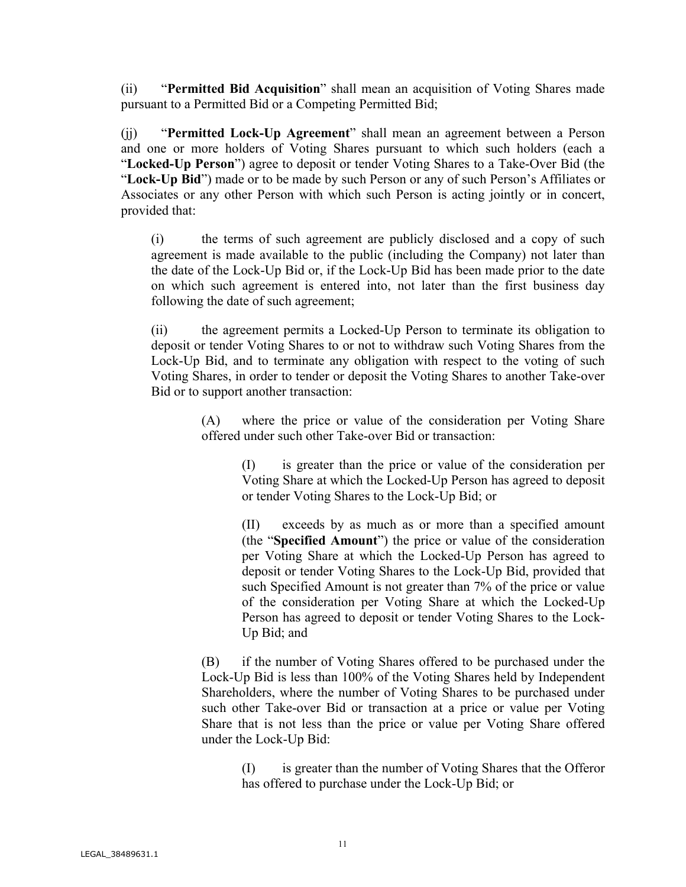(ii) "**Permitted Bid Acquisition**" shall mean an acquisition of Voting Shares made pursuant to a Permitted Bid or a Competing Permitted Bid;

(jj) "**Permitted Lock-Up Agreement**" shall mean an agreement between a Person and one or more holders of Voting Shares pursuant to which such holders (each a "**Locked-Up Person**") agree to deposit or tender Voting Shares to a Take-Over Bid (the "**Lock-Up Bid**") made or to be made by such Person or any of such Person's Affiliates or Associates or any other Person with which such Person is acting jointly or in concert, provided that:

> (i) the terms of such agreement are publicly disclosed and a copy of such agreement is made available to the public (including the Company) not later than the date of the Lock-Up Bid or, if the Lock-Up Bid has been made prior to the date on which such agreement is entered into, not later than the first business day following the date of such agreement;
>
> (ii) the agreement permits a Locked-Up Person to terminate its obligation to deposit or tender Voting Shares to or not to withdraw such Voting Shares from the Lock-Up Bid, and to terminate any obligation with respect to the voting of such Voting Shares, in order to tender or deposit the Voting Shares to another Take-over Bid or to support another transaction:
>
> > (A) where the price or value of the consideration per Voting Share offered under such other Take-over Bid or transaction:
> >
> > > (I) is greater than the price or value of the consideration per Voting Share at which the Locked-Up Person has agreed to deposit or tender Voting Shares to the Lock-Up Bid; or
> > >
> > > (II) exceeds by as much as or more than a specified amount (the "**Specified Amount**") the price or value of the consideration per Voting Share at which the Locked-Up Person has agreed to deposit or tender Voting Shares to the Lock-Up Bid, provided that such Specified Amount is not greater than 7% of the price or value of the consideration per Voting Share at which the Locked-Up Person has agreed to deposit or tender Voting Shares to the Lock-Up Bid; and
> >
> > (B) if the number of Voting Shares offered to be purchased under the Lock-Up Bid is less than 100% of the Voting Shares held by Independent Shareholders, where the number of Voting Shares to be purchased under such other Take-over Bid or transaction at a price or value per Voting Share that is not less than the price or value per Voting Share offered under the Lock-Up Bid:
> >
> > > (I) is greater than the number of Voting Shares that the Offeror has offered to purchase under the Lock-Up Bid; or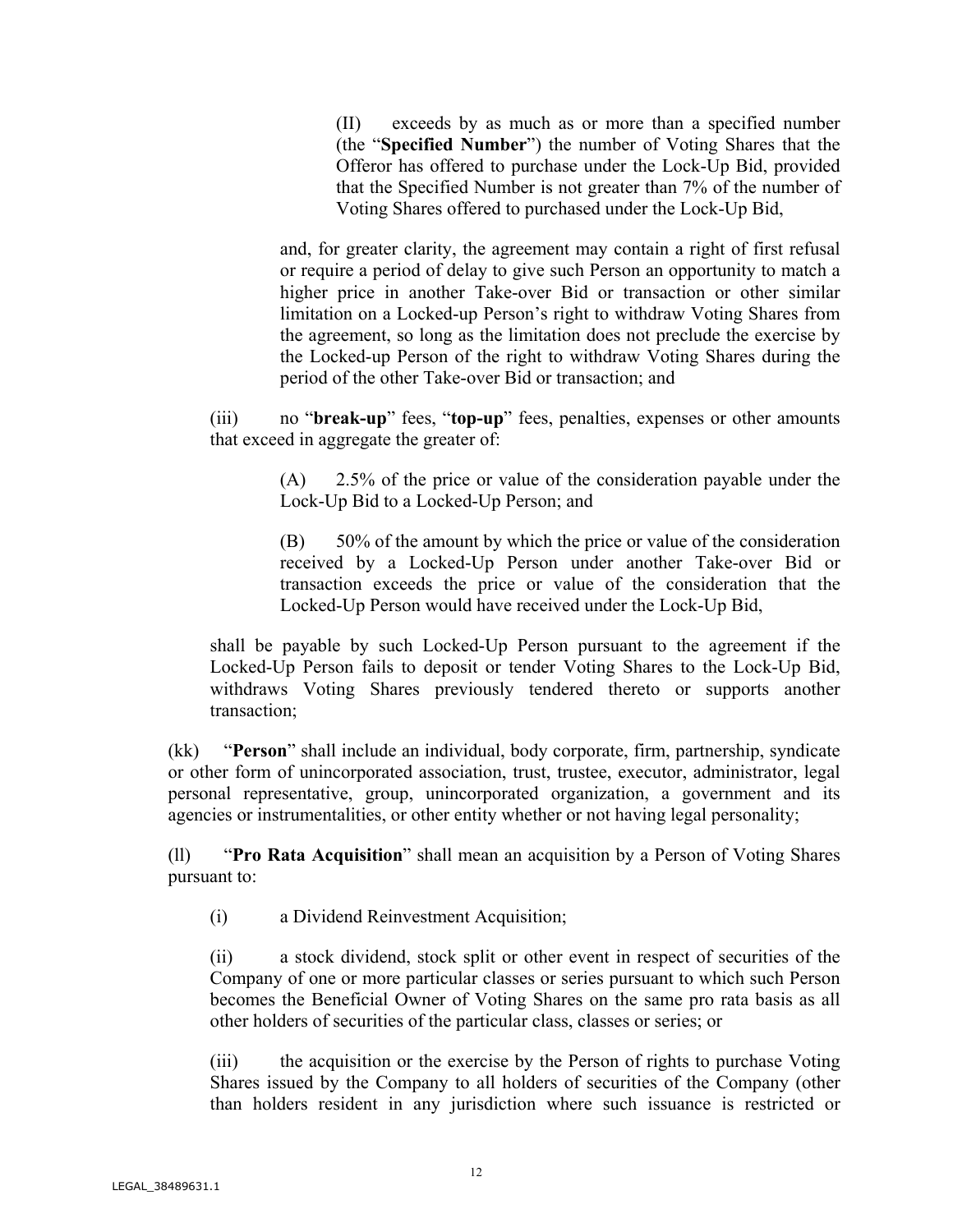(II) exceeds by as much as or more than a specified number (the "**Specified Number**") the number of Voting Shares that the Offeror has offered to purchase under the Lock-Up Bid, provided that the Specified Number is not greater than 7% of the number of Voting Shares offered to purchased under the Lock-Up Bid,

and, for greater clarity, the agreement may contain a right of first refusal or require a period of delay to give such Person an opportunity to match a higher price in another Take-over Bid or transaction or other similar limitation on a Locked-up Person's right to withdraw Voting Shares from the agreement, so long as the limitation does not preclude the exercise by the Locked-up Person of the right to withdraw Voting Shares during the period of the other Take-over Bid or transaction; and

(iii) no "**break-up**" fees, "**top-up**" fees, penalties, expenses or other amounts that exceed in aggregate the greater of:

(A) 2.5% of the price or value of the consideration payable under the Lock-Up Bid to a Locked-Up Person; and

(B) 50% of the amount by which the price or value of the consideration received by a Locked-Up Person under another Take-over Bid or transaction exceeds the price or value of the consideration that the Locked-Up Person would have received under the Lock-Up Bid,

shall be payable by such Locked-Up Person pursuant to the agreement if the Locked-Up Person fails to deposit or tender Voting Shares to the Lock-Up Bid, withdraws Voting Shares previously tendered thereto or supports another transaction;

(kk) "**Person**" shall include an individual, body corporate, firm, partnership, syndicate or other form of unincorporated association, trust, trustee, executor, administrator, legal personal representative, group, unincorporated organization, a government and its agencies or instrumentalities, or other entity whether or not having legal personality;

(ll) "**Pro Rata Acquisition**" shall mean an acquisition by a Person of Voting Shares pursuant to:

(i) a Dividend Reinvestment Acquisition;

(ii) a stock dividend, stock split or other event in respect of securities of the Company of one or more particular classes or series pursuant to which such Person becomes the Beneficial Owner of Voting Shares on the same pro rata basis as all other holders of securities of the particular class, classes or series; or

(iii) the acquisition or the exercise by the Person of rights to purchase Voting Shares issued by the Company to all holders of securities of the Company (other than holders resident in any jurisdiction where such issuance is restricted or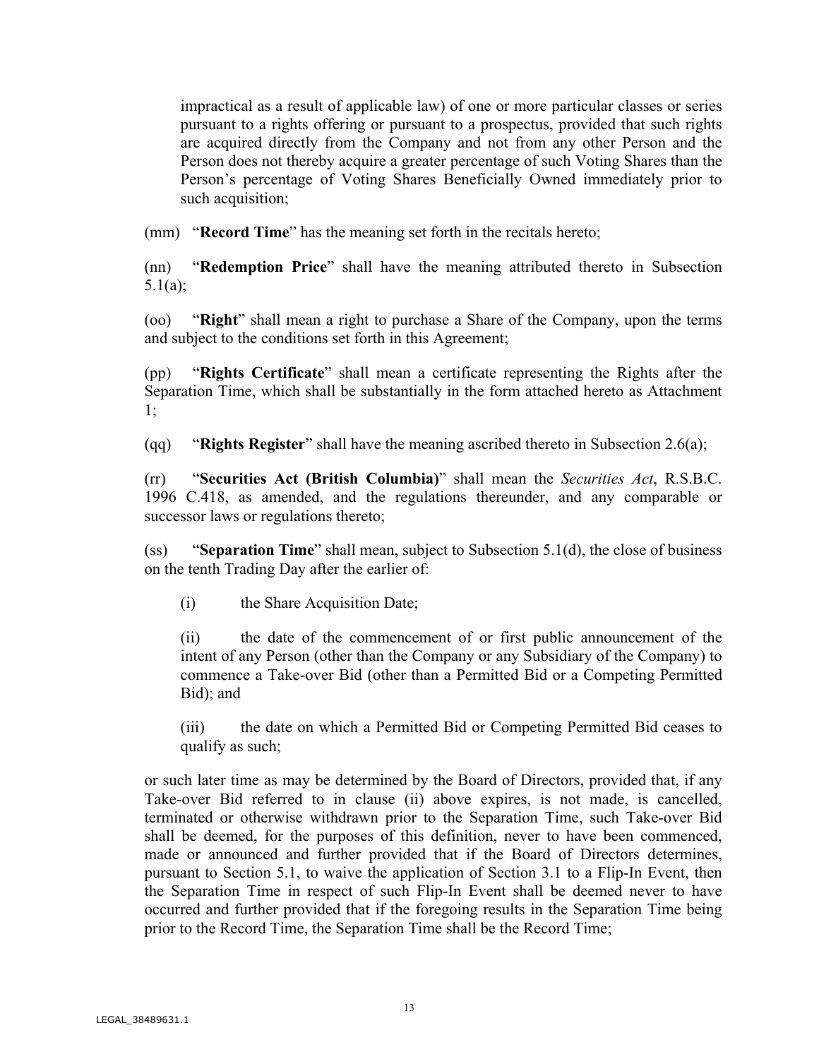impractical as a result of applicable law) of one or more particular classes or series pursuant to a rights offering or pursuant to a prospectus, provided that such rights are acquired directly from the Company and not from any other Person and the Person does not thereby acquire a greater percentage of such Voting Shares than the Person's percentage of Voting Shares Beneficially Owned immediately prior to such acquisition;

(mm) "**Record Time**" has the meaning set forth in the recitals hereto;

(nn) "**Redemption Price**" shall have the meaning attributed thereto in Subsection 5.1(a);

(oo) "**Right**" shall mean a right to purchase a Share of the Company, upon the terms and subject to the conditions set forth in this Agreement;

(pp) "**Rights Certificate**" shall mean a certificate representing the Rights after the Separation Time, which shall be substantially in the form attached hereto as Attachment 1;

(qq) "**Rights Register**" shall have the meaning ascribed thereto in Subsection 2.6(a);

(rr) "**Securities Act (British Columbia)**" shall mean the *Securities Act*, R.S.B.C. 1996 C.418, as amended, and the regulations thereunder, and any comparable or successor laws or regulations thereto;

(ss) "**Separation Time**" shall mean, subject to Subsection 5.1(d), the close of business on the tenth Trading Day after the earlier of:

(i) the Share Acquisition Date;

(ii) the date of the commencement of or first public announcement of the intent of any Person (other than the Company or any Subsidiary of the Company) to commence a Take-over Bid (other than a Permitted Bid or a Competing Permitted Bid); and

(iii) the date on which a Permitted Bid or Competing Permitted Bid ceases to qualify as such;

or such later time as may be determined by the Board of Directors, provided that, if any Take-over Bid referred to in clause (ii) above expires, is not made, is cancelled, terminated or otherwise withdrawn prior to the Separation Time, such Take-over Bid shall be deemed, for the purposes of this definition, never to have been commenced, made or announced and further provided that if the Board of Directors determines, pursuant to Section 5.1, to waive the application of Section 3.1 to a Flip-In Event, then the Separation Time in respect of such Flip-In Event shall be deemed never to have occurred and further provided that if the foregoing results in the Separation Time being prior to the Record Time, the Separation Time shall be the Record Time;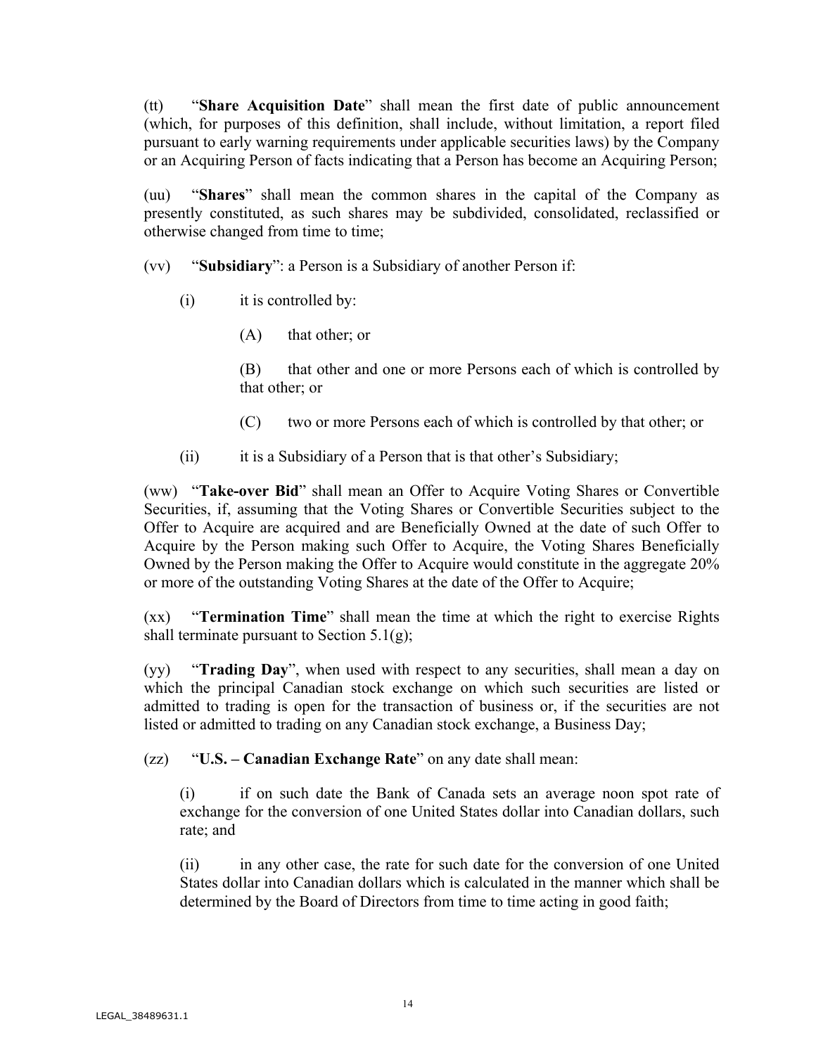(tt) "**Share Acquisition Date**" shall mean the first date of public announcement (which, for purposes of this definition, shall include, without limitation, a report filed pursuant to early warning requirements under applicable securities laws) by the Company or an Acquiring Person of facts indicating that a Person has become an Acquiring Person;

(uu) "**Shares**" shall mean the common shares in the capital of the Company as presently constituted, as such shares may be subdivided, consolidated, reclassified or otherwise changed from time to time;

(vv) "**Subsidiary**": a Person is a Subsidiary of another Person if:

- (i) it is controlled by:
  - (A) that other; or
  - (B) that other and one or more Persons each of which is controlled by that other; or
  - (C) two or more Persons each of which is controlled by that other; or
- (ii) it is a Subsidiary of a Person that is that other's Subsidiary;

(ww) "**Take-over Bid**" shall mean an Offer to Acquire Voting Shares or Convertible Securities, if, assuming that the Voting Shares or Convertible Securities subject to the Offer to Acquire are acquired and are Beneficially Owned at the date of such Offer to Acquire by the Person making such Offer to Acquire, the Voting Shares Beneficially Owned by the Person making the Offer to Acquire would constitute in the aggregate 20% or more of the outstanding Voting Shares at the date of the Offer to Acquire;

(xx) "**Termination Time**" shall mean the time at which the right to exercise Rights shall terminate pursuant to Section 5.1(g);

(yy) "**Trading Day**", when used with respect to any securities, shall mean a day on which the principal Canadian stock exchange on which such securities are listed or admitted to trading is open for the transaction of business or, if the securities are not listed or admitted to trading on any Canadian stock exchange, a Business Day;

(zz) "**U.S. – Canadian Exchange Rate**" on any date shall mean:

(i) if on such date the Bank of Canada sets an average noon spot rate of exchange for the conversion of one United States dollar into Canadian dollars, such rate; and

(ii) in any other case, the rate for such date for the conversion of one United States dollar into Canadian dollars which is calculated in the manner which shall be determined by the Board of Directors from time to time acting in good faith;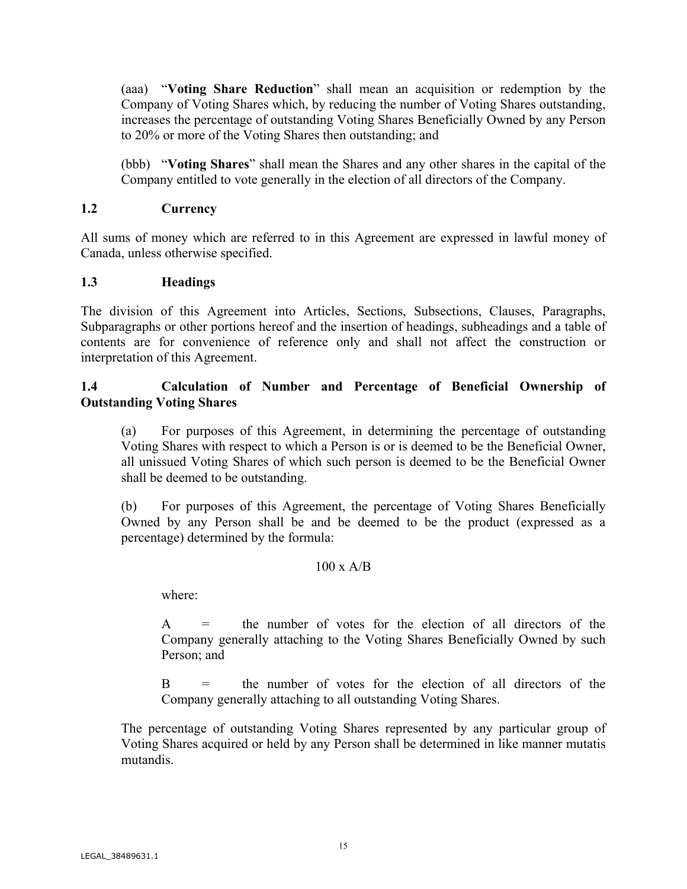(aaa) "**Voting Share Reduction**" shall mean an acquisition or redemption by the Company of Voting Shares which, by reducing the number of Voting Shares outstanding, increases the percentage of outstanding Voting Shares Beneficially Owned by any Person to 20% or more of the Voting Shares then outstanding; and

(bbb) "**Voting Shares**" shall mean the Shares and any other shares in the capital of the Company entitled to vote generally in the election of all directors of the Company.

## 1.2 Currency

All sums of money which are referred to in this Agreement are expressed in lawful money of Canada, unless otherwise specified.

## 1.3 Headings

The division of this Agreement into Articles, Sections, Subsections, Clauses, Paragraphs, Subparagraphs or other portions hereof and the insertion of headings, subheadings and a table of contents are for convenience of reference only and shall not affect the construction or interpretation of this Agreement.

## 1.4 Calculation of Number and Percentage of Beneficial Ownership of Outstanding Voting Shares

(a) For purposes of this Agreement, in determining the percentage of outstanding Voting Shares with respect to which a Person is or is deemed to be the Beneficial Owner, all unissued Voting Shares of which such person is deemed to be the Beneficial Owner shall be deemed to be outstanding.

(b) For purposes of this Agreement, the percentage of Voting Shares Beneficially Owned by any Person shall be and be deemed to be the product (expressed as a percentage) determined by the formula:

$$100 \times A/B$$

where:

A = the number of votes for the election of all directors of the Company generally attaching to the Voting Shares Beneficially Owned by such Person; and

B = the number of votes for the election of all directors of the Company generally attaching to all outstanding Voting Shares.

The percentage of outstanding Voting Shares represented by any particular group of Voting Shares acquired or held by any Person shall be determined in like manner mutatis mutandis.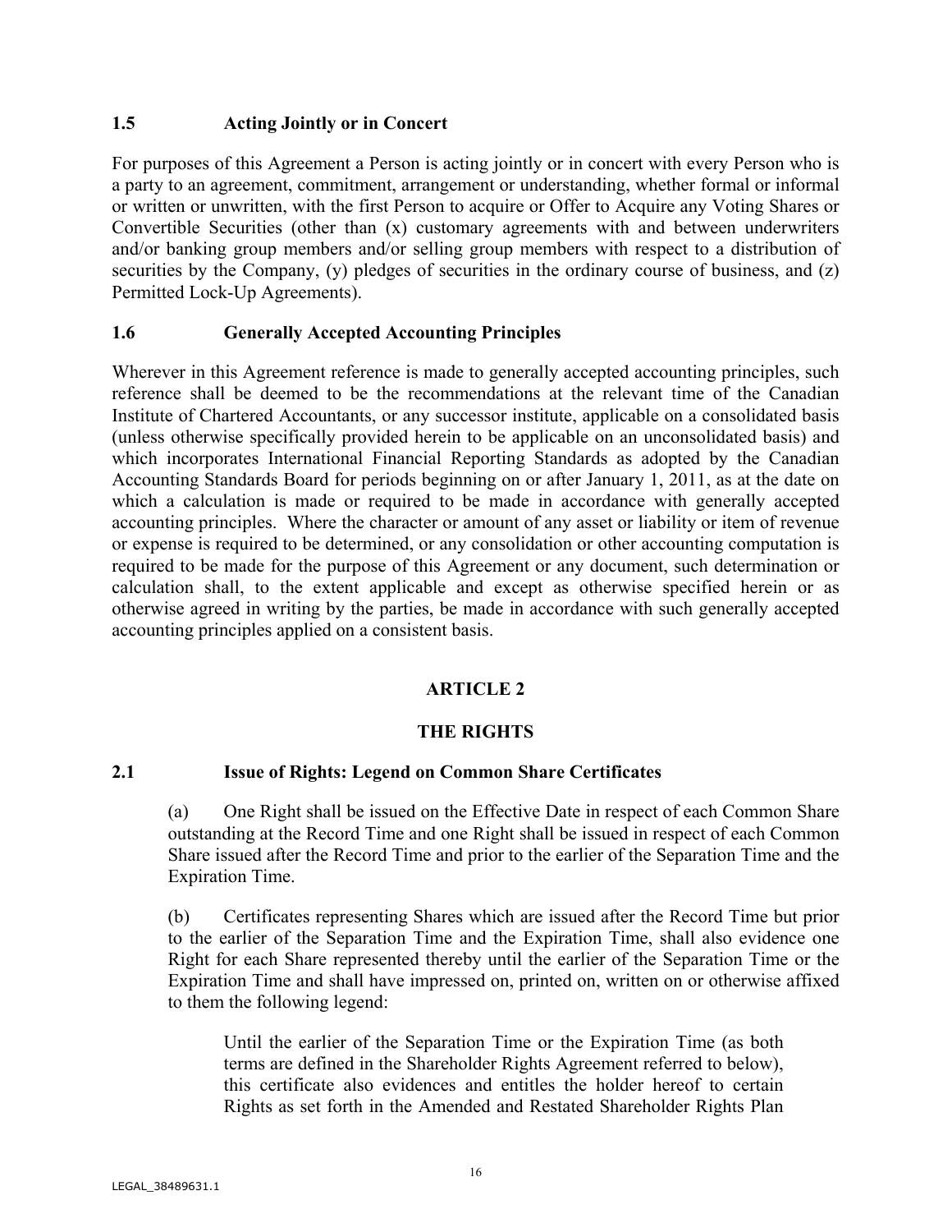### 1.5 Acting Jointly or in Concert

For purposes of this Agreement a Person is acting jointly or in concert with every Person who is a party to an agreement, commitment, arrangement or understanding, whether formal or informal or written or unwritten, with the first Person to acquire or Offer to Acquire any Voting Shares or Convertible Securities (other than (x) customary agreements with and between underwriters and/or banking group members and/or selling group members with respect to a distribution of securities by the Company, (y) pledges of securities in the ordinary course of business, and (z) Permitted Lock-Up Agreements).

### 1.6 Generally Accepted Accounting Principles

Wherever in this Agreement reference is made to generally accepted accounting principles, such reference shall be deemed to be the recommendations at the relevant time of the Canadian Institute of Chartered Accountants, or any successor institute, applicable on a consolidated basis (unless otherwise specifically provided herein to be applicable on an unconsolidated basis) and which incorporates International Financial Reporting Standards as adopted by the Canadian Accounting Standards Board for periods beginning on or after January 1, 2011, as at the date on which a calculation is made or required to be made in accordance with generally accepted accounting principles. Where the character or amount of any asset or liability or item of revenue or expense is required to be determined, or any consolidation or other accounting computation is required to be made for the purpose of this Agreement or any document, such determination or calculation shall, to the extent applicable and except as otherwise specified herein or as otherwise agreed in writing by the parties, be made in accordance with such generally accepted accounting principles applied on a consistent basis.

## ARTICLE 2

## THE RIGHTS

### 2.1 Issue of Rights: Legend on Common Share Certificates

(a) One Right shall be issued on the Effective Date in respect of each Common Share outstanding at the Record Time and one Right shall be issued in respect of each Common Share issued after the Record Time and prior to the earlier of the Separation Time and the Expiration Time.

(b) Certificates representing Shares which are issued after the Record Time but prior to the earlier of the Separation Time and the Expiration Time, shall also evidence one Right for each Share represented thereby until the earlier of the Separation Time or the Expiration Time and shall have impressed on, printed on, written on or otherwise affixed to them the following legend:

> Until the earlier of the Separation Time or the Expiration Time (as both terms are defined in the Shareholder Rights Agreement referred to below), this certificate also evidences and entitles the holder hereof to certain Rights as set forth in the Amended and Restated Shareholder Rights Plan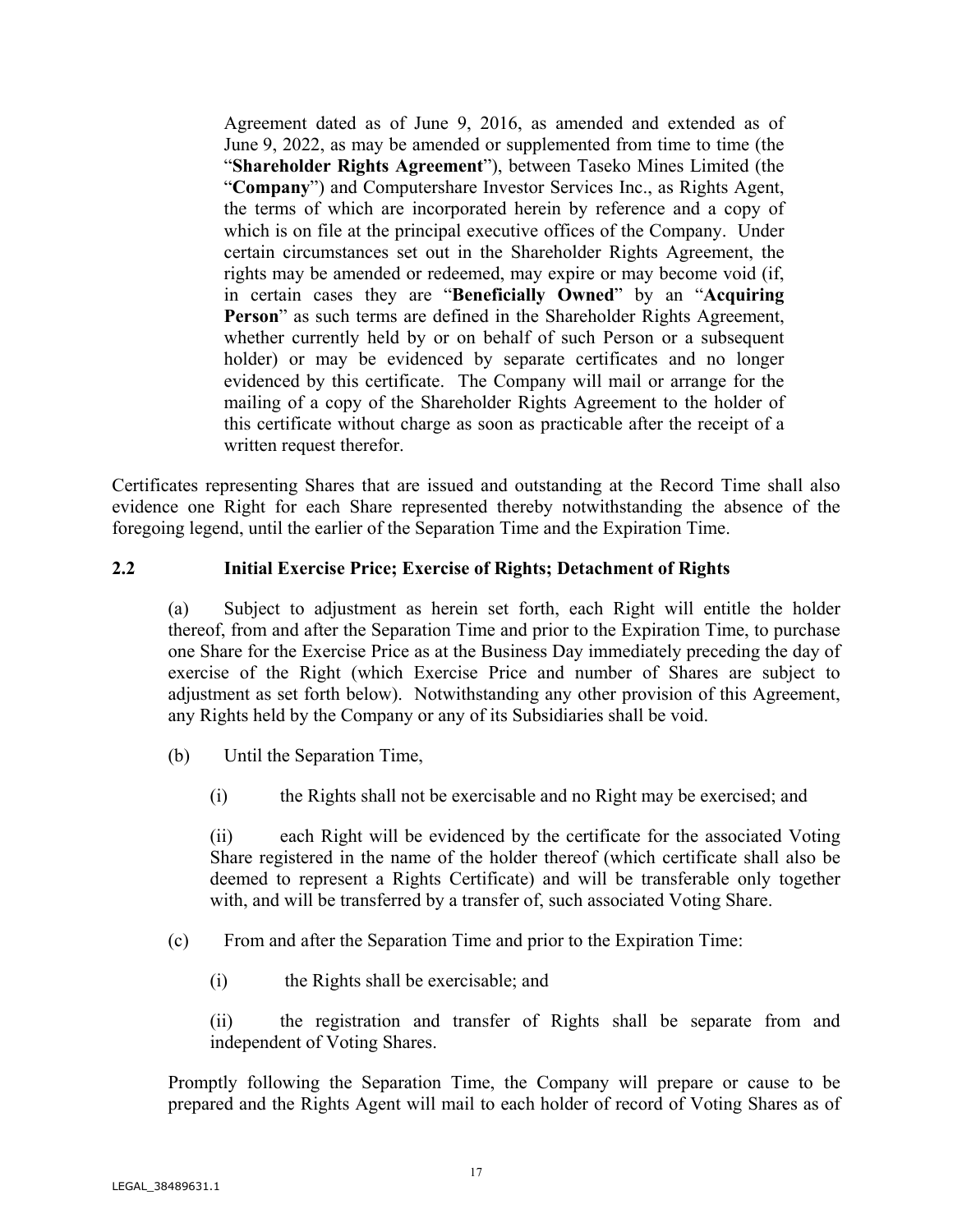Agreement dated as of June 9, 2016, as amended and extended as of June 9, 2022, as may be amended or supplemented from time to time (the "**Shareholder Rights Agreement**"), between Taseko Mines Limited (the "**Company**") and Computershare Investor Services Inc., as Rights Agent, the terms of which are incorporated herein by reference and a copy of which is on file at the principal executive offices of the Company. Under certain circumstances set out in the Shareholder Rights Agreement, the rights may be amended or redeemed, may expire or may become void (if, in certain cases they are "**Beneficially Owned**" by an "**Acquiring Person**" as such terms are defined in the Shareholder Rights Agreement, whether currently held by or on behalf of such Person or a subsequent holder) or may be evidenced by separate certificates and no longer evidenced by this certificate. The Company will mail or arrange for the mailing of a copy of the Shareholder Rights Agreement to the holder of this certificate without charge as soon as practicable after the receipt of a written request therefor.

Certificates representing Shares that are issued and outstanding at the Record Time shall also evidence one Right for each Share represented thereby notwithstanding the absence of the foregoing legend, until the earlier of the Separation Time and the Expiration Time.

### 2.2 Initial Exercise Price; Exercise of Rights; Detachment of Rights

(a) Subject to adjustment as herein set forth, each Right will entitle the holder thereof, from and after the Separation Time and prior to the Expiration Time, to purchase one Share for the Exercise Price as at the Business Day immediately preceding the day of exercise of the Right (which Exercise Price and number of Shares are subject to adjustment as set forth below). Notwithstanding any other provision of this Agreement, any Rights held by the Company or any of its Subsidiaries shall be void.

(b) Until the Separation Time,

(i) the Rights shall not be exercisable and no Right may be exercised; and

(ii) each Right will be evidenced by the certificate for the associated Voting Share registered in the name of the holder thereof (which certificate shall also be deemed to represent a Rights Certificate) and will be transferable only together with, and will be transferred by a transfer of, such associated Voting Share.

(c) From and after the Separation Time and prior to the Expiration Time:

(i) the Rights shall be exercisable; and

(ii) the registration and transfer of Rights shall be separate from and independent of Voting Shares.

Promptly following the Separation Time, the Company will prepare or cause to be prepared and the Rights Agent will mail to each holder of record of Voting Shares as of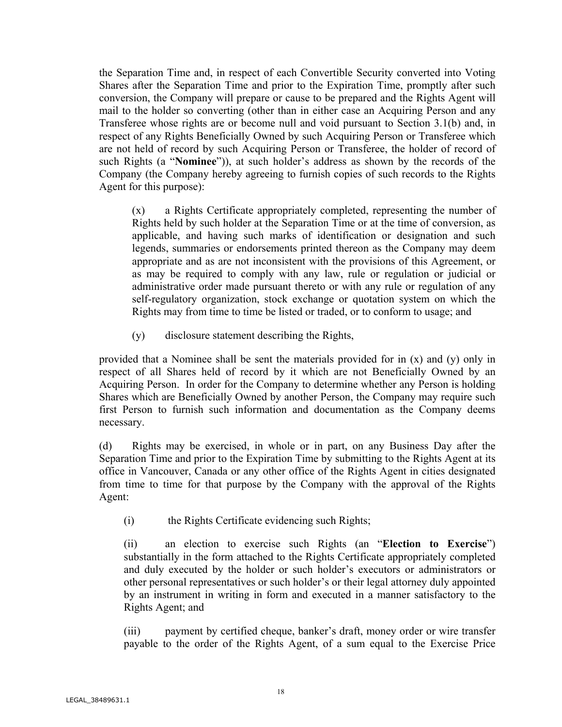the Separation Time and, in respect of each Convertible Security converted into Voting Shares after the Separation Time and prior to the Expiration Time, promptly after such conversion, the Company will prepare or cause to be prepared and the Rights Agent will mail to the holder so converting (other than in either case an Acquiring Person and any Transferee whose rights are or become null and void pursuant to Section 3.1(b) and, in respect of any Rights Beneficially Owned by such Acquiring Person or Transferee which are not held of record by such Acquiring Person or Transferee, the holder of record of such Rights (a "**Nominee**")), at such holder's address as shown by the records of the Company (the Company hereby agreeing to furnish copies of such records to the Rights Agent for this purpose):

> (x) a Rights Certificate appropriately completed, representing the number of Rights held by such holder at the Separation Time or at the time of conversion, as applicable, and having such marks of identification or designation and such legends, summaries or endorsements printed thereon as the Company may deem appropriate and as are not inconsistent with the provisions of this Agreement, or as may be required to comply with any law, rule or regulation or judicial or administrative order made pursuant thereto or with any rule or regulation of any self-regulatory organization, stock exchange or quotation system on which the Rights may from time to time be listed or traded, or to conform to usage; and
>
> (y) disclosure statement describing the Rights,

provided that a Nominee shall be sent the materials provided for in (x) and (y) only in respect of all Shares held of record by it which are not Beneficially Owned by an Acquiring Person. In order for the Company to determine whether any Person is holding Shares which are Beneficially Owned by another Person, the Company may require such first Person to furnish such information and documentation as the Company deems necessary.

(d) Rights may be exercised, in whole or in part, on any Business Day after the Separation Time and prior to the Expiration Time by submitting to the Rights Agent at its office in Vancouver, Canada or any other office of the Rights Agent in cities designated from time to time for that purpose by the Company with the approval of the Rights Agent:

> (i) the Rights Certificate evidencing such Rights;
>
> (ii) an election to exercise such Rights (an "**Election to Exercise**") substantially in the form attached to the Rights Certificate appropriately completed and duly executed by the holder or such holder's executors or administrators or other personal representatives or such holder's or their legal attorney duly appointed by an instrument in writing in form and executed in a manner satisfactory to the Rights Agent; and
>
> (iii) payment by certified cheque, banker's draft, money order or wire transfer payable to the order of the Rights Agent, of a sum equal to the Exercise Price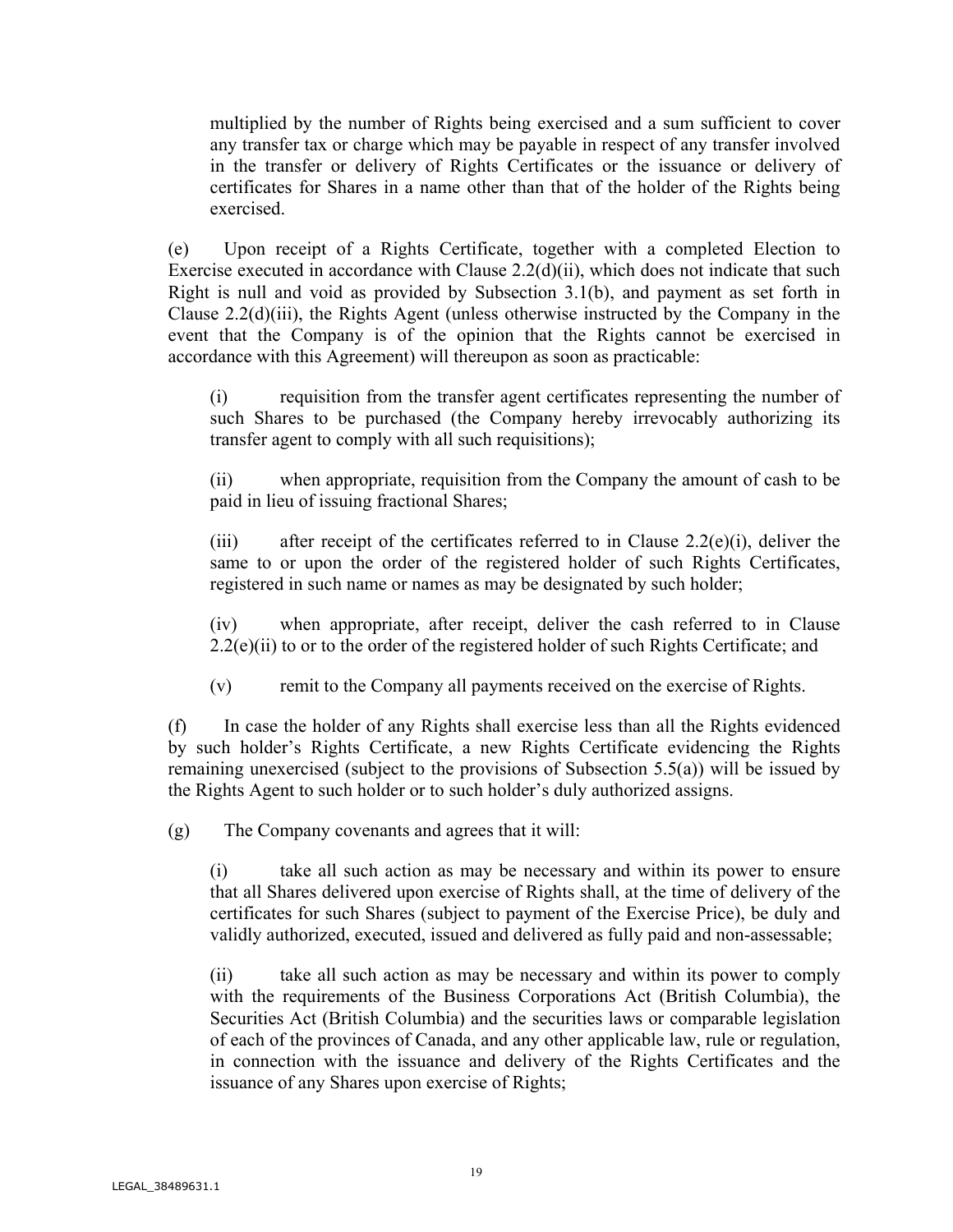multiplied by the number of Rights being exercised and a sum sufficient to cover any transfer tax or charge which may be payable in respect of any transfer involved in the transfer or delivery of Rights Certificates or the issuance or delivery of certificates for Shares in a name other than that of the holder of the Rights being exercised.

(e) Upon receipt of a Rights Certificate, together with a completed Election to Exercise executed in accordance with Clause 2.2(d)(ii), which does not indicate that such Right is null and void as provided by Subsection 3.1(b), and payment as set forth in Clause 2.2(d)(iii), the Rights Agent (unless otherwise instructed by the Company in the event that the Company is of the opinion that the Rights cannot be exercised in accordance with this Agreement) will thereupon as soon as practicable:

(i) requisition from the transfer agent certificates representing the number of such Shares to be purchased (the Company hereby irrevocably authorizing its transfer agent to comply with all such requisitions);

(ii) when appropriate, requisition from the Company the amount of cash to be paid in lieu of issuing fractional Shares;

(iii) after receipt of the certificates referred to in Clause 2.2(e)(i), deliver the same to or upon the order of the registered holder of such Rights Certificates, registered in such name or names as may be designated by such holder;

(iv) when appropriate, after receipt, deliver the cash referred to in Clause 2.2(e)(ii) to or to the order of the registered holder of such Rights Certificate; and

(v) remit to the Company all payments received on the exercise of Rights.

(f) In case the holder of any Rights shall exercise less than all the Rights evidenced by such holder's Rights Certificate, a new Rights Certificate evidencing the Rights remaining unexercised (subject to the provisions of Subsection 5.5(a)) will be issued by the Rights Agent to such holder or to such holder's duly authorized assigns.

(g) The Company covenants and agrees that it will:

(i) take all such action as may be necessary and within its power to ensure that all Shares delivered upon exercise of Rights shall, at the time of delivery of the certificates for such Shares (subject to payment of the Exercise Price), be duly and validly authorized, executed, issued and delivered as fully paid and non-assessable;

(ii) take all such action as may be necessary and within its power to comply with the requirements of the Business Corporations Act (British Columbia), the Securities Act (British Columbia) and the securities laws or comparable legislation of each of the provinces of Canada, and any other applicable law, rule or regulation, in connection with the issuance and delivery of the Rights Certificates and the issuance of any Shares upon exercise of Rights;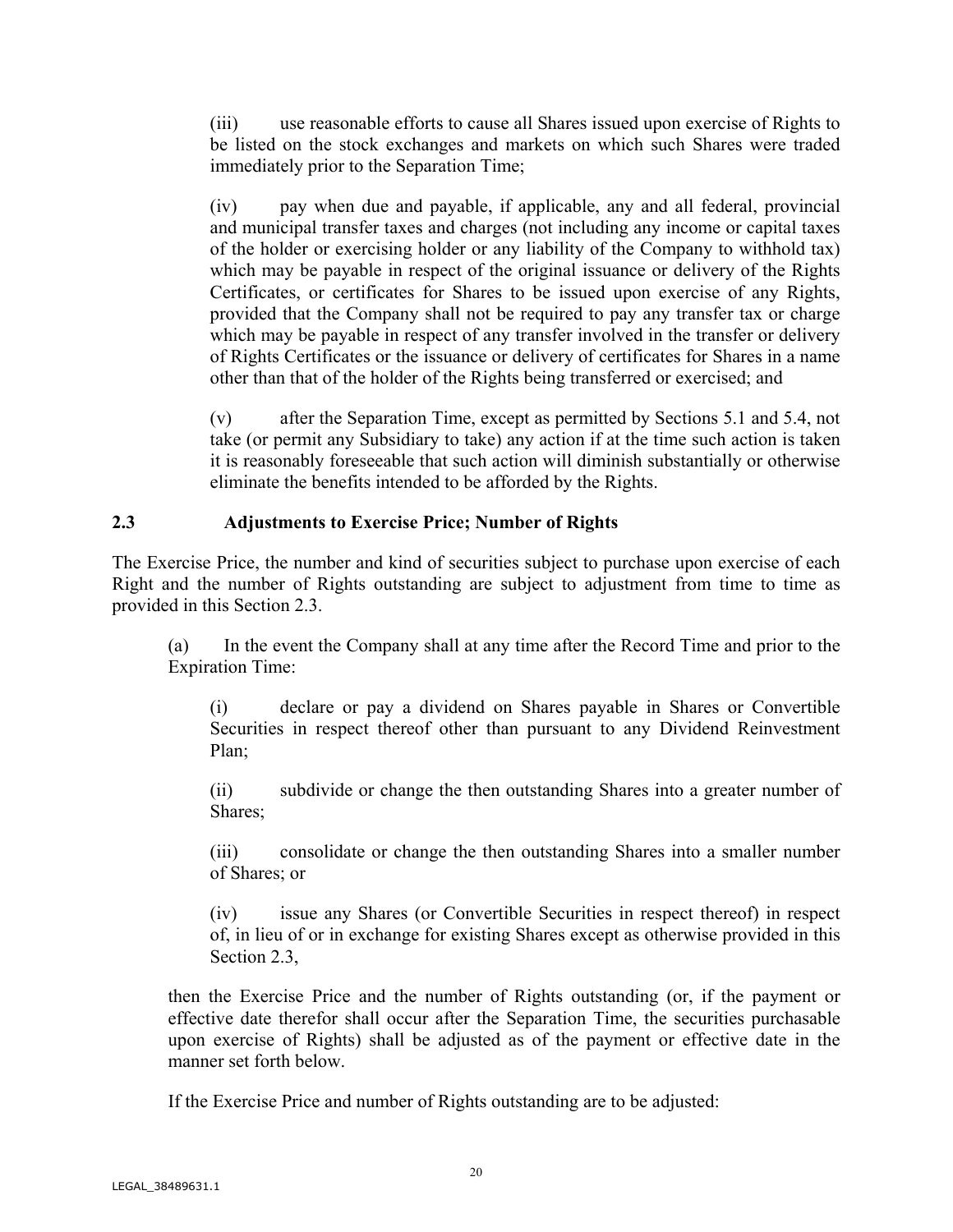(iii) use reasonable efforts to cause all Shares issued upon exercise of Rights to be listed on the stock exchanges and markets on which such Shares were traded immediately prior to the Separation Time;

(iv) pay when due and payable, if applicable, any and all federal, provincial and municipal transfer taxes and charges (not including any income or capital taxes of the holder or exercising holder or any liability of the Company to withhold tax) which may be payable in respect of the original issuance or delivery of the Rights Certificates, or certificates for Shares to be issued upon exercise of any Rights, provided that the Company shall not be required to pay any transfer tax or charge which may be payable in respect of any transfer involved in the transfer or delivery of Rights Certificates or the issuance or delivery of certificates for Shares in a name other than that of the holder of the Rights being transferred or exercised; and

(v) after the Separation Time, except as permitted by Sections 5.1 and 5.4, not take (or permit any Subsidiary to take) any action if at the time such action is taken it is reasonably foreseeable that such action will diminish substantially or otherwise eliminate the benefits intended to be afforded by the Rights.

### 2.3 Adjustments to Exercise Price; Number of Rights

The Exercise Price, the number and kind of securities subject to purchase upon exercise of each Right and the number of Rights outstanding are subject to adjustment from time to time as provided in this Section 2.3.

(a) In the event the Company shall at any time after the Record Time and prior to the Expiration Time:

(i) declare or pay a dividend on Shares payable in Shares or Convertible Securities in respect thereof other than pursuant to any Dividend Reinvestment Plan;

(ii) subdivide or change the then outstanding Shares into a greater number of Shares;

(iii) consolidate or change the then outstanding Shares into a smaller number of Shares; or

(iv) issue any Shares (or Convertible Securities in respect thereof) in respect of, in lieu of or in exchange for existing Shares except as otherwise provided in this Section 2.3,

then the Exercise Price and the number of Rights outstanding (or, if the payment or effective date therefor shall occur after the Separation Time, the securities purchasable upon exercise of Rights) shall be adjusted as of the payment or effective date in the manner set forth below.

If the Exercise Price and number of Rights outstanding are to be adjusted: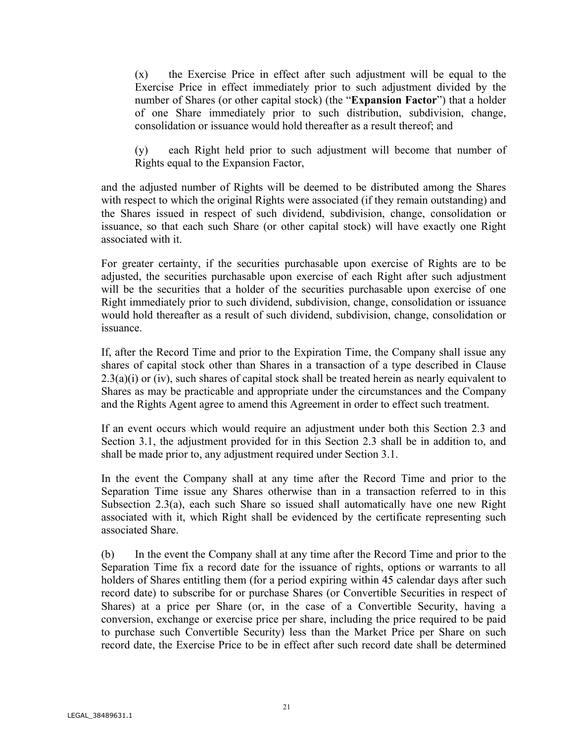(x) the Exercise Price in effect after such adjustment will be equal to the Exercise Price in effect immediately prior to such adjustment divided by the number of Shares (or other capital stock) (the "**Expansion Factor**") that a holder of one Share immediately prior to such distribution, subdivision, change, consolidation or issuance would hold thereafter as a result thereof; and

(y) each Right held prior to such adjustment will become that number of Rights equal to the Expansion Factor,

and the adjusted number of Rights will be deemed to be distributed among the Shares with respect to which the original Rights were associated (if they remain outstanding) and the Shares issued in respect of such dividend, subdivision, change, consolidation or issuance, so that each such Share (or other capital stock) will have exactly one Right associated with it.

For greater certainty, if the securities purchasable upon exercise of Rights are to be adjusted, the securities purchasable upon exercise of each Right after such adjustment will be the securities that a holder of the securities purchasable upon exercise of one Right immediately prior to such dividend, subdivision, change, consolidation or issuance would hold thereafter as a result of such dividend, subdivision, change, consolidation or issuance.

If, after the Record Time and prior to the Expiration Time, the Company shall issue any shares of capital stock other than Shares in a transaction of a type described in Clause 2.3(a)(i) or (iv), such shares of capital stock shall be treated herein as nearly equivalent to Shares as may be practicable and appropriate under the circumstances and the Company and the Rights Agent agree to amend this Agreement in order to effect such treatment.

If an event occurs which would require an adjustment under both this Section 2.3 and Section 3.1, the adjustment provided for in this Section 2.3 shall be in addition to, and shall be made prior to, any adjustment required under Section 3.1.

In the event the Company shall at any time after the Record Time and prior to the Separation Time issue any Shares otherwise than in a transaction referred to in this Subsection 2.3(a), each such Share so issued shall automatically have one new Right associated with it, which Right shall be evidenced by the certificate representing such associated Share.

(b) In the event the Company shall at any time after the Record Time and prior to the Separation Time fix a record date for the issuance of rights, options or warrants to all holders of Shares entitling them (for a period expiring within 45 calendar days after such record date) to subscribe for or purchase Shares (or Convertible Securities in respect of Shares) at a price per Share (or, in the case of a Convertible Security, having a conversion, exchange or exercise price per share, including the price required to be paid to purchase such Convertible Security) less than the Market Price per Share on such record date, the Exercise Price to be in effect after such record date shall be determined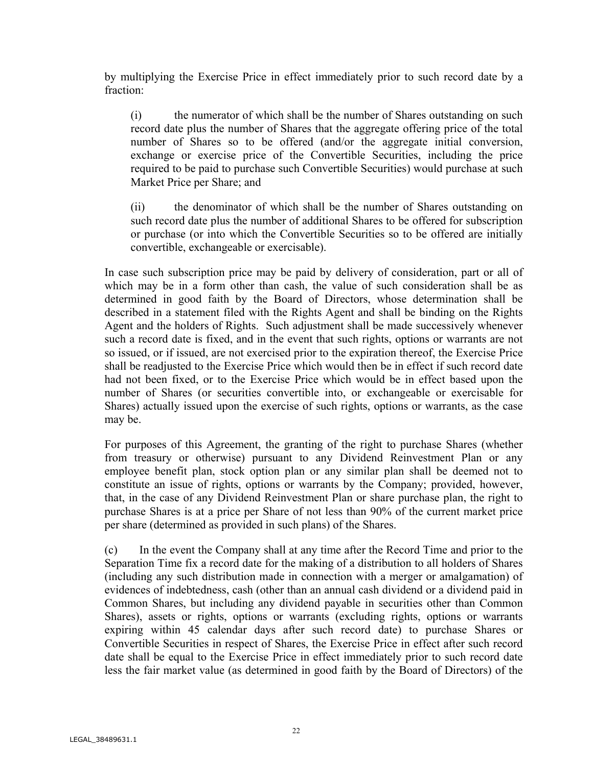by multiplying the Exercise Price in effect immediately prior to such record date by a fraction:

(i) the numerator of which shall be the number of Shares outstanding on such record date plus the number of Shares that the aggregate offering price of the total number of Shares so to be offered (and/or the aggregate initial conversion, exchange or exercise price of the Convertible Securities, including the price required to be paid to purchase such Convertible Securities) would purchase at such Market Price per Share; and

(ii) the denominator of which shall be the number of Shares outstanding on such record date plus the number of additional Shares to be offered for subscription or purchase (or into which the Convertible Securities so to be offered are initially convertible, exchangeable or exercisable).

In case such subscription price may be paid by delivery of consideration, part or all of which may be in a form other than cash, the value of such consideration shall be as determined in good faith by the Board of Directors, whose determination shall be described in a statement filed with the Rights Agent and shall be binding on the Rights Agent and the holders of Rights. Such adjustment shall be made successively whenever such a record date is fixed, and in the event that such rights, options or warrants are not so issued, or if issued, are not exercised prior to the expiration thereof, the Exercise Price shall be readjusted to the Exercise Price which would then be in effect if such record date had not been fixed, or to the Exercise Price which would be in effect based upon the number of Shares (or securities convertible into, or exchangeable or exercisable for Shares) actually issued upon the exercise of such rights, options or warrants, as the case may be.

For purposes of this Agreement, the granting of the right to purchase Shares (whether from treasury or otherwise) pursuant to any Dividend Reinvestment Plan or any employee benefit plan, stock option plan or any similar plan shall be deemed not to constitute an issue of rights, options or warrants by the Company; provided, however, that, in the case of any Dividend Reinvestment Plan or share purchase plan, the right to purchase Shares is at a price per Share of not less than 90% of the current market price per share (determined as provided in such plans) of the Shares.

(c) In the event the Company shall at any time after the Record Time and prior to the Separation Time fix a record date for the making of a distribution to all holders of Shares (including any such distribution made in connection with a merger or amalgamation) of evidences of indebtedness, cash (other than an annual cash dividend or a dividend paid in Common Shares, but including any dividend payable in securities other than Common Shares), assets or rights, options or warrants (excluding rights, options or warrants expiring within 45 calendar days after such record date) to purchase Shares or Convertible Securities in respect of Shares, the Exercise Price in effect after such record date shall be equal to the Exercise Price in effect immediately prior to such record date less the fair market value (as determined in good faith by the Board of Directors) of the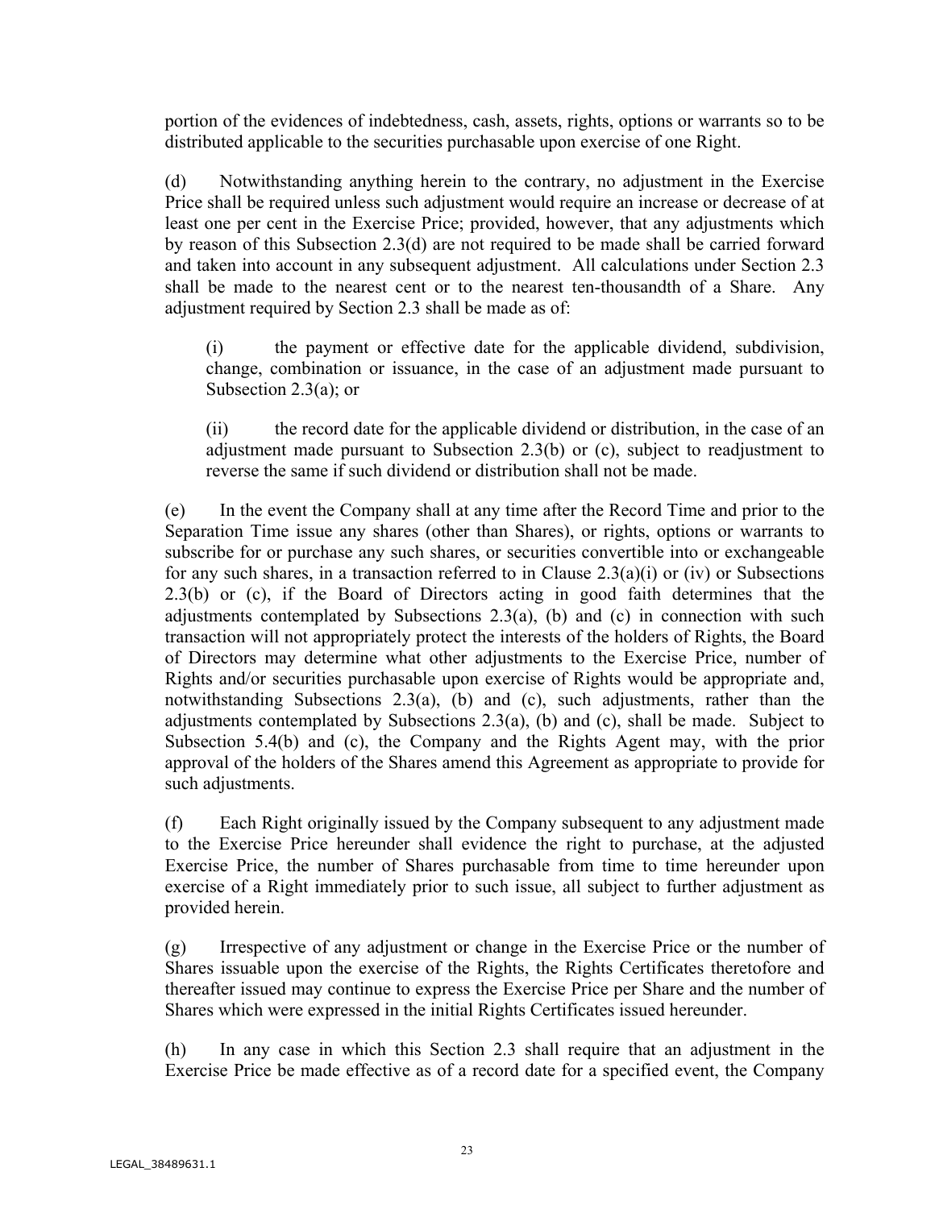portion of the evidences of indebtedness, cash, assets, rights, options or warrants so to be distributed applicable to the securities purchasable upon exercise of one Right.

(d) Notwithstanding anything herein to the contrary, no adjustment in the Exercise Price shall be required unless such adjustment would require an increase or decrease of at least one per cent in the Exercise Price; provided, however, that any adjustments which by reason of this Subsection 2.3(d) are not required to be made shall be carried forward and taken into account in any subsequent adjustment. All calculations under Section 2.3 shall be made to the nearest cent or to the nearest ten-thousandth of a Share. Any adjustment required by Section 2.3 shall be made as of:

> (i) the payment or effective date for the applicable dividend, subdivision, change, combination or issuance, in the case of an adjustment made pursuant to Subsection 2.3(a); or
>
> (ii) the record date for the applicable dividend or distribution, in the case of an adjustment made pursuant to Subsection 2.3(b) or (c), subject to readjustment to reverse the same if such dividend or distribution shall not be made.

(e) In the event the Company shall at any time after the Record Time and prior to the Separation Time issue any shares (other than Shares), or rights, options or warrants to subscribe for or purchase any such shares, or securities convertible into or exchangeable for any such shares, in a transaction referred to in Clause 2.3(a)(i) or (iv) or Subsections 2.3(b) or (c), if the Board of Directors acting in good faith determines that the adjustments contemplated by Subsections 2.3(a), (b) and (c) in connection with such transaction will not appropriately protect the interests of the holders of Rights, the Board of Directors may determine what other adjustments to the Exercise Price, number of Rights and/or securities purchasable upon exercise of Rights would be appropriate and, notwithstanding Subsections 2.3(a), (b) and (c), such adjustments, rather than the adjustments contemplated by Subsections 2.3(a), (b) and (c), shall be made. Subject to Subsection 5.4(b) and (c), the Company and the Rights Agent may, with the prior approval of the holders of the Shares amend this Agreement as appropriate to provide for such adjustments.

(f) Each Right originally issued by the Company subsequent to any adjustment made to the Exercise Price hereunder shall evidence the right to purchase, at the adjusted Exercise Price, the number of Shares purchasable from time to time hereunder upon exercise of a Right immediately prior to such issue, all subject to further adjustment as provided herein.

(g) Irrespective of any adjustment or change in the Exercise Price or the number of Shares issuable upon the exercise of the Rights, the Rights Certificates theretofore and thereafter issued may continue to express the Exercise Price per Share and the number of Shares which were expressed in the initial Rights Certificates issued hereunder.

(h) In any case in which this Section 2.3 shall require that an adjustment in the Exercise Price be made effective as of a record date for a specified event, the Company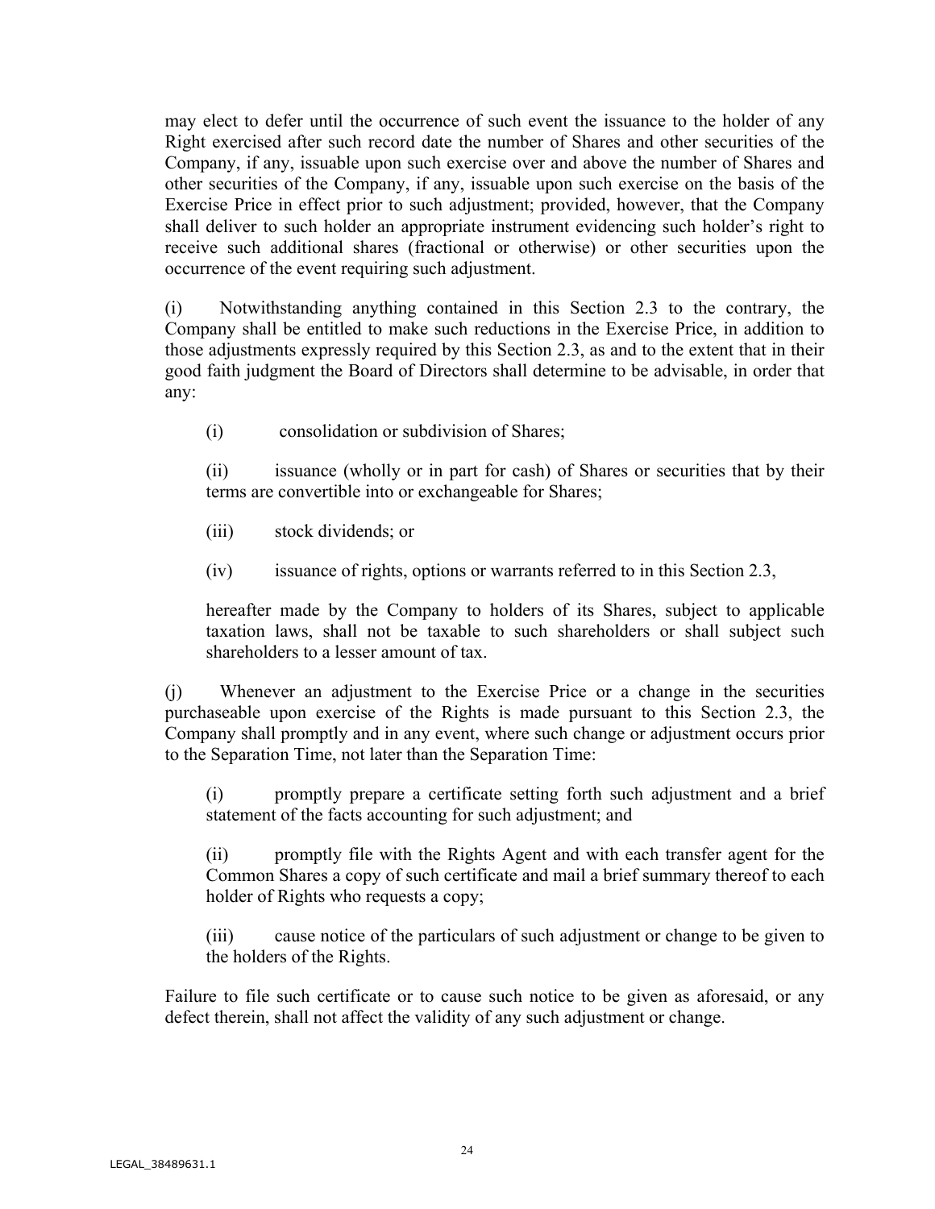may elect to defer until the occurrence of such event the issuance to the holder of any Right exercised after such record date the number of Shares and other securities of the Company, if any, issuable upon such exercise over and above the number of Shares and other securities of the Company, if any, issuable upon such exercise on the basis of the Exercise Price in effect prior to such adjustment; provided, however, that the Company shall deliver to such holder an appropriate instrument evidencing such holder's right to receive such additional shares (fractional or otherwise) or other securities upon the occurrence of the event requiring such adjustment.

(i) Notwithstanding anything contained in this Section 2.3 to the contrary, the Company shall be entitled to make such reductions in the Exercise Price, in addition to those adjustments expressly required by this Section 2.3, as and to the extent that in their good faith judgment the Board of Directors shall determine to be advisable, in order that any:

(i) consolidation or subdivision of Shares;

(ii) issuance (wholly or in part for cash) of Shares or securities that by their terms are convertible into or exchangeable for Shares;

(iii) stock dividends; or

(iv) issuance of rights, options or warrants referred to in this Section 2.3,

hereafter made by the Company to holders of its Shares, subject to applicable taxation laws, shall not be taxable to such shareholders or shall subject such shareholders to a lesser amount of tax.

(j) Whenever an adjustment to the Exercise Price or a change in the securities purchaseable upon exercise of the Rights is made pursuant to this Section 2.3, the Company shall promptly and in any event, where such change or adjustment occurs prior to the Separation Time, not later than the Separation Time:

(i) promptly prepare a certificate setting forth such adjustment and a brief statement of the facts accounting for such adjustment; and

(ii) promptly file with the Rights Agent and with each transfer agent for the Common Shares a copy of such certificate and mail a brief summary thereof to each holder of Rights who requests a copy;

(iii) cause notice of the particulars of such adjustment or change to be given to the holders of the Rights.

Failure to file such certificate or to cause such notice to be given as aforesaid, or any defect therein, shall not affect the validity of any such adjustment or change.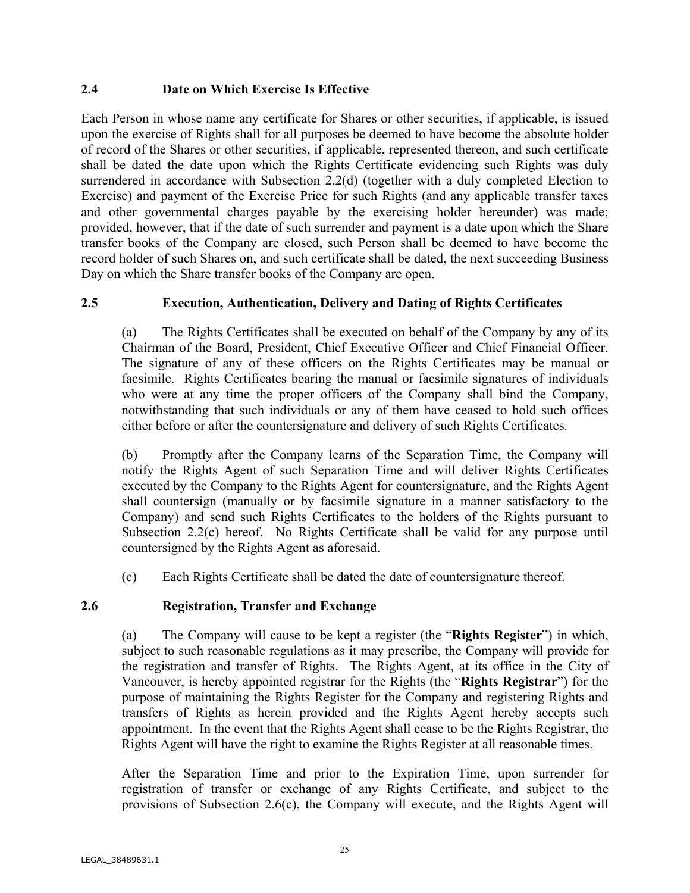### 2.4 Date on Which Exercise Is Effective

Each Person in whose name any certificate for Shares or other securities, if applicable, is issued upon the exercise of Rights shall for all purposes be deemed to have become the absolute holder of record of the Shares or other securities, if applicable, represented thereon, and such certificate shall be dated the date upon which the Rights Certificate evidencing such Rights was duly surrendered in accordance with Subsection 2.2(d) (together with a duly completed Election to Exercise) and payment of the Exercise Price for such Rights (and any applicable transfer taxes and other governmental charges payable by the exercising holder hereunder) was made; provided, however, that if the date of such surrender and payment is a date upon which the Share transfer books of the Company are closed, such Person shall be deemed to have become the record holder of such Shares on, and such certificate shall be dated, the next succeeding Business Day on which the Share transfer books of the Company are open.

### 2.5 Execution, Authentication, Delivery and Dating of Rights Certificates

(a) The Rights Certificates shall be executed on behalf of the Company by any of its Chairman of the Board, President, Chief Executive Officer and Chief Financial Officer. The signature of any of these officers on the Rights Certificates may be manual or facsimile. Rights Certificates bearing the manual or facsimile signatures of individuals who were at any time the proper officers of the Company shall bind the Company, notwithstanding that such individuals or any of them have ceased to hold such offices either before or after the countersignature and delivery of such Rights Certificates.

(b) Promptly after the Company learns of the Separation Time, the Company will notify the Rights Agent of such Separation Time and will deliver Rights Certificates executed by the Company to the Rights Agent for countersignature, and the Rights Agent shall countersign (manually or by facsimile signature in a manner satisfactory to the Company) and send such Rights Certificates to the holders of the Rights pursuant to Subsection 2.2(c) hereof. No Rights Certificate shall be valid for any purpose until countersigned by the Rights Agent as aforesaid.

(c) Each Rights Certificate shall be dated the date of countersignature thereof.

### 2.6 Registration, Transfer and Exchange

(a) The Company will cause to be kept a register (the "**Rights Register**") in which, subject to such reasonable regulations as it may prescribe, the Company will provide for the registration and transfer of Rights. The Rights Agent, at its office in the City of Vancouver, is hereby appointed registrar for the Rights (the "**Rights Registrar**") for the purpose of maintaining the Rights Register for the Company and registering Rights and transfers of Rights as herein provided and the Rights Agent hereby accepts such appointment. In the event that the Rights Agent shall cease to be the Rights Registrar, the Rights Agent will have the right to examine the Rights Register at all reasonable times.

After the Separation Time and prior to the Expiration Time, upon surrender for registration of transfer or exchange of any Rights Certificate, and subject to the provisions of Subsection 2.6(c), the Company will execute, and the Rights Agent will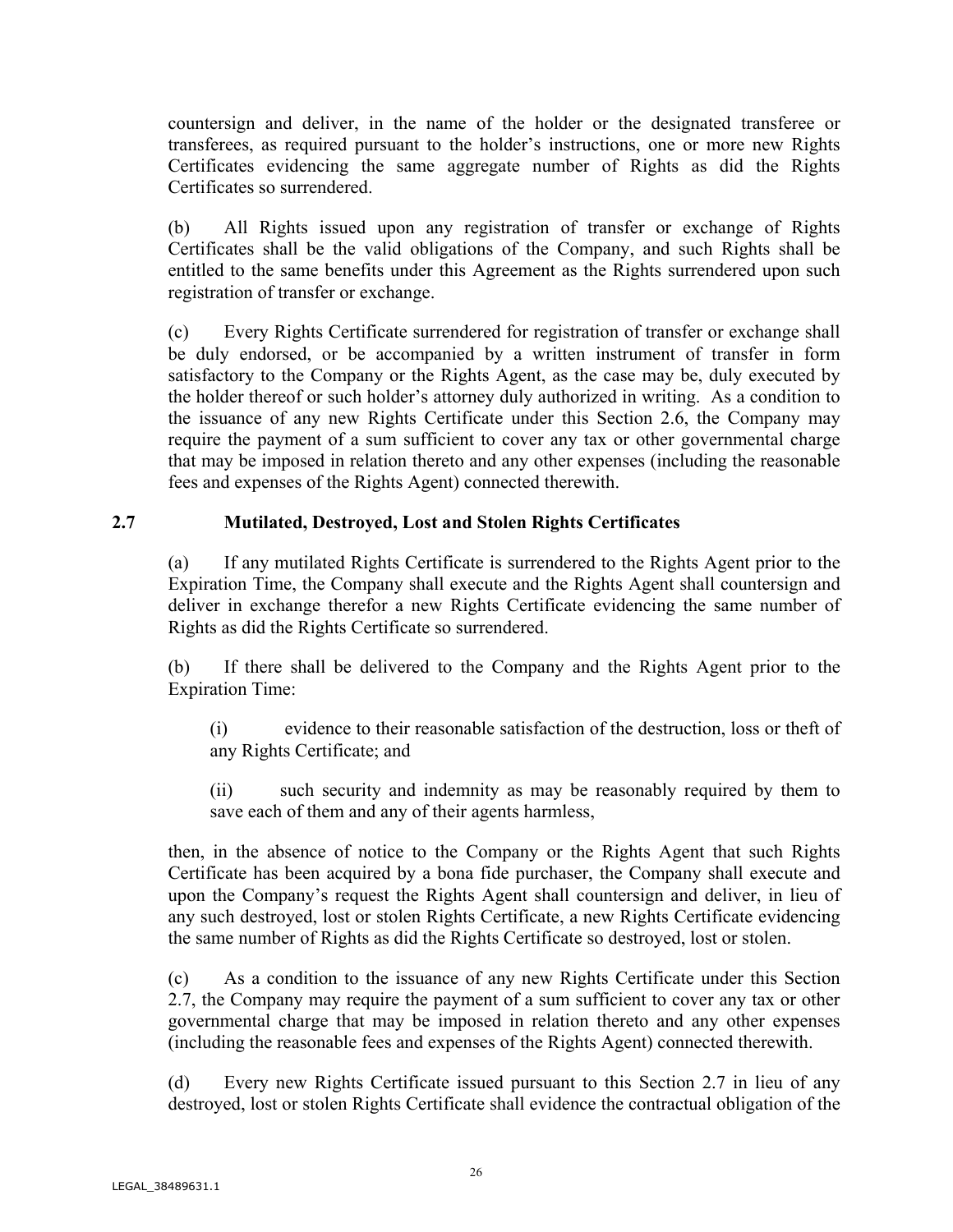countersign and deliver, in the name of the holder or the designated transferee or transferees, as required pursuant to the holder's instructions, one or more new Rights Certificates evidencing the same aggregate number of Rights as did the Rights Certificates so surrendered.

(b) All Rights issued upon any registration of transfer or exchange of Rights Certificates shall be the valid obligations of the Company, and such Rights shall be entitled to the same benefits under this Agreement as the Rights surrendered upon such registration of transfer or exchange.

(c) Every Rights Certificate surrendered for registration of transfer or exchange shall be duly endorsed, or be accompanied by a written instrument of transfer in form satisfactory to the Company or the Rights Agent, as the case may be, duly executed by the holder thereof or such holder's attorney duly authorized in writing. As a condition to the issuance of any new Rights Certificate under this Section 2.6, the Company may require the payment of a sum sufficient to cover any tax or other governmental charge that may be imposed in relation thereto and any other expenses (including the reasonable fees and expenses of the Rights Agent) connected therewith.

## 2.7 Mutilated, Destroyed, Lost and Stolen Rights Certificates

(a) If any mutilated Rights Certificate is surrendered to the Rights Agent prior to the Expiration Time, the Company shall execute and the Rights Agent shall countersign and deliver in exchange therefor a new Rights Certificate evidencing the same number of Rights as did the Rights Certificate so surrendered.

(b) If there shall be delivered to the Company and the Rights Agent prior to the Expiration Time:

(i) evidence to their reasonable satisfaction of the destruction, loss or theft of any Rights Certificate; and

(ii) such security and indemnity as may be reasonably required by them to save each of them and any of their agents harmless,

then, in the absence of notice to the Company or the Rights Agent that such Rights Certificate has been acquired by a bona fide purchaser, the Company shall execute and upon the Company's request the Rights Agent shall countersign and deliver, in lieu of any such destroyed, lost or stolen Rights Certificate, a new Rights Certificate evidencing the same number of Rights as did the Rights Certificate so destroyed, lost or stolen.

(c) As a condition to the issuance of any new Rights Certificate under this Section 2.7, the Company may require the payment of a sum sufficient to cover any tax or other governmental charge that may be imposed in relation thereto and any other expenses (including the reasonable fees and expenses of the Rights Agent) connected therewith.

(d) Every new Rights Certificate issued pursuant to this Section 2.7 in lieu of any destroyed, lost or stolen Rights Certificate shall evidence the contractual obligation of the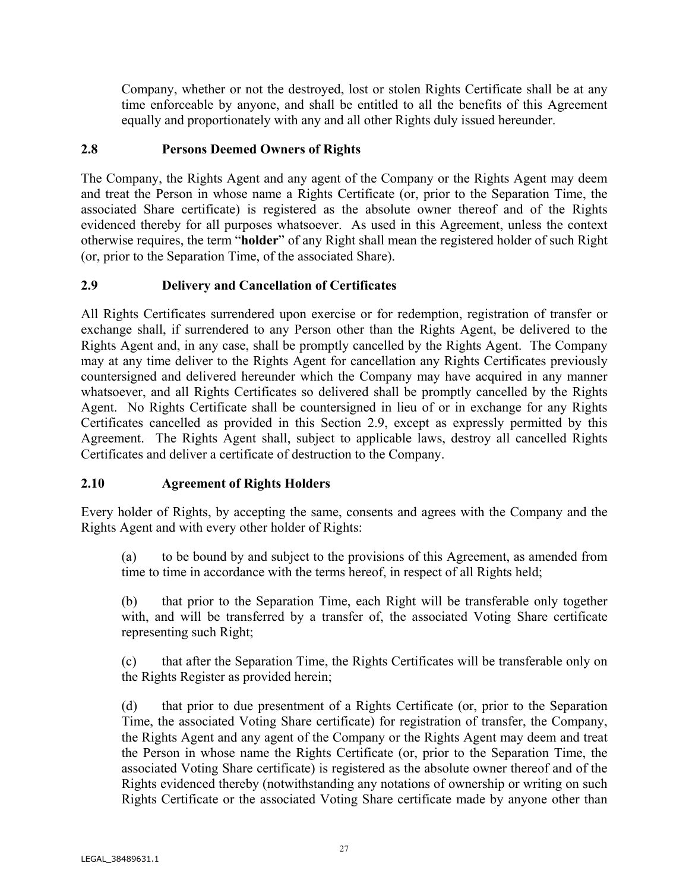Company, whether or not the destroyed, lost or stolen Rights Certificate shall be at any time enforceable by anyone, and shall be entitled to all the benefits of this Agreement equally and proportionately with any and all other Rights duly issued hereunder.

## 2.8 Persons Deemed Owners of Rights

The Company, the Rights Agent and any agent of the Company or the Rights Agent may deem and treat the Person in whose name a Rights Certificate (or, prior to the Separation Time, the associated Share certificate) is registered as the absolute owner thereof and of the Rights evidenced thereby for all purposes whatsoever. As used in this Agreement, unless the context otherwise requires, the term "**holder**" of any Right shall mean the registered holder of such Right (or, prior to the Separation Time, of the associated Share).

## 2.9 Delivery and Cancellation of Certificates

All Rights Certificates surrendered upon exercise or for redemption, registration of transfer or exchange shall, if surrendered to any Person other than the Rights Agent, be delivered to the Rights Agent and, in any case, shall be promptly cancelled by the Rights Agent. The Company may at any time deliver to the Rights Agent for cancellation any Rights Certificates previously countersigned and delivered hereunder which the Company may have acquired in any manner whatsoever, and all Rights Certificates so delivered shall be promptly cancelled by the Rights Agent. No Rights Certificate shall be countersigned in lieu of or in exchange for any Rights Certificates cancelled as provided in this Section 2.9, except as expressly permitted by this Agreement. The Rights Agent shall, subject to applicable laws, destroy all cancelled Rights Certificates and deliver a certificate of destruction to the Company.

## 2.10 Agreement of Rights Holders

Every holder of Rights, by accepting the same, consents and agrees with the Company and the Rights Agent and with every other holder of Rights:

(a) to be bound by and subject to the provisions of this Agreement, as amended from time to time in accordance with the terms hereof, in respect of all Rights held;

(b) that prior to the Separation Time, each Right will be transferable only together with, and will be transferred by a transfer of, the associated Voting Share certificate representing such Right;

(c) that after the Separation Time, the Rights Certificates will be transferable only on the Rights Register as provided herein;

(d) that prior to due presentment of a Rights Certificate (or, prior to the Separation Time, the associated Voting Share certificate) for registration of transfer, the Company, the Rights Agent and any agent of the Company or the Rights Agent may deem and treat the Person in whose name the Rights Certificate (or, prior to the Separation Time, the associated Voting Share certificate) is registered as the absolute owner thereof and of the Rights evidenced thereby (notwithstanding any notations of ownership or writing on such Rights Certificate or the associated Voting Share certificate made by anyone other than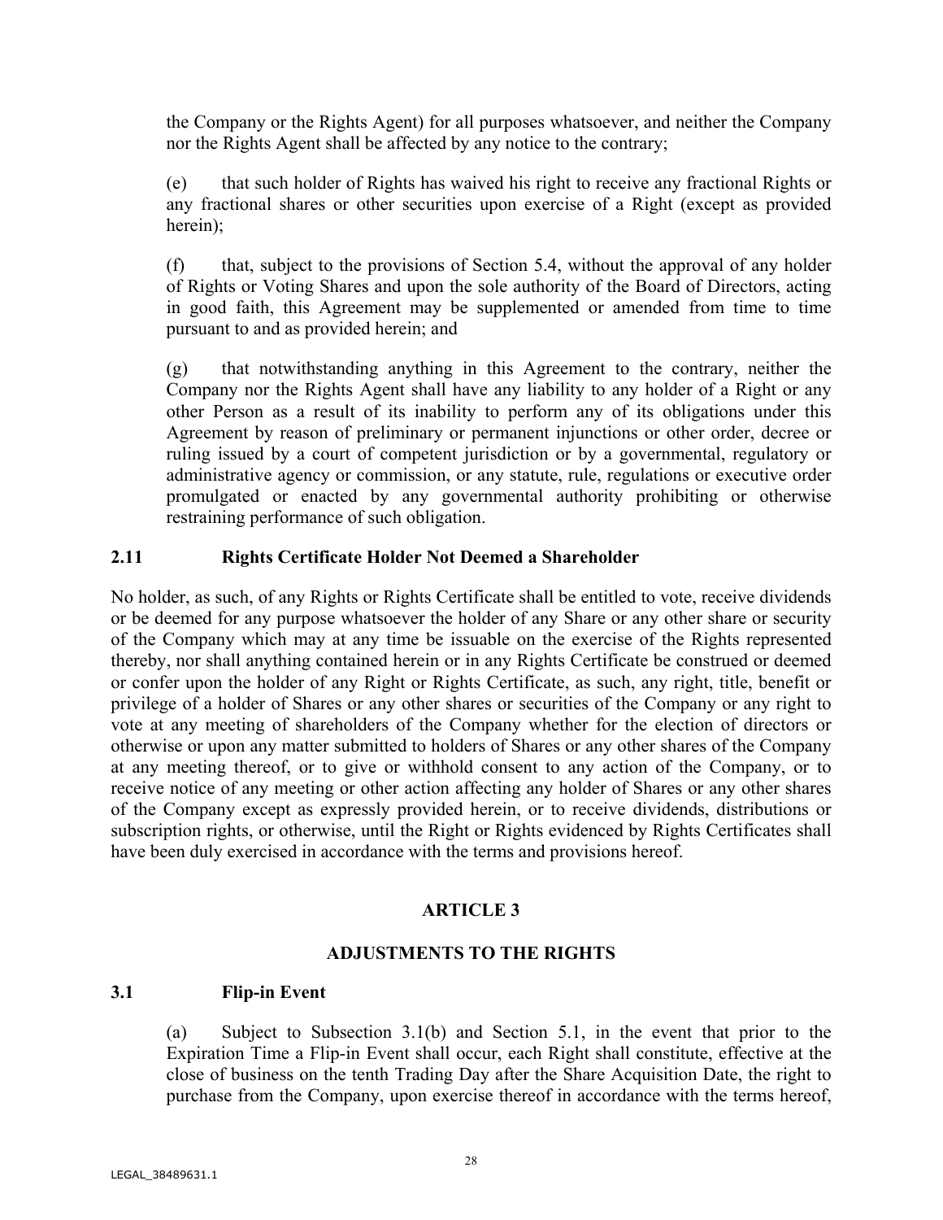the Company or the Rights Agent) for all purposes whatsoever, and neither the Company nor the Rights Agent shall be affected by any notice to the contrary;

(e) that such holder of Rights has waived his right to receive any fractional Rights or any fractional shares or other securities upon exercise of a Right (except as provided herein);

(f) that, subject to the provisions of Section 5.4, without the approval of any holder of Rights or Voting Shares and upon the sole authority of the Board of Directors, acting in good faith, this Agreement may be supplemented or amended from time to time pursuant to and as provided herein; and

(g) that notwithstanding anything in this Agreement to the contrary, neither the Company nor the Rights Agent shall have any liability to any holder of a Right or any other Person as a result of its inability to perform any of its obligations under this Agreement by reason of preliminary or permanent injunctions or other order, decree or ruling issued by a court of competent jurisdiction or by a governmental, regulatory or administrative agency or commission, or any statute, rule, regulations or executive order promulgated or enacted by any governmental authority prohibiting or otherwise restraining performance of such obligation.

### 2.11 Rights Certificate Holder Not Deemed a Shareholder

No holder, as such, of any Rights or Rights Certificate shall be entitled to vote, receive dividends or be deemed for any purpose whatsoever the holder of any Share or any other share or security of the Company which may at any time be issuable on the exercise of the Rights represented thereby, nor shall anything contained herein or in any Rights Certificate be construed or deemed or confer upon the holder of any Right or Rights Certificate, as such, any right, title, benefit or privilege of a holder of Shares or any other shares or securities of the Company or any right to vote at any meeting of shareholders of the Company whether for the election of directors or otherwise or upon any matter submitted to holders of Shares or any other shares of the Company at any meeting thereof, or to give or withhold consent to any action of the Company, or to receive notice of any meeting or other action affecting any holder of Shares or any other shares of the Company except as expressly provided herein, or to receive dividends, distributions or subscription rights, or otherwise, until the Right or Rights evidenced by Rights Certificates shall have been duly exercised in accordance with the terms and provisions hereof.

## ARTICLE 3

## ADJUSTMENTS TO THE RIGHTS

### 3.1 Flip-in Event

(a) Subject to Subsection 3.1(b) and Section 5.1, in the event that prior to the Expiration Time a Flip-in Event shall occur, each Right shall constitute, effective at the close of business on the tenth Trading Day after the Share Acquisition Date, the right to purchase from the Company, upon exercise thereof in accordance with the terms hereof,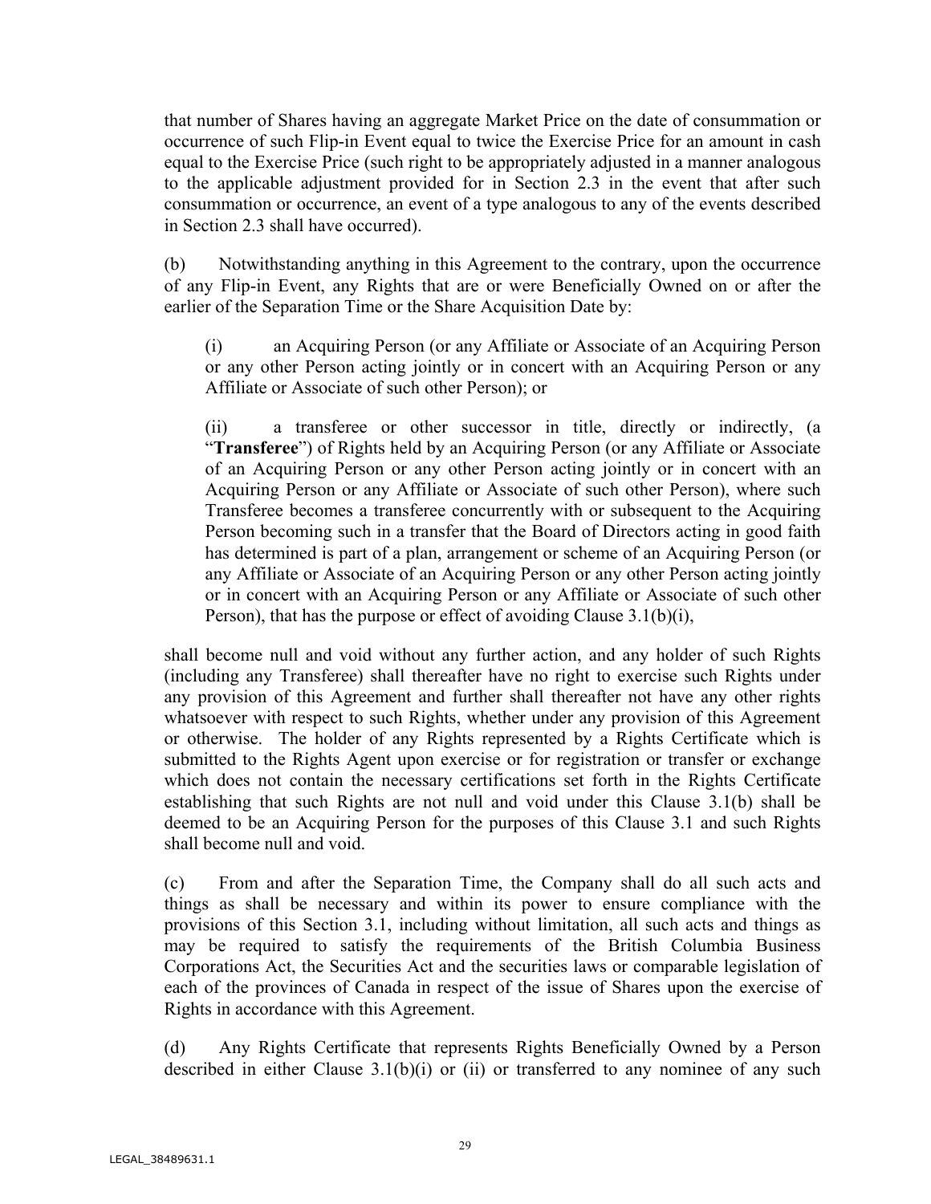that number of Shares having an aggregate Market Price on the date of consummation or occurrence of such Flip-in Event equal to twice the Exercise Price for an amount in cash equal to the Exercise Price (such right to be appropriately adjusted in a manner analogous to the applicable adjustment provided for in Section 2.3 in the event that after such consummation or occurrence, an event of a type analogous to any of the events described in Section 2.3 shall have occurred).

(b) Notwithstanding anything in this Agreement to the contrary, upon the occurrence of any Flip-in Event, any Rights that are or were Beneficially Owned on or after the earlier of the Separation Time or the Share Acquisition Date by:

> (i) an Acquiring Person (or any Affiliate or Associate of an Acquiring Person or any other Person acting jointly or in concert with an Acquiring Person or any Affiliate or Associate of such other Person); or
>
> (ii) a transferee or other successor in title, directly or indirectly, (a "**Transferee**") of Rights held by an Acquiring Person (or any Affiliate or Associate of an Acquiring Person or any other Person acting jointly or in concert with an Acquiring Person or any Affiliate or Associate of such other Person), where such Transferee becomes a transferee concurrently with or subsequent to the Acquiring Person becoming such in a transfer that the Board of Directors acting in good faith has determined is part of a plan, arrangement or scheme of an Acquiring Person (or any Affiliate or Associate of an Acquiring Person or any other Person acting jointly or in concert with an Acquiring Person or any Affiliate or Associate of such other Person), that has the purpose or effect of avoiding Clause 3.1(b)(i),

shall become null and void without any further action, and any holder of such Rights (including any Transferee) shall thereafter have no right to exercise such Rights under any provision of this Agreement and further shall thereafter not have any other rights whatsoever with respect to such Rights, whether under any provision of this Agreement or otherwise. The holder of any Rights represented by a Rights Certificate which is submitted to the Rights Agent upon exercise or for registration or transfer or exchange which does not contain the necessary certifications set forth in the Rights Certificate establishing that such Rights are not null and void under this Clause 3.1(b) shall be deemed to be an Acquiring Person for the purposes of this Clause 3.1 and such Rights shall become null and void.

(c) From and after the Separation Time, the Company shall do all such acts and things as shall be necessary and within its power to ensure compliance with the provisions of this Section 3.1, including without limitation, all such acts and things as may be required to satisfy the requirements of the British Columbia Business Corporations Act, the Securities Act and the securities laws or comparable legislation of each of the provinces of Canada in respect of the issue of Shares upon the exercise of Rights in accordance with this Agreement.

(d) Any Rights Certificate that represents Rights Beneficially Owned by a Person described in either Clause 3.1(b)(i) or (ii) or transferred to any nominee of any such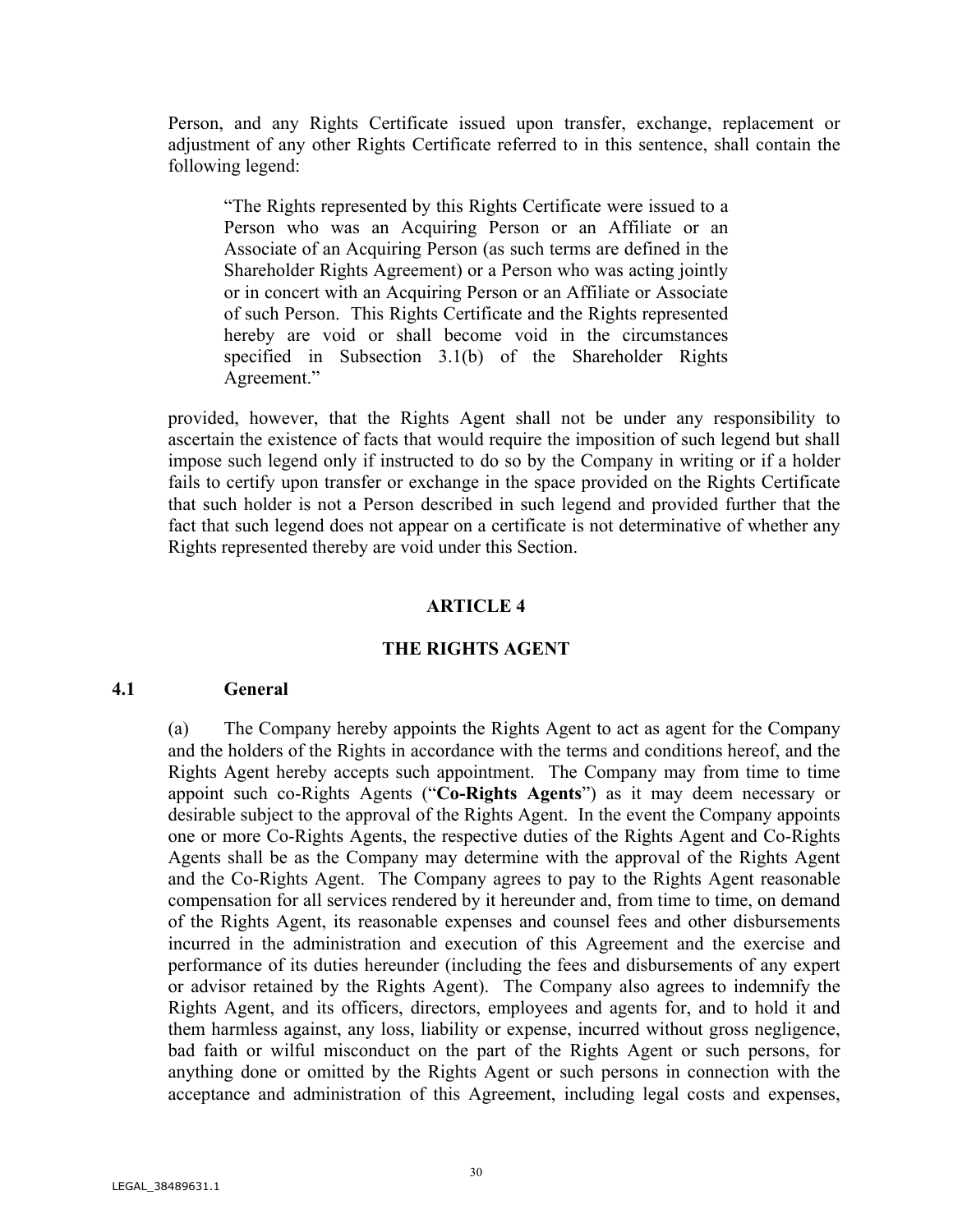Person, and any Rights Certificate issued upon transfer, exchange, replacement or adjustment of any other Rights Certificate referred to in this sentence, shall contain the following legend:

> "The Rights represented by this Rights Certificate were issued to a Person who was an Acquiring Person or an Affiliate or an Associate of an Acquiring Person (as such terms are defined in the Shareholder Rights Agreement) or a Person who was acting jointly or in concert with an Acquiring Person or an Affiliate or Associate of such Person. This Rights Certificate and the Rights represented hereby are void or shall become void in the circumstances specified in Subsection 3.1(b) of the Shareholder Rights Agreement."

provided, however, that the Rights Agent shall not be under any responsibility to ascertain the existence of facts that would require the imposition of such legend but shall impose such legend only if instructed to do so by the Company in writing or if a holder fails to certify upon transfer or exchange in the space provided on the Rights Certificate that such holder is not a Person described in such legend and provided further that the fact that such legend does not appear on a certificate is not determinative of whether any Rights represented thereby are void under this Section.

# ARTICLE 4

# THE RIGHTS AGENT

## 4.1 General

(a) The Company hereby appoints the Rights Agent to act as agent for the Company and the holders of the Rights in accordance with the terms and conditions hereof, and the Rights Agent hereby accepts such appointment. The Company may from time to time appoint such co-Rights Agents ("**Co-Rights Agents**") as it may deem necessary or desirable subject to the approval of the Rights Agent. In the event the Company appoints one or more Co-Rights Agents, the respective duties of the Rights Agent and Co-Rights Agents shall be as the Company may determine with the approval of the Rights Agent and the Co-Rights Agent. The Company agrees to pay to the Rights Agent reasonable compensation for all services rendered by it hereunder and, from time to time, on demand of the Rights Agent, its reasonable expenses and counsel fees and other disbursements incurred in the administration and execution of this Agreement and the exercise and performance of its duties hereunder (including the fees and disbursements of any expert or advisor retained by the Rights Agent). The Company also agrees to indemnify the Rights Agent, and its officers, directors, employees and agents for, and to hold it and them harmless against, any loss, liability or expense, incurred without gross negligence, bad faith or wilful misconduct on the part of the Rights Agent or such persons, for anything done or omitted by the Rights Agent or such persons in connection with the acceptance and administration of this Agreement, including legal costs and expenses,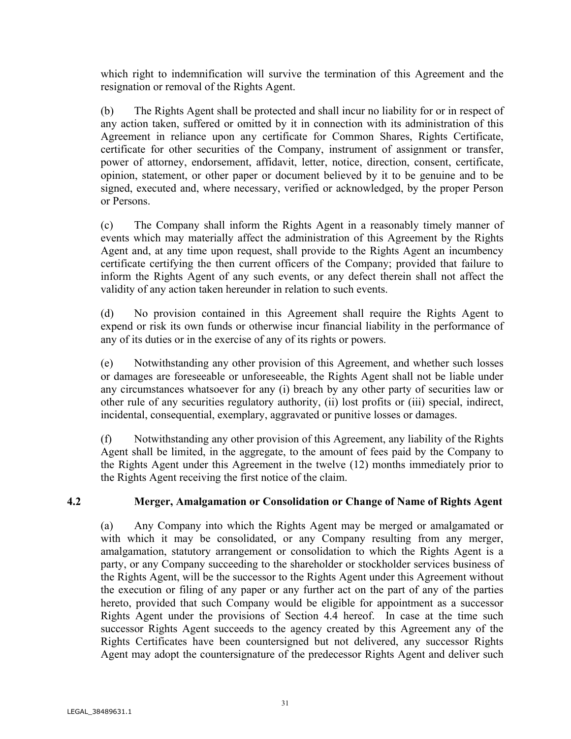which right to indemnification will survive the termination of this Agreement and the resignation or removal of the Rights Agent.

(b) The Rights Agent shall be protected and shall incur no liability for or in respect of any action taken, suffered or omitted by it in connection with its administration of this Agreement in reliance upon any certificate for Common Shares, Rights Certificate, certificate for other securities of the Company, instrument of assignment or transfer, power of attorney, endorsement, affidavit, letter, notice, direction, consent, certificate, opinion, statement, or other paper or document believed by it to be genuine and to be signed, executed and, where necessary, verified or acknowledged, by the proper Person or Persons.

(c) The Company shall inform the Rights Agent in a reasonably timely manner of events which may materially affect the administration of this Agreement by the Rights Agent and, at any time upon request, shall provide to the Rights Agent an incumbency certificate certifying the then current officers of the Company; provided that failure to inform the Rights Agent of any such events, or any defect therein shall not affect the validity of any action taken hereunder in relation to such events.

(d) No provision contained in this Agreement shall require the Rights Agent to expend or risk its own funds or otherwise incur financial liability in the performance of any of its duties or in the exercise of any of its rights or powers.

(e) Notwithstanding any other provision of this Agreement, and whether such losses or damages are foreseeable or unforeseeable, the Rights Agent shall not be liable under any circumstances whatsoever for any (i) breach by any other party of securities law or other rule of any securities regulatory authority, (ii) lost profits or (iii) special, indirect, incidental, consequential, exemplary, aggravated or punitive losses or damages.

(f) Notwithstanding any other provision of this Agreement, any liability of the Rights Agent shall be limited, in the aggregate, to the amount of fees paid by the Company to the Rights Agent under this Agreement in the twelve (12) months immediately prior to the Rights Agent receiving the first notice of the claim.

## 4.2 Merger, Amalgamation or Consolidation or Change of Name of Rights Agent

(a) Any Company into which the Rights Agent may be merged or amalgamated or with which it may be consolidated, or any Company resulting from any merger, amalgamation, statutory arrangement or consolidation to which the Rights Agent is a party, or any Company succeeding to the shareholder or stockholder services business of the Rights Agent, will be the successor to the Rights Agent under this Agreement without the execution or filing of any paper or any further act on the part of any of the parties hereto, provided that such Company would be eligible for appointment as a successor Rights Agent under the provisions of Section 4.4 hereof. In case at the time such successor Rights Agent succeeds to the agency created by this Agreement any of the Rights Certificates have been countersigned but not delivered, any successor Rights Agent may adopt the countersignature of the predecessor Rights Agent and deliver such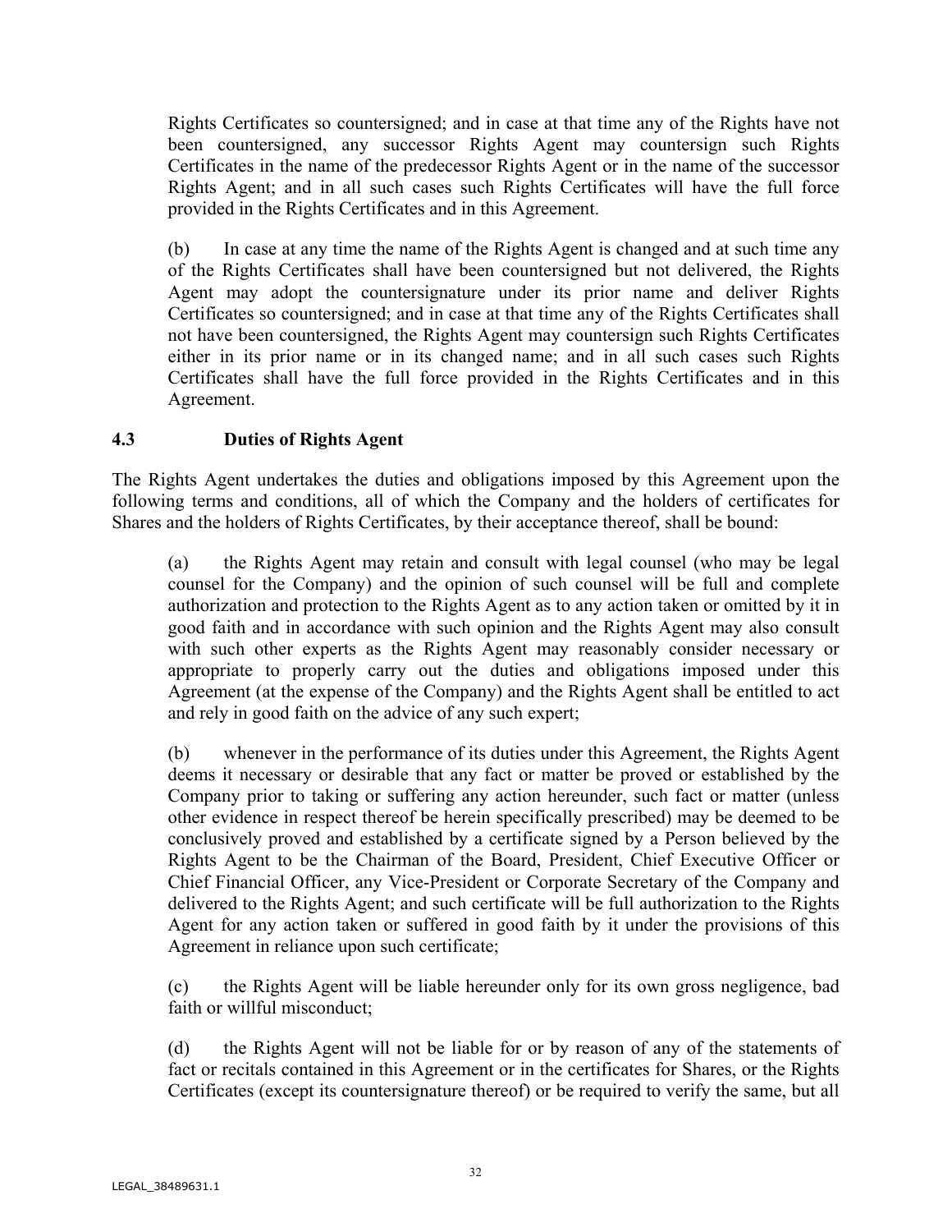Rights Certificates so countersigned; and in case at that time any of the Rights have not been countersigned, any successor Rights Agent may countersign such Rights Certificates in the name of the predecessor Rights Agent or in the name of the successor Rights Agent; and in all such cases such Rights Certificates will have the full force provided in the Rights Certificates and in this Agreement.

(b) In case at any time the name of the Rights Agent is changed and at such time any of the Rights Certificates shall have been countersigned but not delivered, the Rights Agent may adopt the countersignature under its prior name and deliver Rights Certificates so countersigned; and in case at that time any of the Rights Certificates shall not have been countersigned, the Rights Agent may countersign such Rights Certificates either in its prior name or in its changed name; and in all such cases such Rights Certificates shall have the full force provided in the Rights Certificates and in this Agreement.

### 4.3 Duties of Rights Agent

The Rights Agent undertakes the duties and obligations imposed by this Agreement upon the following terms and conditions, all of which the Company and the holders of certificates for Shares and the holders of Rights Certificates, by their acceptance thereof, shall be bound:

(a) the Rights Agent may retain and consult with legal counsel (who may be legal counsel for the Company) and the opinion of such counsel will be full and complete authorization and protection to the Rights Agent as to any action taken or omitted by it in good faith and in accordance with such opinion and the Rights Agent may also consult with such other experts as the Rights Agent may reasonably consider necessary or appropriate to properly carry out the duties and obligations imposed under this Agreement (at the expense of the Company) and the Rights Agent shall be entitled to act and rely in good faith on the advice of any such expert;

(b) whenever in the performance of its duties under this Agreement, the Rights Agent deems it necessary or desirable that any fact or matter be proved or established by the Company prior to taking or suffering any action hereunder, such fact or matter (unless other evidence in respect thereof be herein specifically prescribed) may be deemed to be conclusively proved and established by a certificate signed by a Person believed by the Rights Agent to be the Chairman of the Board, President, Chief Executive Officer or Chief Financial Officer, any Vice-President or Corporate Secretary of the Company and delivered to the Rights Agent; and such certificate will be full authorization to the Rights Agent for any action taken or suffered in good faith by it under the provisions of this Agreement in reliance upon such certificate;

(c) the Rights Agent will be liable hereunder only for its own gross negligence, bad faith or willful misconduct;

(d) the Rights Agent will not be liable for or by reason of any of the statements of fact or recitals contained in this Agreement or in the certificates for Shares, or the Rights Certificates (except its countersignature thereof) or be required to verify the same, but all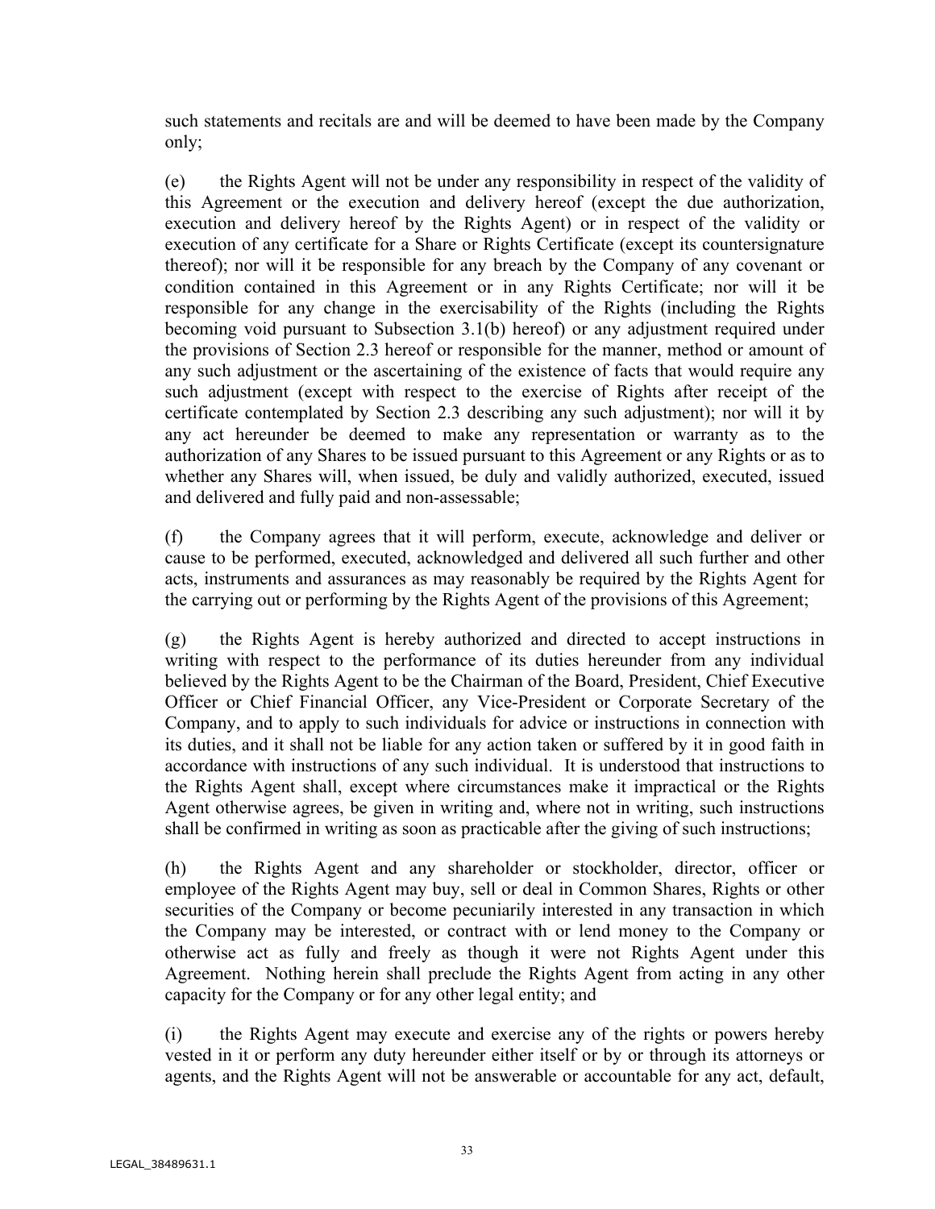such statements and recitals are and will be deemed to have been made by the Company only;

(e) the Rights Agent will not be under any responsibility in respect of the validity of this Agreement or the execution and delivery hereof (except the due authorization, execution and delivery hereof by the Rights Agent) or in respect of the validity or execution of any certificate for a Share or Rights Certificate (except its countersignature thereof); nor will it be responsible for any breach by the Company of any covenant or condition contained in this Agreement or in any Rights Certificate; nor will it be responsible for any change in the exercisability of the Rights (including the Rights becoming void pursuant to Subsection 3.1(b) hereof) or any adjustment required under the provisions of Section 2.3 hereof or responsible for the manner, method or amount of any such adjustment or the ascertaining of the existence of facts that would require any such adjustment (except with respect to the exercise of Rights after receipt of the certificate contemplated by Section 2.3 describing any such adjustment); nor will it by any act hereunder be deemed to make any representation or warranty as to the authorization of any Shares to be issued pursuant to this Agreement or any Rights or as to whether any Shares will, when issued, be duly and validly authorized, executed, issued and delivered and fully paid and non-assessable;

(f) the Company agrees that it will perform, execute, acknowledge and deliver or cause to be performed, executed, acknowledged and delivered all such further and other acts, instruments and assurances as may reasonably be required by the Rights Agent for the carrying out or performing by the Rights Agent of the provisions of this Agreement;

(g) the Rights Agent is hereby authorized and directed to accept instructions in writing with respect to the performance of its duties hereunder from any individual believed by the Rights Agent to be the Chairman of the Board, President, Chief Executive Officer or Chief Financial Officer, any Vice-President or Corporate Secretary of the Company, and to apply to such individuals for advice or instructions in connection with its duties, and it shall not be liable for any action taken or suffered by it in good faith in accordance with instructions of any such individual. It is understood that instructions to the Rights Agent shall, except where circumstances make it impractical or the Rights Agent otherwise agrees, be given in writing and, where not in writing, such instructions shall be confirmed in writing as soon as practicable after the giving of such instructions;

(h) the Rights Agent and any shareholder or stockholder, director, officer or employee of the Rights Agent may buy, sell or deal in Common Shares, Rights or other securities of the Company or become pecuniarily interested in any transaction in which the Company may be interested, or contract with or lend money to the Company or otherwise act as fully and freely as though it were not Rights Agent under this Agreement. Nothing herein shall preclude the Rights Agent from acting in any other capacity for the Company or for any other legal entity; and

(i) the Rights Agent may execute and exercise any of the rights or powers hereby vested in it or perform any duty hereunder either itself or by or through its attorneys or agents, and the Rights Agent will not be answerable or accountable for any act, default,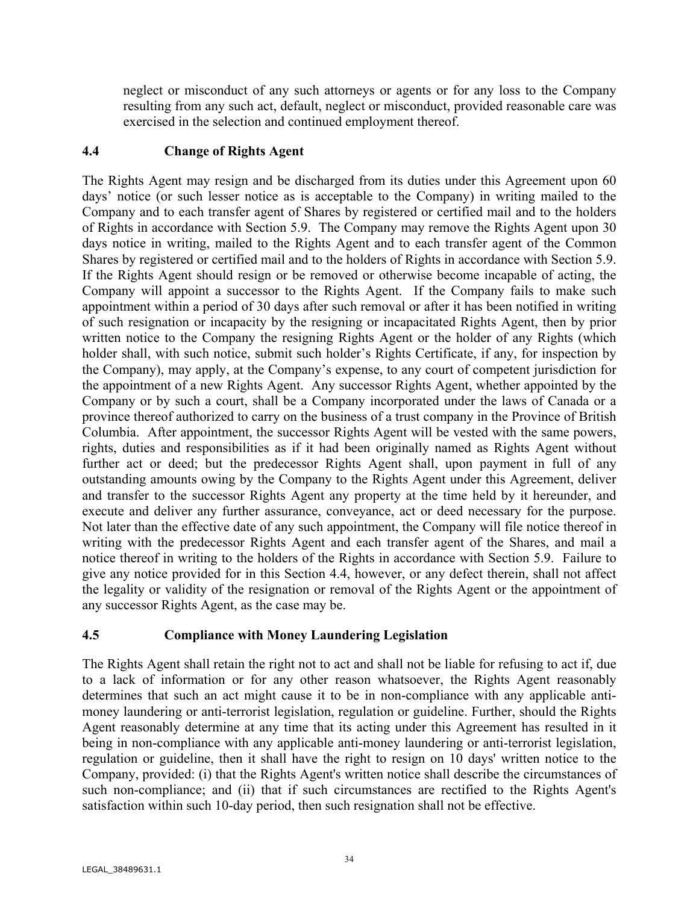neglect or misconduct of any such attorneys or agents or for any loss to the Company resulting from any such act, default, neglect or misconduct, provided reasonable care was exercised in the selection and continued employment thereof.

### 4.4 Change of Rights Agent

The Rights Agent may resign and be discharged from its duties under this Agreement upon 60 days' notice (or such lesser notice as is acceptable to the Company) in writing mailed to the Company and to each transfer agent of Shares by registered or certified mail and to the holders of Rights in accordance with Section 5.9. The Company may remove the Rights Agent upon 30 days notice in writing, mailed to the Rights Agent and to each transfer agent of the Common Shares by registered or certified mail and to the holders of Rights in accordance with Section 5.9. If the Rights Agent should resign or be removed or otherwise become incapable of acting, the Company will appoint a successor to the Rights Agent. If the Company fails to make such appointment within a period of 30 days after such removal or after it has been notified in writing of such resignation or incapacity by the resigning or incapacitated Rights Agent, then by prior written notice to the Company the resigning Rights Agent or the holder of any Rights (which holder shall, with such notice, submit such holder's Rights Certificate, if any, for inspection by the Company), may apply, at the Company's expense, to any court of competent jurisdiction for the appointment of a new Rights Agent. Any successor Rights Agent, whether appointed by the Company or by such a court, shall be a Company incorporated under the laws of Canada or a province thereof authorized to carry on the business of a trust company in the Province of British Columbia. After appointment, the successor Rights Agent will be vested with the same powers, rights, duties and responsibilities as if it had been originally named as Rights Agent without further act or deed; but the predecessor Rights Agent shall, upon payment in full of any outstanding amounts owing by the Company to the Rights Agent under this Agreement, deliver and transfer to the successor Rights Agent any property at the time held by it hereunder, and execute and deliver any further assurance, conveyance, act or deed necessary for the purpose. Not later than the effective date of any such appointment, the Company will file notice thereof in writing with the predecessor Rights Agent and each transfer agent of the Shares, and mail a notice thereof in writing to the holders of the Rights in accordance with Section 5.9. Failure to give any notice provided for in this Section 4.4, however, or any defect therein, shall not affect the legality or validity of the resignation or removal of the Rights Agent or the appointment of any successor Rights Agent, as the case may be.

### 4.5 Compliance with Money Laundering Legislation

The Rights Agent shall retain the right not to act and shall not be liable for refusing to act if, due to a lack of information or for any other reason whatsoever, the Rights Agent reasonably determines that such an act might cause it to be in non-compliance with any applicable anti-money laundering or anti-terrorist legislation, regulation or guideline. Further, should the Rights Agent reasonably determine at any time that its acting under this Agreement has resulted in it being in non-compliance with any applicable anti-money laundering or anti-terrorist legislation, regulation or guideline, then it shall have the right to resign on 10 days' written notice to the Company, provided: (i) that the Rights Agent's written notice shall describe the circumstances of such non-compliance; and (ii) that if such circumstances are rectified to the Rights Agent's satisfaction within such 10-day period, then such resignation shall not be effective.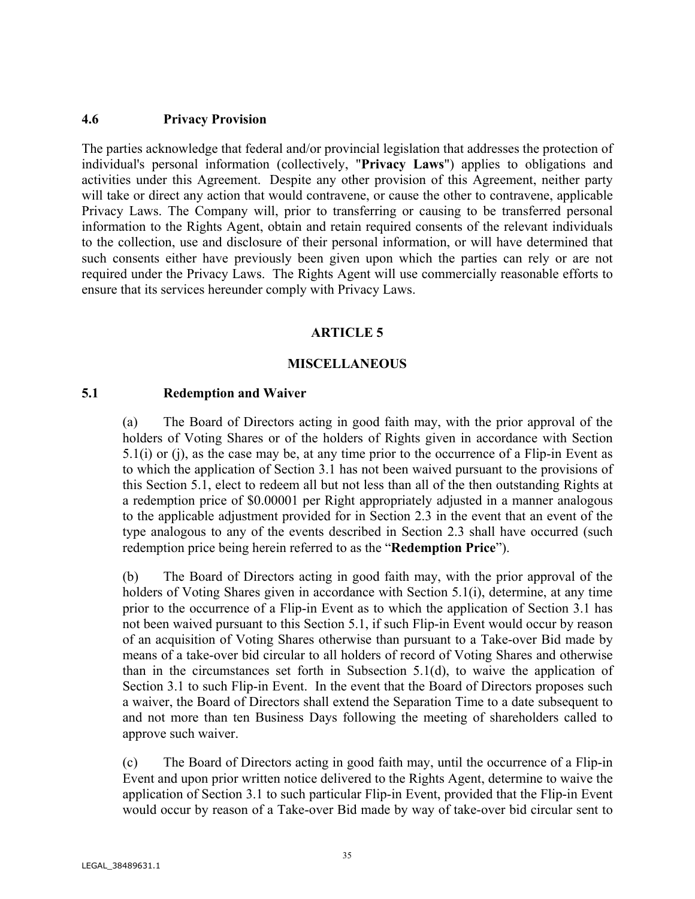### 4.6 Privacy Provision

The parties acknowledge that federal and/or provincial legislation that addresses the protection of individual's personal information (collectively, "**Privacy Laws**") applies to obligations and activities under this Agreement. Despite any other provision of this Agreement, neither party will take or direct any action that would contravene, or cause the other to contravene, applicable Privacy Laws. The Company will, prior to transferring or causing to be transferred personal information to the Rights Agent, obtain and retain required consents of the relevant individuals to the collection, use and disclosure of their personal information, or will have determined that such consents either have previously been given upon which the parties can rely or are not required under the Privacy Laws. The Rights Agent will use commercially reasonable efforts to ensure that its services hereunder comply with Privacy Laws.

## ARTICLE 5

## MISCELLANEOUS

### 5.1 Redemption and Waiver

(a) The Board of Directors acting in good faith may, with the prior approval of the holders of Voting Shares or of the holders of Rights given in accordance with Section 5.1(i) or (j), as the case may be, at any time prior to the occurrence of a Flip-in Event as to which the application of Section 3.1 has not been waived pursuant to the provisions of this Section 5.1, elect to redeem all but not less than all of the then outstanding Rights at a redemption price of $0.00001 per Right appropriately adjusted in a manner analogous to the applicable adjustment provided for in Section 2.3 in the event that an event of the type analogous to any of the events described in Section 2.3 shall have occurred (such redemption price being herein referred to as the "**Redemption Price**").

(b) The Board of Directors acting in good faith may, with the prior approval of the holders of Voting Shares given in accordance with Section 5.1(i), determine, at any time prior to the occurrence of a Flip-in Event as to which the application of Section 3.1 has not been waived pursuant to this Section 5.1, if such Flip-in Event would occur by reason of an acquisition of Voting Shares otherwise than pursuant to a Take-over Bid made by means of a take-over bid circular to all holders of record of Voting Shares and otherwise than in the circumstances set forth in Subsection 5.1(d), to waive the application of Section 3.1 to such Flip-in Event. In the event that the Board of Directors proposes such a waiver, the Board of Directors shall extend the Separation Time to a date subsequent to and not more than ten Business Days following the meeting of shareholders called to approve such waiver.

(c) The Board of Directors acting in good faith may, until the occurrence of a Flip-in Event and upon prior written notice delivered to the Rights Agent, determine to waive the application of Section 3.1 to such particular Flip-in Event, provided that the Flip-in Event would occur by reason of a Take-over Bid made by way of take-over bid circular sent to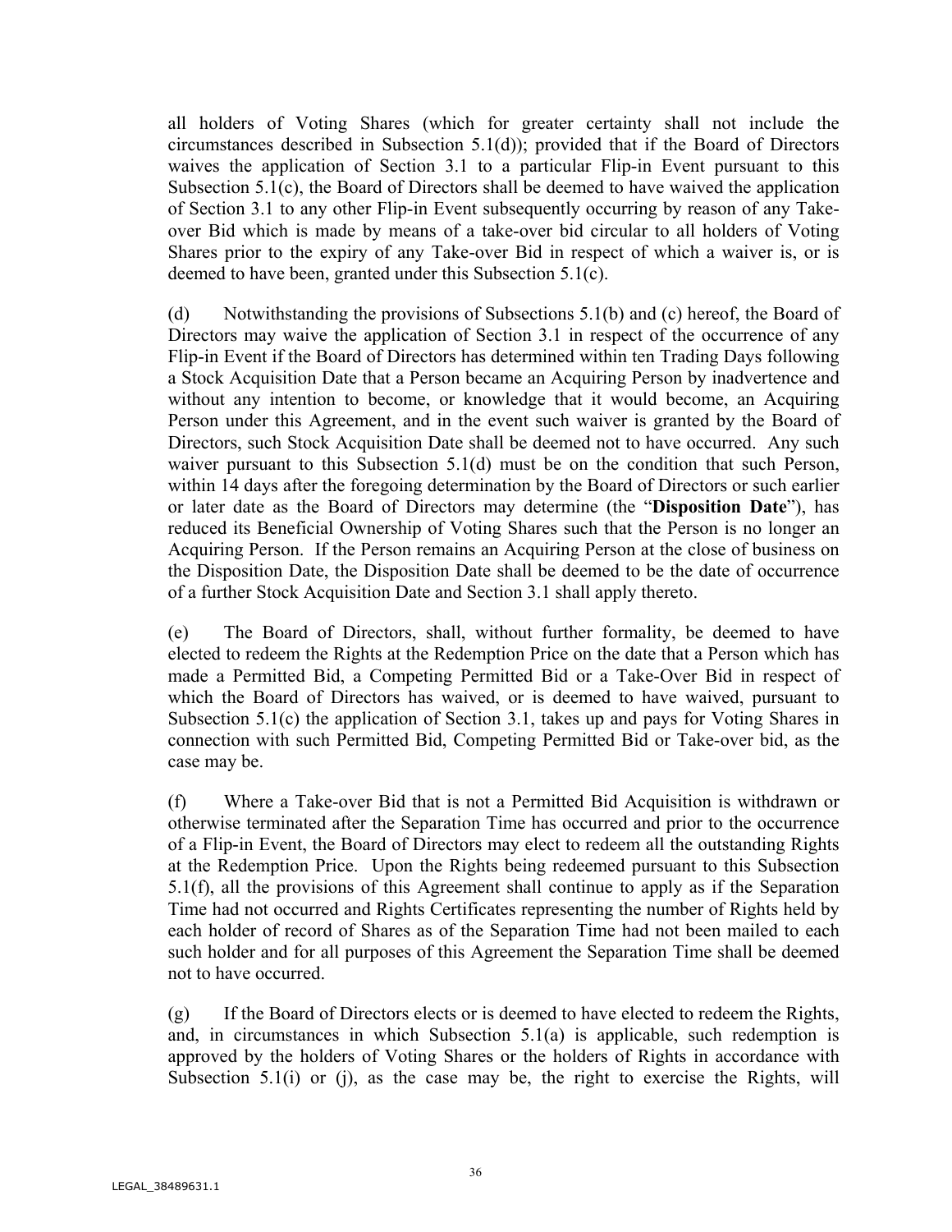all holders of Voting Shares (which for greater certainty shall not include the circumstances described in Subsection 5.1(d)); provided that if the Board of Directors waives the application of Section 3.1 to a particular Flip-in Event pursuant to this Subsection 5.1(c), the Board of Directors shall be deemed to have waived the application of Section 3.1 to any other Flip-in Event subsequently occurring by reason of any Take-over Bid which is made by means of a take-over bid circular to all holders of Voting Shares prior to the expiry of any Take-over Bid in respect of which a waiver is, or is deemed to have been, granted under this Subsection 5.1(c).

(d) Notwithstanding the provisions of Subsections 5.1(b) and (c) hereof, the Board of Directors may waive the application of Section 3.1 in respect of the occurrence of any Flip-in Event if the Board of Directors has determined within ten Trading Days following a Stock Acquisition Date that a Person became an Acquiring Person by inadvertence and without any intention to become, or knowledge that it would become, an Acquiring Person under this Agreement, and in the event such waiver is granted by the Board of Directors, such Stock Acquisition Date shall be deemed not to have occurred. Any such waiver pursuant to this Subsection 5.1(d) must be on the condition that such Person, within 14 days after the foregoing determination by the Board of Directors or such earlier or later date as the Board of Directors may determine (the "**Disposition Date**"), has reduced its Beneficial Ownership of Voting Shares such that the Person is no longer an Acquiring Person. If the Person remains an Acquiring Person at the close of business on the Disposition Date, the Disposition Date shall be deemed to be the date of occurrence of a further Stock Acquisition Date and Section 3.1 shall apply thereto.

(e) The Board of Directors, shall, without further formality, be deemed to have elected to redeem the Rights at the Redemption Price on the date that a Person which has made a Permitted Bid, a Competing Permitted Bid or a Take-Over Bid in respect of which the Board of Directors has waived, or is deemed to have waived, pursuant to Subsection 5.1(c) the application of Section 3.1, takes up and pays for Voting Shares in connection with such Permitted Bid, Competing Permitted Bid or Take-over bid, as the case may be.

(f) Where a Take-over Bid that is not a Permitted Bid Acquisition is withdrawn or otherwise terminated after the Separation Time has occurred and prior to the occurrence of a Flip-in Event, the Board of Directors may elect to redeem all the outstanding Rights at the Redemption Price. Upon the Rights being redeemed pursuant to this Subsection 5.1(f), all the provisions of this Agreement shall continue to apply as if the Separation Time had not occurred and Rights Certificates representing the number of Rights held by each holder of record of Shares as of the Separation Time had not been mailed to each such holder and for all purposes of this Agreement the Separation Time shall be deemed not to have occurred.

(g) If the Board of Directors elects or is deemed to have elected to redeem the Rights, and, in circumstances in which Subsection 5.1(a) is applicable, such redemption is approved by the holders of Voting Shares or the holders of Rights in accordance with Subsection 5.1(i) or (j), as the case may be, the right to exercise the Rights, will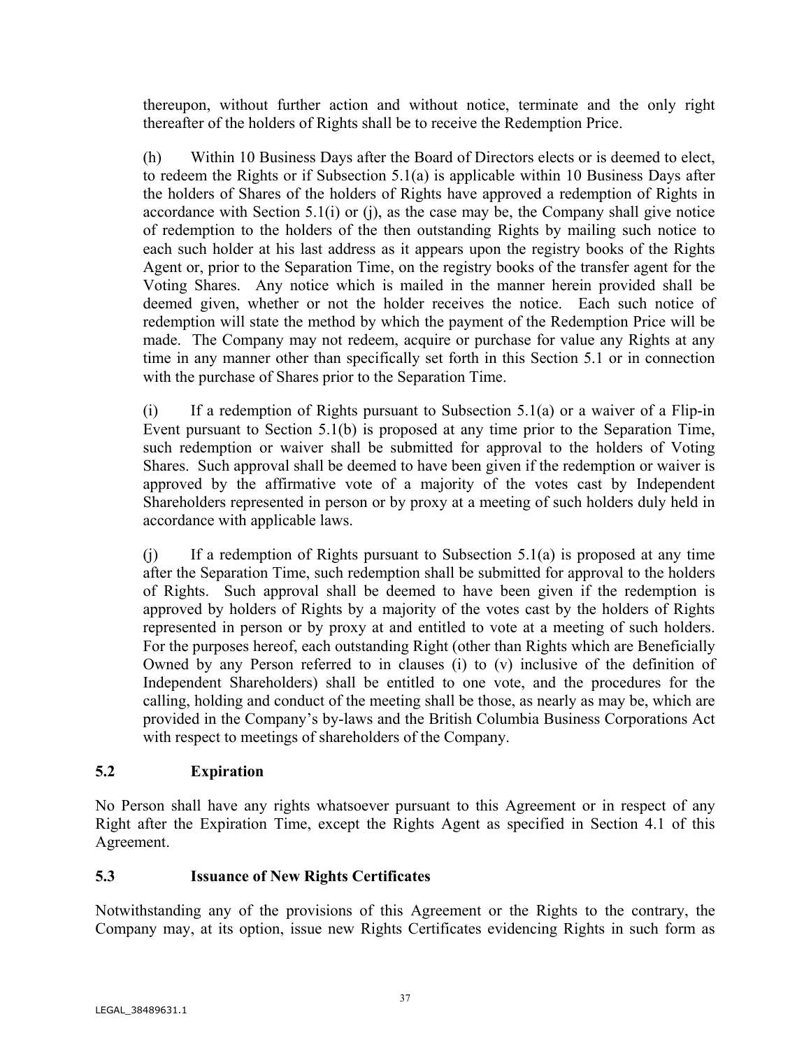thereupon, without further action and without notice, terminate and the only right thereafter of the holders of Rights shall be to receive the Redemption Price.

(h) Within 10 Business Days after the Board of Directors elects or is deemed to elect, to redeem the Rights or if Subsection 5.1(a) is applicable within 10 Business Days after the holders of Shares of the holders of Rights have approved a redemption of Rights in accordance with Section 5.1(i) or (j), as the case may be, the Company shall give notice of redemption to the holders of the then outstanding Rights by mailing such notice to each such holder at his last address as it appears upon the registry books of the Rights Agent or, prior to the Separation Time, on the registry books of the transfer agent for the Voting Shares. Any notice which is mailed in the manner herein provided shall be deemed given, whether or not the holder receives the notice. Each such notice of redemption will state the method by which the payment of the Redemption Price will be made. The Company may not redeem, acquire or purchase for value any Rights at any time in any manner other than specifically set forth in this Section 5.1 or in connection with the purchase of Shares prior to the Separation Time.

(i) If a redemption of Rights pursuant to Subsection 5.1(a) or a waiver of a Flip-in Event pursuant to Section 5.1(b) is proposed at any time prior to the Separation Time, such redemption or waiver shall be submitted for approval to the holders of Voting Shares. Such approval shall be deemed to have been given if the redemption or waiver is approved by the affirmative vote of a majority of the votes cast by Independent Shareholders represented in person or by proxy at a meeting of such holders duly held in accordance with applicable laws.

(j) If a redemption of Rights pursuant to Subsection 5.1(a) is proposed at any time after the Separation Time, such redemption shall be submitted for approval to the holders of Rights. Such approval shall be deemed to have been given if the redemption is approved by holders of Rights by a majority of the votes cast by the holders of Rights represented in person or by proxy at and entitled to vote at a meeting of such holders. For the purposes hereof, each outstanding Right (other than Rights which are Beneficially Owned by any Person referred to in clauses (i) to (v) inclusive of the definition of Independent Shareholders) shall be entitled to one vote, and the procedures for the calling, holding and conduct of the meeting shall be those, as nearly as may be, which are provided in the Company's by-laws and the British Columbia Business Corporations Act with respect to meetings of shareholders of the Company.

### 5.2 Expiration

No Person shall have any rights whatsoever pursuant to this Agreement or in respect of any Right after the Expiration Time, except the Rights Agent as specified in Section 4.1 of this Agreement.

### 5.3 Issuance of New Rights Certificates

Notwithstanding any of the provisions of this Agreement or the Rights to the contrary, the Company may, at its option, issue new Rights Certificates evidencing Rights in such form as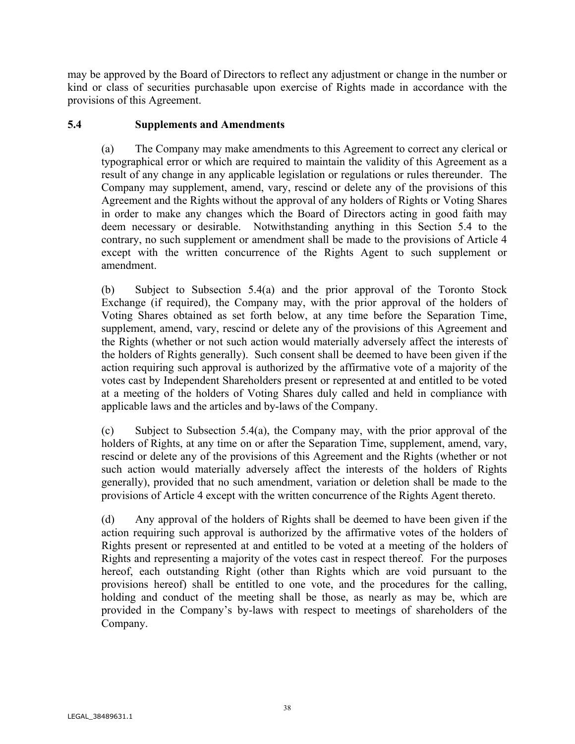may be approved by the Board of Directors to reflect any adjustment or change in the number or kind or class of securities purchasable upon exercise of Rights made in accordance with the provisions of this Agreement.

### 5.4 Supplements and Amendments

(a) The Company may make amendments to this Agreement to correct any clerical or typographical error or which are required to maintain the validity of this Agreement as a result of any change in any applicable legislation or regulations or rules thereunder. The Company may supplement, amend, vary, rescind or delete any of the provisions of this Agreement and the Rights without the approval of any holders of Rights or Voting Shares in order to make any changes which the Board of Directors acting in good faith may deem necessary or desirable. Notwithstanding anything in this Section 5.4 to the contrary, no such supplement or amendment shall be made to the provisions of Article 4 except with the written concurrence of the Rights Agent to such supplement or amendment.

(b) Subject to Subsection 5.4(a) and the prior approval of the Toronto Stock Exchange (if required), the Company may, with the prior approval of the holders of Voting Shares obtained as set forth below, at any time before the Separation Time, supplement, amend, vary, rescind or delete any of the provisions of this Agreement and the Rights (whether or not such action would materially adversely affect the interests of the holders of Rights generally). Such consent shall be deemed to have been given if the action requiring such approval is authorized by the affirmative vote of a majority of the votes cast by Independent Shareholders present or represented at and entitled to be voted at a meeting of the holders of Voting Shares duly called and held in compliance with applicable laws and the articles and by-laws of the Company.

(c) Subject to Subsection 5.4(a), the Company may, with the prior approval of the holders of Rights, at any time on or after the Separation Time, supplement, amend, vary, rescind or delete any of the provisions of this Agreement and the Rights (whether or not such action would materially adversely affect the interests of the holders of Rights generally), provided that no such amendment, variation or deletion shall be made to the provisions of Article 4 except with the written concurrence of the Rights Agent thereto.

(d) Any approval of the holders of Rights shall be deemed to have been given if the action requiring such approval is authorized by the affirmative votes of the holders of Rights present or represented at and entitled to be voted at a meeting of the holders of Rights and representing a majority of the votes cast in respect thereof. For the purposes hereof, each outstanding Right (other than Rights which are void pursuant to the provisions hereof) shall be entitled to one vote, and the procedures for the calling, holding and conduct of the meeting shall be those, as nearly as may be, which are provided in the Company's by-laws with respect to meetings of shareholders of the Company.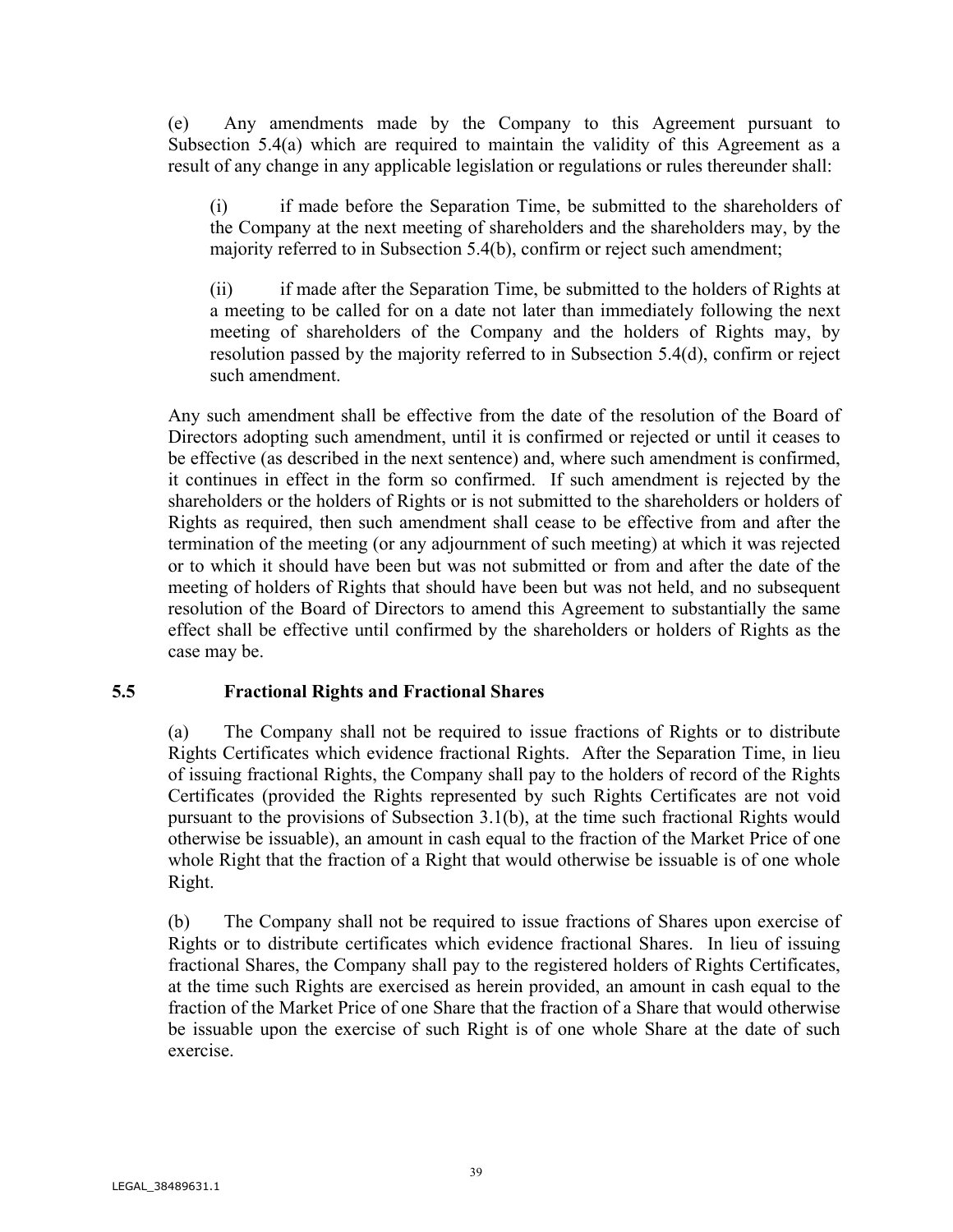(e) Any amendments made by the Company to this Agreement pursuant to Subsection 5.4(a) which are required to maintain the validity of this Agreement as a result of any change in any applicable legislation or regulations or rules thereunder shall:

(i) if made before the Separation Time, be submitted to the shareholders of the Company at the next meeting of shareholders and the shareholders may, by the majority referred to in Subsection 5.4(b), confirm or reject such amendment;

(ii) if made after the Separation Time, be submitted to the holders of Rights at a meeting to be called for on a date not later than immediately following the next meeting of shareholders of the Company and the holders of Rights may, by resolution passed by the majority referred to in Subsection 5.4(d), confirm or reject such amendment.

Any such amendment shall be effective from the date of the resolution of the Board of Directors adopting such amendment, until it is confirmed or rejected or until it ceases to be effective (as described in the next sentence) and, where such amendment is confirmed, it continues in effect in the form so confirmed. If such amendment is rejected by the shareholders or the holders of Rights or is not submitted to the shareholders or holders of Rights as required, then such amendment shall cease to be effective from and after the termination of the meeting (or any adjournment of such meeting) at which it was rejected or to which it should have been but was not submitted or from and after the date of the meeting of holders of Rights that should have been but was not held, and no subsequent resolution of the Board of Directors to amend this Agreement to substantially the same effect shall be effective until confirmed by the shareholders or holders of Rights as the case may be.

### 5.5 Fractional Rights and Fractional Shares

(a) The Company shall not be required to issue fractions of Rights or to distribute Rights Certificates which evidence fractional Rights. After the Separation Time, in lieu of issuing fractional Rights, the Company shall pay to the holders of record of the Rights Certificates (provided the Rights represented by such Rights Certificates are not void pursuant to the provisions of Subsection 3.1(b), at the time such fractional Rights would otherwise be issuable), an amount in cash equal to the fraction of the Market Price of one whole Right that the fraction of a Right that would otherwise be issuable is of one whole Right.

(b) The Company shall not be required to issue fractions of Shares upon exercise of Rights or to distribute certificates which evidence fractional Shares. In lieu of issuing fractional Shares, the Company shall pay to the registered holders of Rights Certificates, at the time such Rights are exercised as herein provided, an amount in cash equal to the fraction of the Market Price of one Share that the fraction of a Share that would otherwise be issuable upon the exercise of such Right is of one whole Share at the date of such exercise.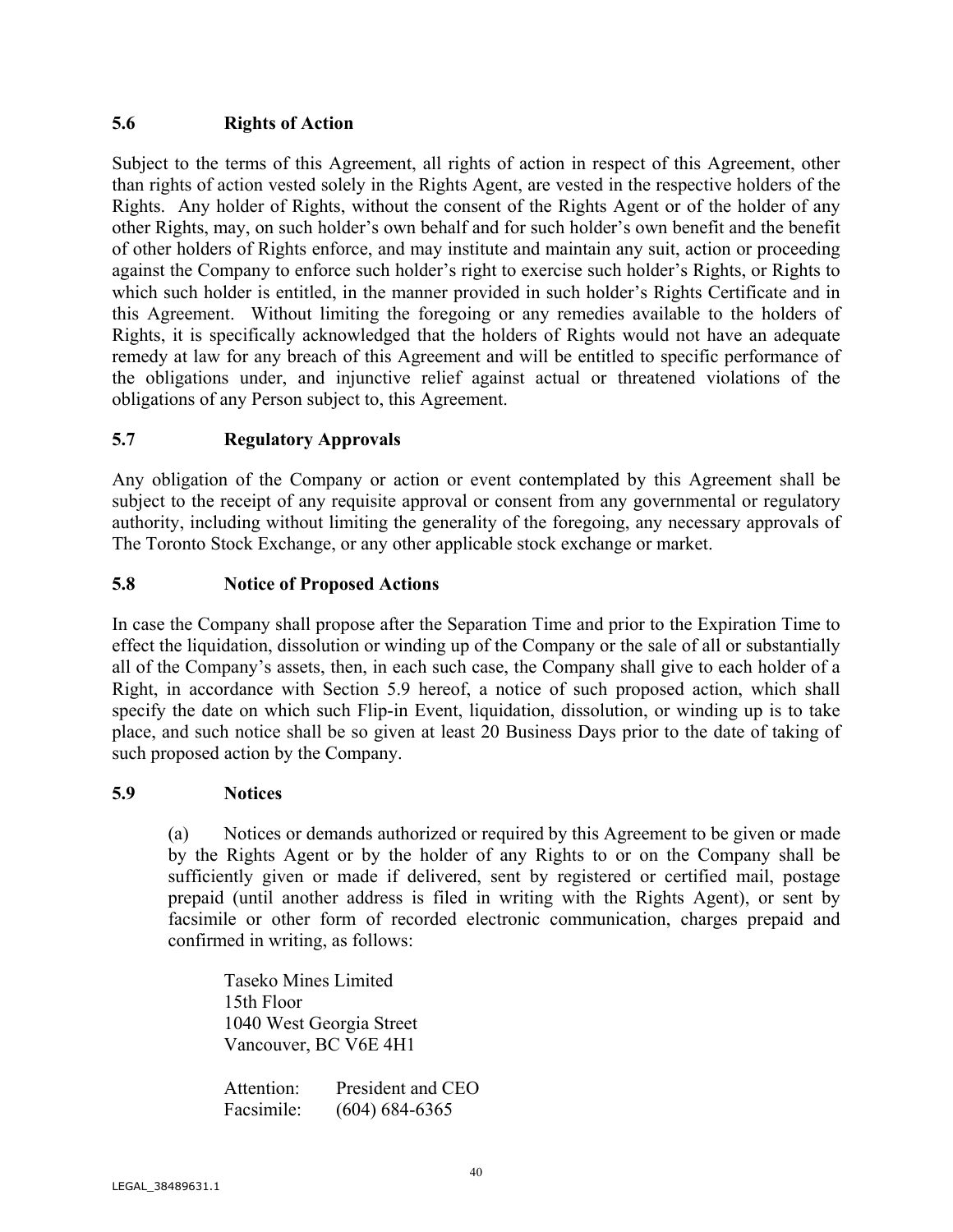### 5.6 Rights of Action

Subject to the terms of this Agreement, all rights of action in respect of this Agreement, other than rights of action vested solely in the Rights Agent, are vested in the respective holders of the Rights. Any holder of Rights, without the consent of the Rights Agent or of the holder of any other Rights, may, on such holder's own behalf and for such holder's own benefit and the benefit of other holders of Rights enforce, and may institute and maintain any suit, action or proceeding against the Company to enforce such holder's right to exercise such holder's Rights, or Rights to which such holder is entitled, in the manner provided in such holder's Rights Certificate and in this Agreement. Without limiting the foregoing or any remedies available to the holders of Rights, it is specifically acknowledged that the holders of Rights would not have an adequate remedy at law for any breach of this Agreement and will be entitled to specific performance of the obligations under, and injunctive relief against actual or threatened violations of the obligations of any Person subject to, this Agreement.

### 5.7 Regulatory Approvals

Any obligation of the Company or action or event contemplated by this Agreement shall be subject to the receipt of any requisite approval or consent from any governmental or regulatory authority, including without limiting the generality of the foregoing, any necessary approvals of The Toronto Stock Exchange, or any other applicable stock exchange or market.

### 5.8 Notice of Proposed Actions

In case the Company shall propose after the Separation Time and prior to the Expiration Time to effect the liquidation, dissolution or winding up of the Company or the sale of all or substantially all of the Company's assets, then, in each such case, the Company shall give to each holder of a Right, in accordance with Section 5.9 hereof, a notice of such proposed action, which shall specify the date on which such Flip-in Event, liquidation, dissolution, or winding up is to take place, and such notice shall be so given at least 20 Business Days prior to the date of taking of such proposed action by the Company.

### 5.9 Notices

(a) Notices or demands authorized or required by this Agreement to be given or made by the Rights Agent or by the holder of any Rights to or on the Company shall be sufficiently given or made if delivered, sent by registered or certified mail, postage prepaid (until another address is filed in writing with the Rights Agent), or sent by facsimile or other form of recorded electronic communication, charges prepaid and confirmed in writing, as follows:

Taseko Mines Limited
15th Floor
1040 West Georgia Street
Vancouver, BC V6E 4H1

Attention: President and CEO
Facsimile: (604) 684-6365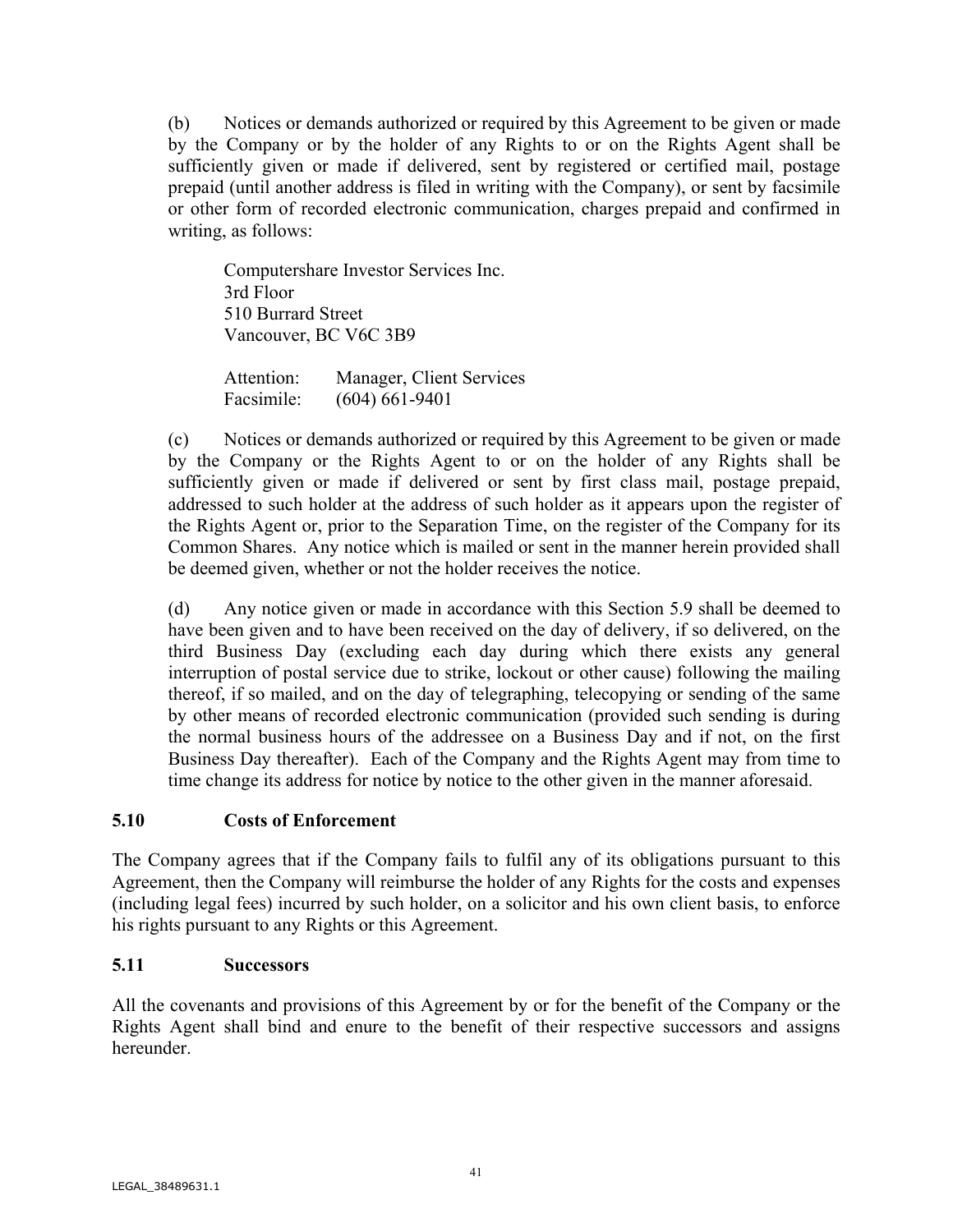(b) Notices or demands authorized or required by this Agreement to be given or made by the Company or by the holder of any Rights to or on the Rights Agent shall be sufficiently given or made if delivered, sent by registered or certified mail, postage prepaid (until another address is filed in writing with the Company), or sent by facsimile or other form of recorded electronic communication, charges prepaid and confirmed in writing, as follows:

Computershare Investor Services Inc.
3rd Floor
510 Burrard Street
Vancouver, BC V6C 3B9

Attention: Manager, Client Services
Facsimile: (604) 661-9401

(c) Notices or demands authorized or required by this Agreement to be given or made by the Company or the Rights Agent to or on the holder of any Rights shall be sufficiently given or made if delivered or sent by first class mail, postage prepaid, addressed to such holder at the address of such holder as it appears upon the register of the Rights Agent or, prior to the Separation Time, on the register of the Company for its Common Shares. Any notice which is mailed or sent in the manner herein provided shall be deemed given, whether or not the holder receives the notice.

(d) Any notice given or made in accordance with this Section 5.9 shall be deemed to have been given and to have been received on the day of delivery, if so delivered, on the third Business Day (excluding each day during which there exists any general interruption of postal service due to strike, lockout or other cause) following the mailing thereof, if so mailed, and on the day of telegraphing, telecopying or sending of the same by other means of recorded electronic communication (provided such sending is during the normal business hours of the addressee on a Business Day and if not, on the first Business Day thereafter). Each of the Company and the Rights Agent may from time to time change its address for notice by notice to the other given in the manner aforesaid.

### 5.10 Costs of Enforcement

The Company agrees that if the Company fails to fulfil any of its obligations pursuant to this Agreement, then the Company will reimburse the holder of any Rights for the costs and expenses (including legal fees) incurred by such holder, on a solicitor and his own client basis, to enforce his rights pursuant to any Rights or this Agreement.

### 5.11 Successors

All the covenants and provisions of this Agreement by or for the benefit of the Company or the Rights Agent shall bind and enure to the benefit of their respective successors and assigns hereunder.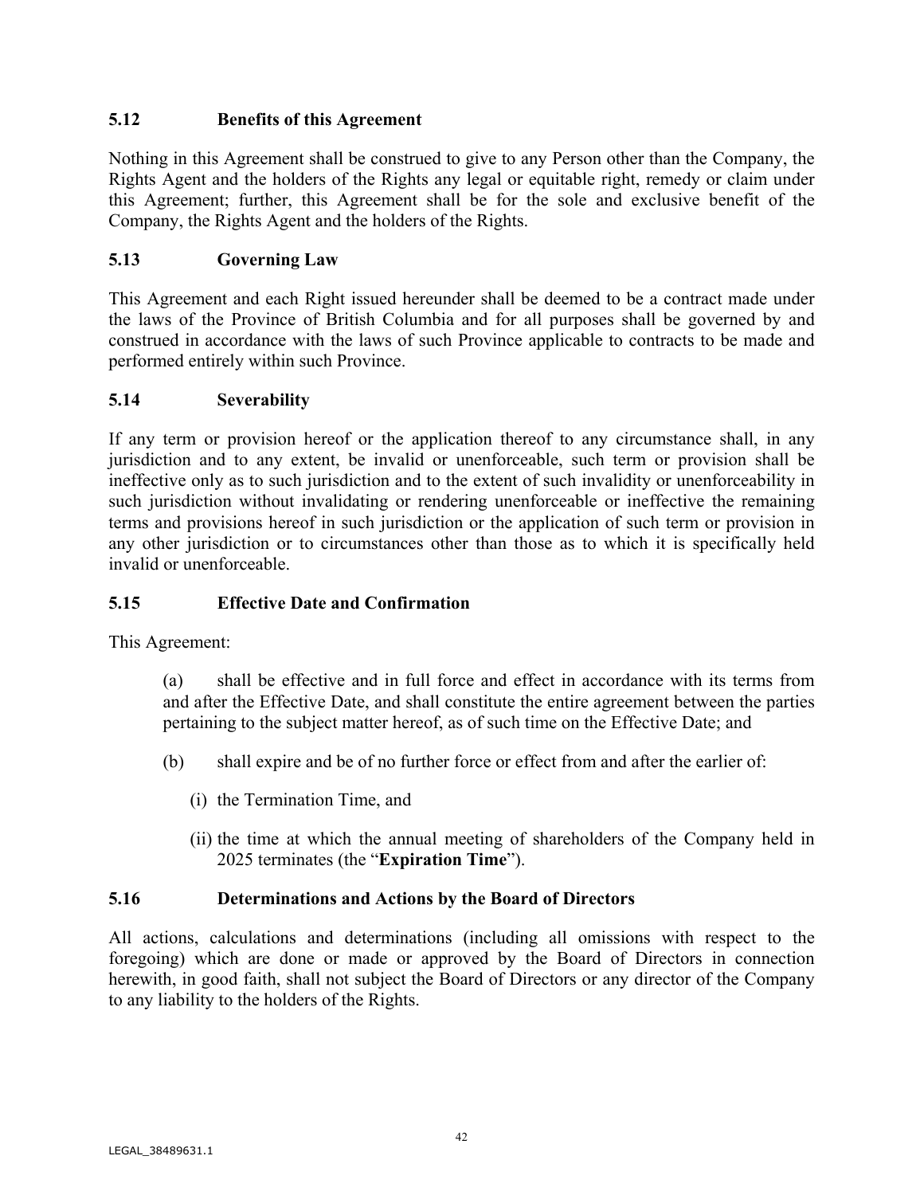### 5.12 Benefits of this Agreement

Nothing in this Agreement shall be construed to give to any Person other than the Company, the Rights Agent and the holders of the Rights any legal or equitable right, remedy or claim under this Agreement; further, this Agreement shall be for the sole and exclusive benefit of the Company, the Rights Agent and the holders of the Rights.

### 5.13 Governing Law

This Agreement and each Right issued hereunder shall be deemed to be a contract made under the laws of the Province of British Columbia and for all purposes shall be governed by and construed in accordance with the laws of such Province applicable to contracts to be made and performed entirely within such Province.

### 5.14 Severability

If any term or provision hereof or the application thereof to any circumstance shall, in any jurisdiction and to any extent, be invalid or unenforceable, such term or provision shall be ineffective only as to such jurisdiction and to the extent of such invalidity or unenforceability in such jurisdiction without invalidating or rendering unenforceable or ineffective the remaining terms and provisions hereof in such jurisdiction or the application of such term or provision in any other jurisdiction or to circumstances other than those as to which it is specifically held invalid or unenforceable.

### 5.15 Effective Date and Confirmation

This Agreement:

(a) shall be effective and in full force and effect in accordance with its terms from and after the Effective Date, and shall constitute the entire agreement between the parties pertaining to the subject matter hereof, as of such time on the Effective Date; and

(b) shall expire and be of no further force or effect from and after the earlier of:

(i) the Termination Time, and

(ii) the time at which the annual meeting of shareholders of the Company held in 2025 terminates (the "**Expiration Time**").

### 5.16 Determinations and Actions by the Board of Directors

All actions, calculations and determinations (including all omissions with respect to the foregoing) which are done or made or approved by the Board of Directors in connection herewith, in good faith, shall not subject the Board of Directors or any director of the Company to any liability to the holders of the Rights.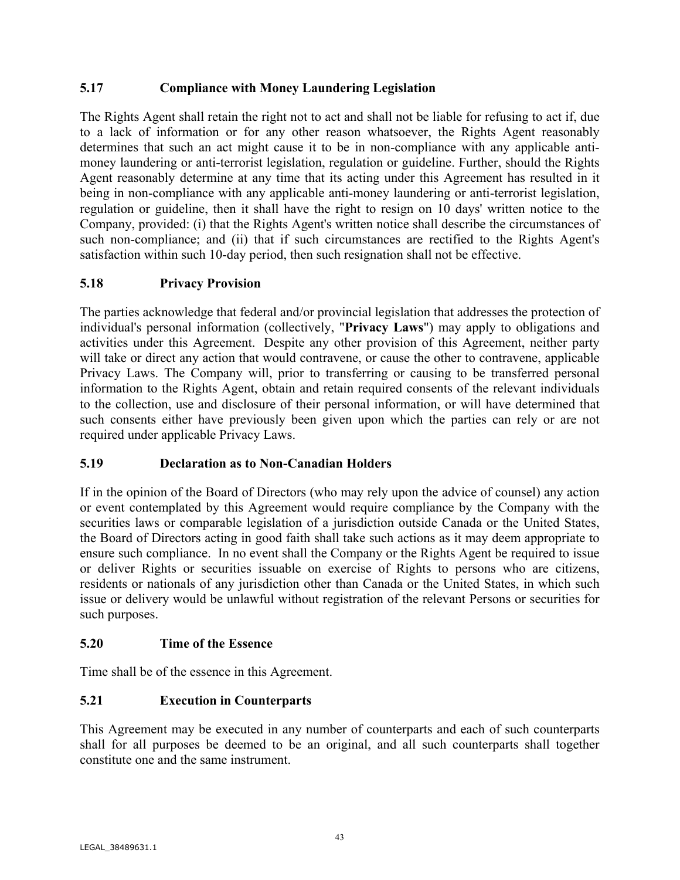### 5.17 Compliance with Money Laundering Legislation

The Rights Agent shall retain the right not to act and shall not be liable for refusing to act if, due to a lack of information or for any other reason whatsoever, the Rights Agent reasonably determines that such an act might cause it to be in non-compliance with any applicable anti-money laundering or anti-terrorist legislation, regulation or guideline. Further, should the Rights Agent reasonably determine at any time that its acting under this Agreement has resulted in it being in non-compliance with any applicable anti-money laundering or anti-terrorist legislation, regulation or guideline, then it shall have the right to resign on 10 days' written notice to the Company, provided: (i) that the Rights Agent's written notice shall describe the circumstances of such non-compliance; and (ii) that if such circumstances are rectified to the Rights Agent's satisfaction within such 10-day period, then such resignation shall not be effective.

### 5.18 Privacy Provision

The parties acknowledge that federal and/or provincial legislation that addresses the protection of individual's personal information (collectively, "**Privacy Laws**") may apply to obligations and activities under this Agreement. Despite any other provision of this Agreement, neither party will take or direct any action that would contravene, or cause the other to contravene, applicable Privacy Laws. The Company will, prior to transferring or causing to be transferred personal information to the Rights Agent, obtain and retain required consents of the relevant individuals to the collection, use and disclosure of their personal information, or will have determined that such consents either have previously been given upon which the parties can rely or are not required under applicable Privacy Laws.

### 5.19 Declaration as to Non-Canadian Holders

If in the opinion of the Board of Directors (who may rely upon the advice of counsel) any action or event contemplated by this Agreement would require compliance by the Company with the securities laws or comparable legislation of a jurisdiction outside Canada or the United States, the Board of Directors acting in good faith shall take such actions as it may deem appropriate to ensure such compliance. In no event shall the Company or the Rights Agent be required to issue or deliver Rights or securities issuable on exercise of Rights to persons who are citizens, residents or nationals of any jurisdiction other than Canada or the United States, in which such issue or delivery would be unlawful without registration of the relevant Persons or securities for such purposes.

### 5.20 Time of the Essence

Time shall be of the essence in this Agreement.

### 5.21 Execution in Counterparts

This Agreement may be executed in any number of counterparts and each of such counterparts shall for all purposes be deemed to be an original, and all such counterparts shall together constitute one and the same instrument.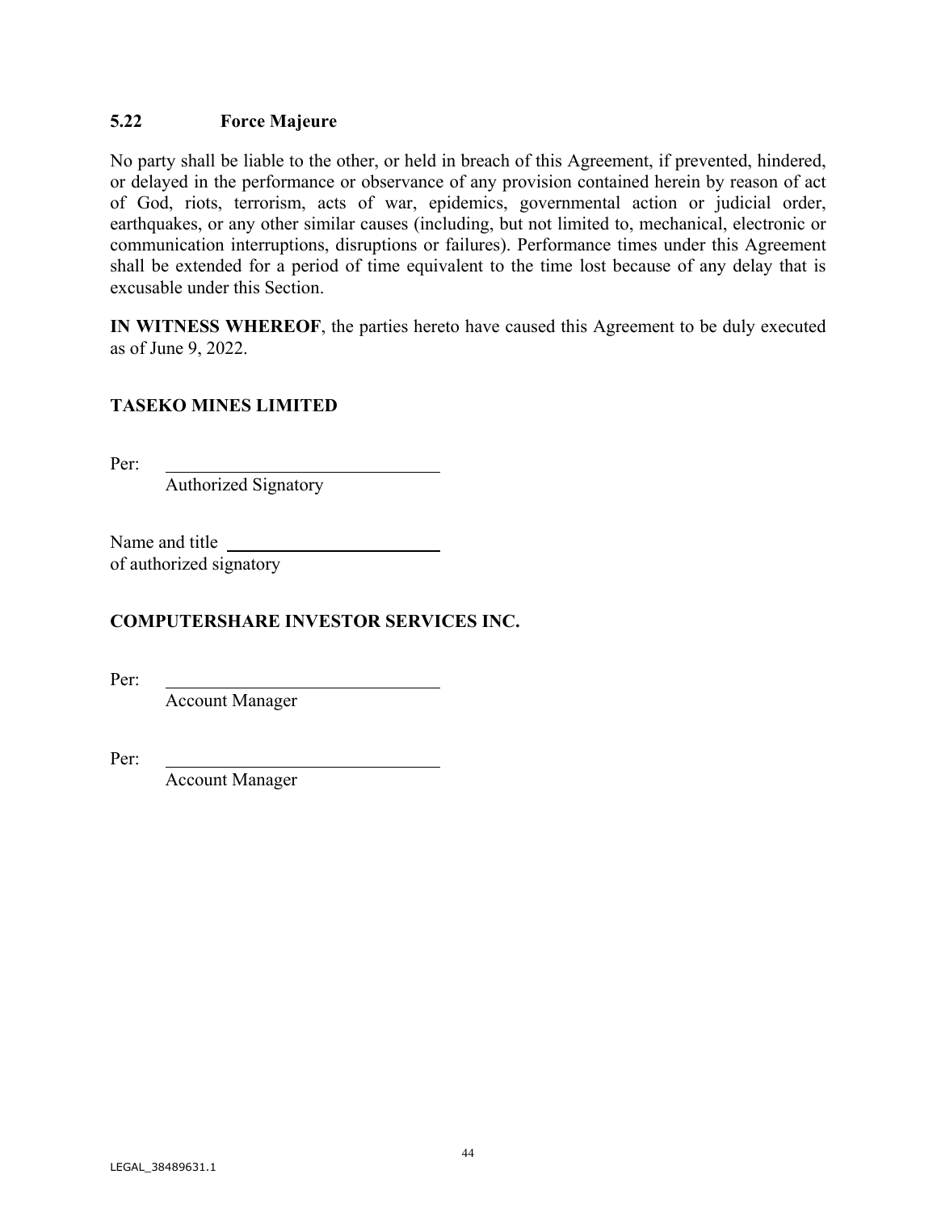### 5.22 Force Majeure

No party shall be liable to the other, or held in breach of this Agreement, if prevented, hindered, or delayed in the performance or observance of any provision contained herein by reason of act of God, riots, terrorism, acts of war, epidemics, governmental action or judicial order, earthquakes, or any other similar causes (including, but not limited to, mechanical, electronic or communication interruptions, disruptions or failures). Performance times under this Agreement shall be extended for a period of time equivalent to the time lost because of any delay that is excusable under this Section.

**IN WITNESS WHEREOF**, the parties hereto have caused this Agreement to be duly executed as of June 9, 2022.

**TASEKO MINES LIMITED**

Per: ______________________________
Authorized Signatory

Name and title ______________________
of authorized signatory

**COMPUTERSHARE INVESTOR SERVICES INC.**

Per: ______________________________
Account Manager

Per: ______________________________
Account Manager

LEGAL_38489631.1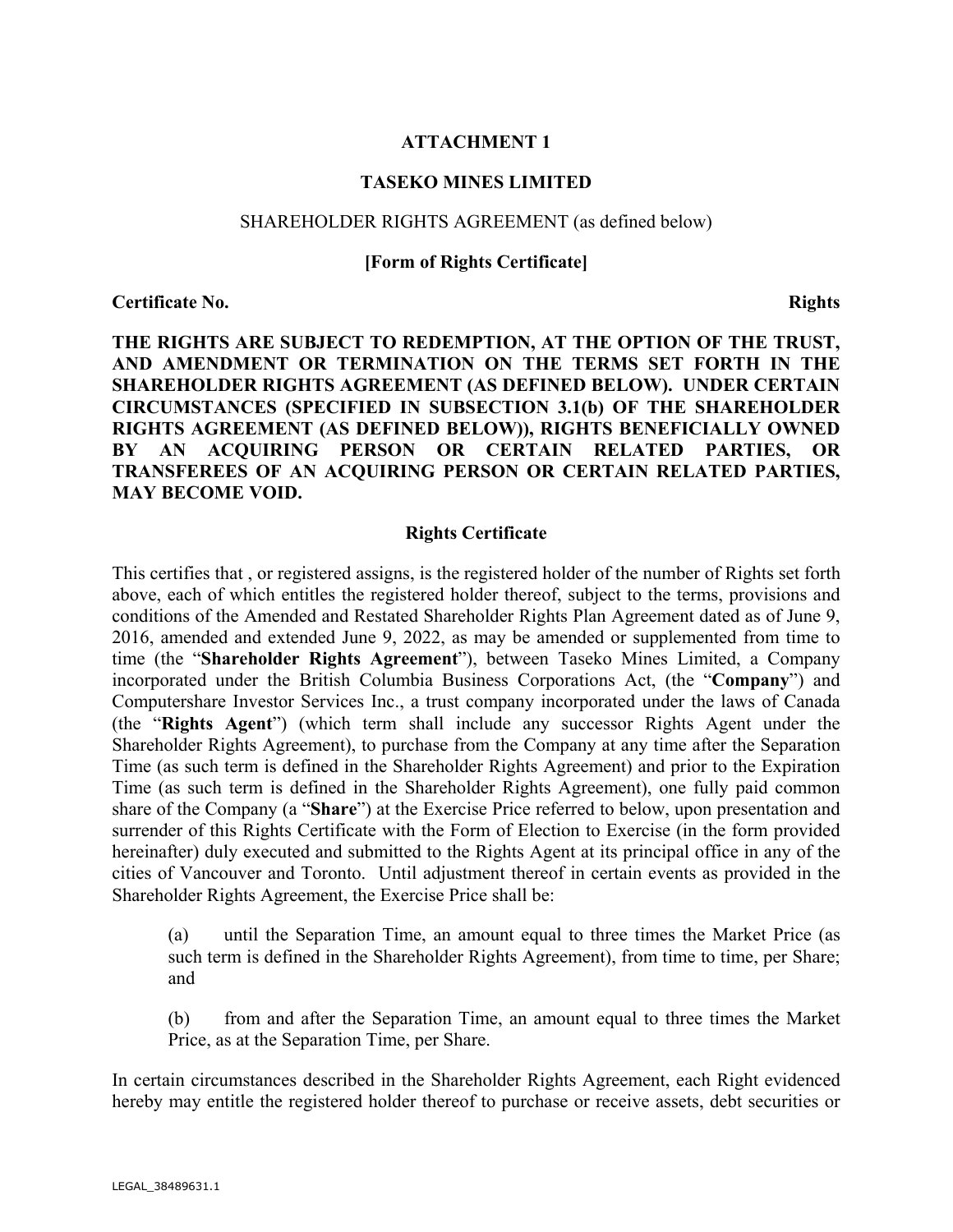**ATTACHMENT 1**

**TASEKO MINES LIMITED**

SHAREHOLDER RIGHTS AGREEMENT (as defined below)

**[Form of Rights Certificate]**

**Certificate No.** **Rights**

**THE RIGHTS ARE SUBJECT TO REDEMPTION, AT THE OPTION OF THE TRUST, AND AMENDMENT OR TERMINATION ON THE TERMS SET FORTH IN THE SHAREHOLDER RIGHTS AGREEMENT (AS DEFINED BELOW). UNDER CERTAIN CIRCUMSTANCES (SPECIFIED IN SUBSECTION 3.1(b) OF THE SHAREHOLDER RIGHTS AGREEMENT (AS DEFINED BELOW)), RIGHTS BENEFICIALLY OWNED BY AN ACQUIRING PERSON OR CERTAIN RELATED PARTIES, OR TRANSFEREES OF AN ACQUIRING PERSON OR CERTAIN RELATED PARTIES, MAY BECOME VOID.**

**Rights Certificate**

This certifies that , or registered assigns, is the registered holder of the number of Rights set forth above, each of which entitles the registered holder thereof, subject to the terms, provisions and conditions of the Amended and Restated Shareholder Rights Plan Agreement dated as of June 9, 2016, amended and extended June 9, 2022, as may be amended or supplemented from time to time (the "**Shareholder Rights Agreement**"), between Taseko Mines Limited, a Company incorporated under the British Columbia Business Corporations Act, (the "**Company**") and Computershare Investor Services Inc., a trust company incorporated under the laws of Canada (the "**Rights Agent**") (which term shall include any successor Rights Agent under the Shareholder Rights Agreement), to purchase from the Company at any time after the Separation Time (as such term is defined in the Shareholder Rights Agreement) and prior to the Expiration Time (as such term is defined in the Shareholder Rights Agreement), one fully paid common share of the Company (a "**Share**") at the Exercise Price referred to below, upon presentation and surrender of this Rights Certificate with the Form of Election to Exercise (in the form provided hereinafter) duly executed and submitted to the Rights Agent at its principal office in any of the cities of Vancouver and Toronto. Until adjustment thereof in certain events as provided in the Shareholder Rights Agreement, the Exercise Price shall be:

(a) until the Separation Time, an amount equal to three times the Market Price (as such term is defined in the Shareholder Rights Agreement), from time to time, per Share; and

(b) from and after the Separation Time, an amount equal to three times the Market Price, as at the Separation Time, per Share.

In certain circumstances described in the Shareholder Rights Agreement, each Right evidenced hereby may entitle the registered holder thereof to purchase or receive assets, debt securities or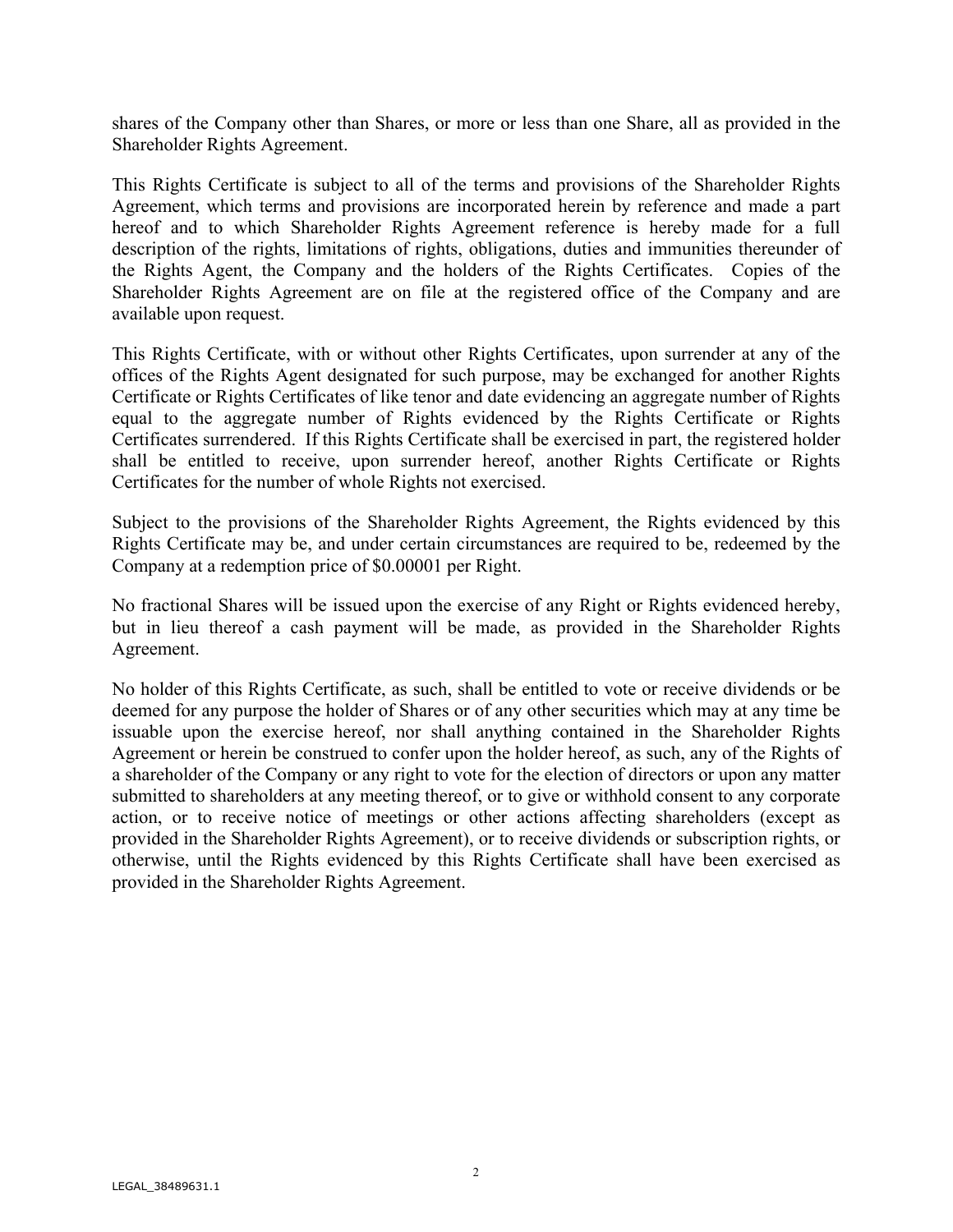shares of the Company other than Shares, or more or less than one Share, all as provided in the Shareholder Rights Agreement.

This Rights Certificate is subject to all of the terms and provisions of the Shareholder Rights Agreement, which terms and provisions are incorporated herein by reference and made a part hereof and to which Shareholder Rights Agreement reference is hereby made for a full description of the rights, limitations of rights, obligations, duties and immunities thereunder of the Rights Agent, the Company and the holders of the Rights Certificates. Copies of the Shareholder Rights Agreement are on file at the registered office of the Company and are available upon request.

This Rights Certificate, with or without other Rights Certificates, upon surrender at any of the offices of the Rights Agent designated for such purpose, may be exchanged for another Rights Certificate or Rights Certificates of like tenor and date evidencing an aggregate number of Rights equal to the aggregate number of Rights evidenced by the Rights Certificate or Rights Certificates surrendered. If this Rights Certificate shall be exercised in part, the registered holder shall be entitled to receive, upon surrender hereof, another Rights Certificate or Rights Certificates for the number of whole Rights not exercised.

Subject to the provisions of the Shareholder Rights Agreement, the Rights evidenced by this Rights Certificate may be, and under certain circumstances are required to be, redeemed by the Company at a redemption price of $0.00001 per Right.

No fractional Shares will be issued upon the exercise of any Right or Rights evidenced hereby, but in lieu thereof a cash payment will be made, as provided in the Shareholder Rights Agreement.

No holder of this Rights Certificate, as such, shall be entitled to vote or receive dividends or be deemed for any purpose the holder of Shares or of any other securities which may at any time be issuable upon the exercise hereof, nor shall anything contained in the Shareholder Rights Agreement or herein be construed to confer upon the holder hereof, as such, any of the Rights of a shareholder of the Company or any right to vote for the election of directors or upon any matter submitted to shareholders at any meeting thereof, or to give or withhold consent to any corporate action, or to receive notice of meetings or other actions affecting shareholders (except as provided in the Shareholder Rights Agreement), or to receive dividends or subscription rights, or otherwise, until the Rights evidenced by this Rights Certificate shall have been exercised as provided in the Shareholder Rights Agreement.

LEGAL_38489631.1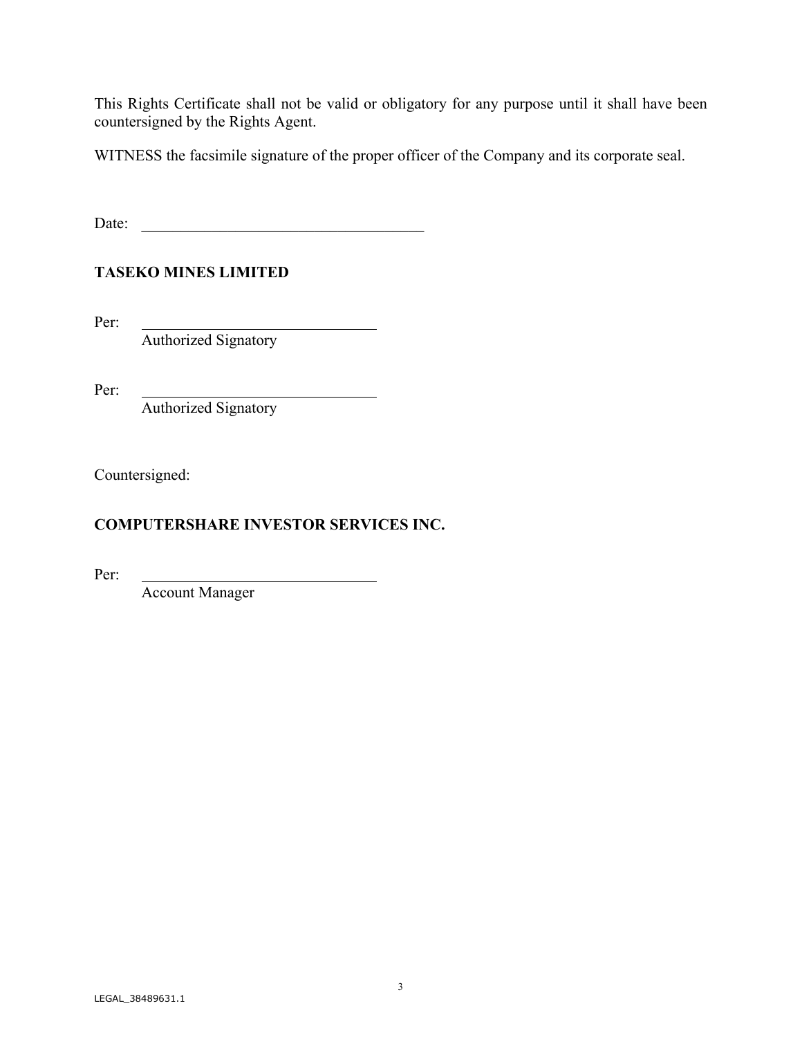This Rights Certificate shall not be valid or obligatory for any purpose until it shall have been countersigned by the Rights Agent.

WITNESS the facsimile signature of the proper officer of the Company and its corporate seal.

Date: \_\_\_\_\_\_\_\_\_\_\_\_\_\_\_\_\_\_\_\_\_\_\_\_\_\_\_\_\_\_\_\_\_\_\_\_\_

**TASEKO MINES LIMITED**

Per: \_\_\_\_\_\_\_\_\_\_\_\_\_\_\_\_\_\_\_\_\_\_\_\_\_\_\_\_\_\_
Authorized Signatory

Per: \_\_\_\_\_\_\_\_\_\_\_\_\_\_\_\_\_\_\_\_\_\_\_\_\_\_\_\_\_\_
Authorized Signatory

Countersigned:

**COMPUTERSHARE INVESTOR SERVICES INC.**

Per: \_\_\_\_\_\_\_\_\_\_\_\_\_\_\_\_\_\_\_\_\_\_\_\_\_\_\_\_\_\_
Account Manager

LEGAL_38489631.1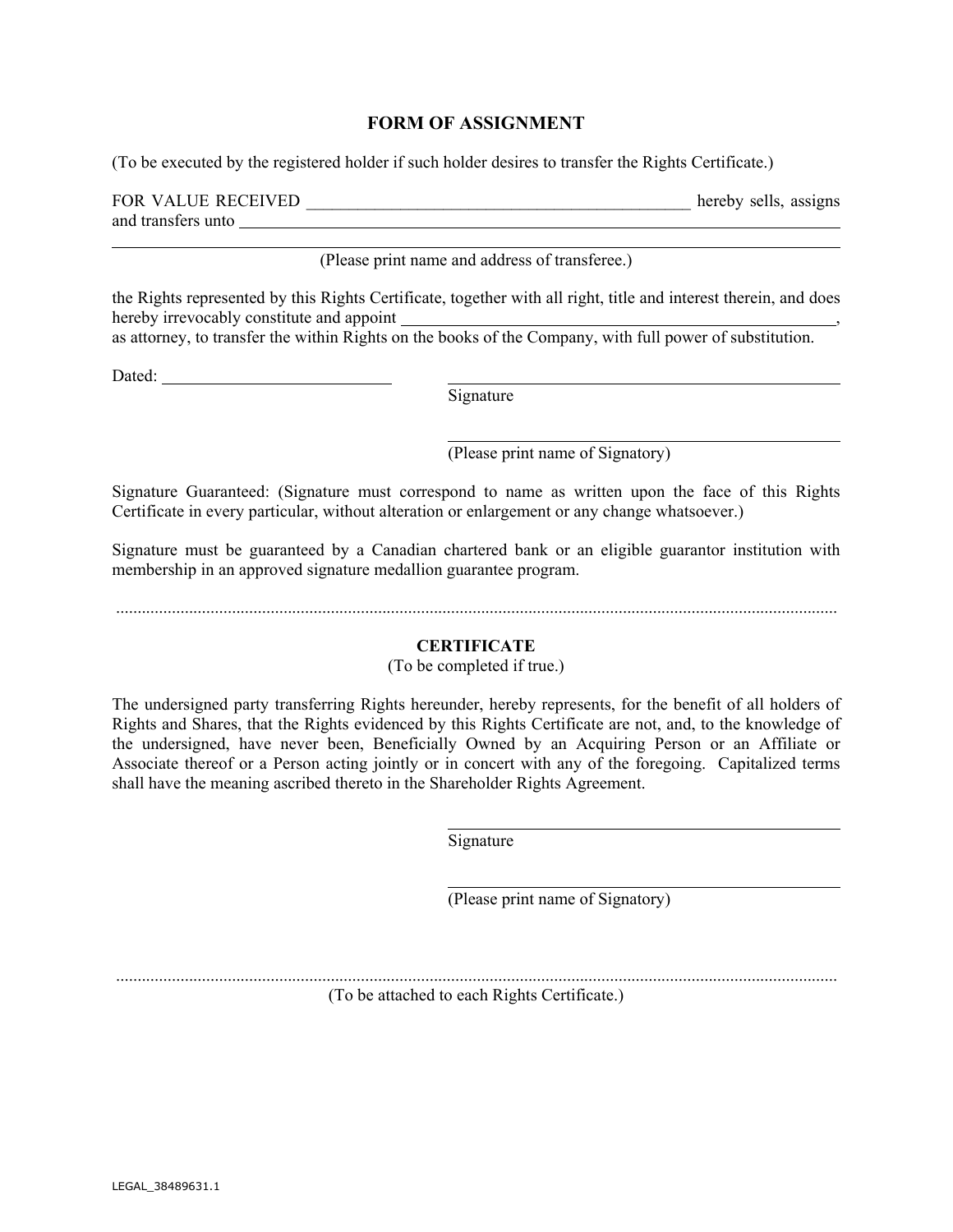## FORM OF ASSIGNMENT

(To be executed by the registered holder if such holder desires to transfer the Rights Certificate.)

FOR VALUE RECEIVED ______________________________________________ hereby sells, assigns and transfers unto ______________________________________________________________________

______________________________________________________________________________

(Please print name and address of transferee.)

the Rights represented by this Rights Certificate, together with all right, title and interest therein, and does hereby irrevocably constitute and appoint ______________________________________________, as attorney, to transfer the within Rights on the books of the Company, with full power of substitution.

Dated: ____________________________

______________________________________________
Signature

______________________________________________
(Please print name of Signatory)

Signature Guaranteed: (Signature must correspond to name as written upon the face of this Rights Certificate in every particular, without alteration or enlargement or any change whatsoever.)

Signature must be guaranteed by a Canadian chartered bank or an eligible guarantor institution with membership in an approved signature medallion guarantee program.

.....................................................................................................................................................................

## CERTIFICATE

(To be completed if true.)

The undersigned party transferring Rights hereunder, hereby represents, for the benefit of all holders of Rights and Shares, that the Rights evidenced by this Rights Certificate are not, and, to the knowledge of the undersigned, have never been, Beneficially Owned by an Acquiring Person or an Affiliate or Associate thereof or a Person acting jointly or in concert with any of the foregoing. Capitalized terms shall have the meaning ascribed thereto in the Shareholder Rights Agreement.

______________________________________________
Signature

______________________________________________
(Please print name of Signatory)

.....................................................................................................................................................................

(To be attached to each Rights Certificate.)

LEGAL_38489631.1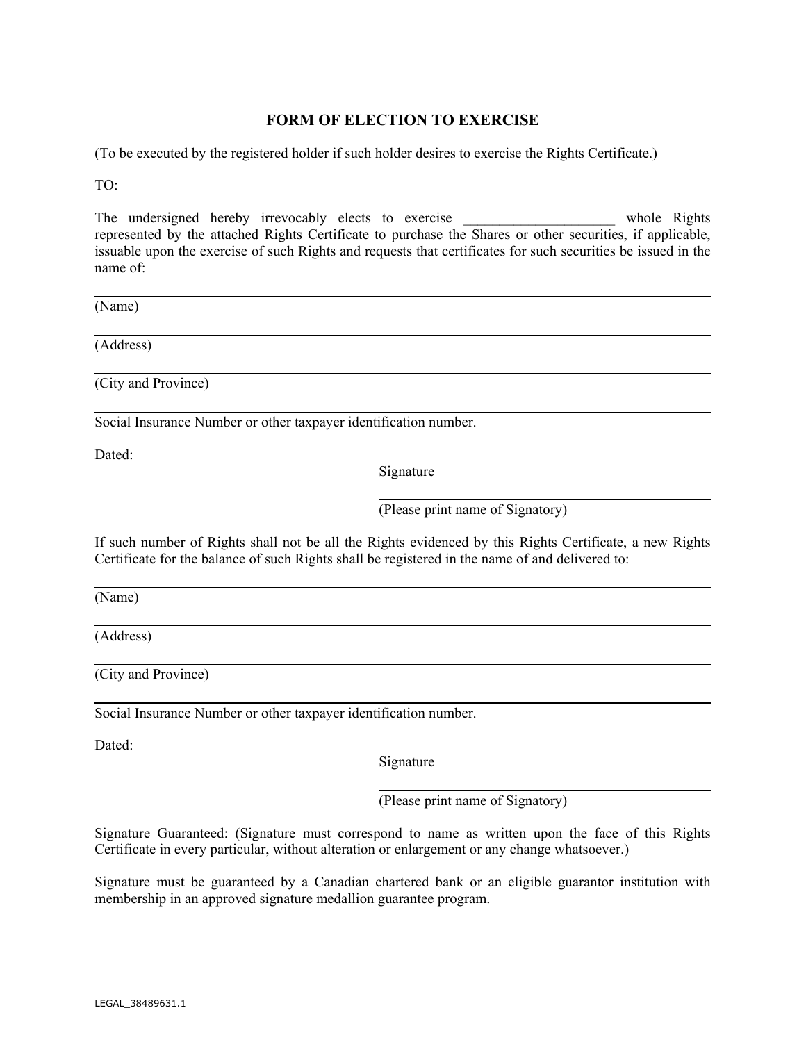# FORM OF ELECTION TO EXERCISE

(To be executed by the registered holder if such holder desires to exercise the Rights Certificate.)

TO: ________________________________

The undersigned hereby irrevocably elects to exercise ____________________ whole Rights represented by the attached Rights Certificate to purchase the Shares or other securities, if applicable, issuable upon the exercise of such Rights and requests that certificates for such securities be issued in the name of:

______________________________________________________________________
(Name)

______________________________________________________________________
(Address)

______________________________________________________________________
(City and Province)

______________________________________________________________________
Social Insurance Number or other taxpayer identification number.

Dated: __________________________ ____________________________________
Signature

____________________________________
(Please print name of Signatory)

If such number of Rights shall not be all the Rights evidenced by this Rights Certificate, a new Rights Certificate for the balance of such Rights shall be registered in the name of and delivered to:

______________________________________________________________________
(Name)

______________________________________________________________________
(Address)

______________________________________________________________________
(City and Province)

______________________________________________________________________
Social Insurance Number or other taxpayer identification number.

Dated: __________________________ ____________________________________
Signature

____________________________________
(Please print name of Signatory)

Signature Guaranteed: (Signature must correspond to name as written upon the face of this Rights Certificate in every particular, without alteration or enlargement or any change whatsoever.)

Signature must be guaranteed by a Canadian chartered bank or an eligible guarantor institution with membership in an approved signature medallion guarantee program.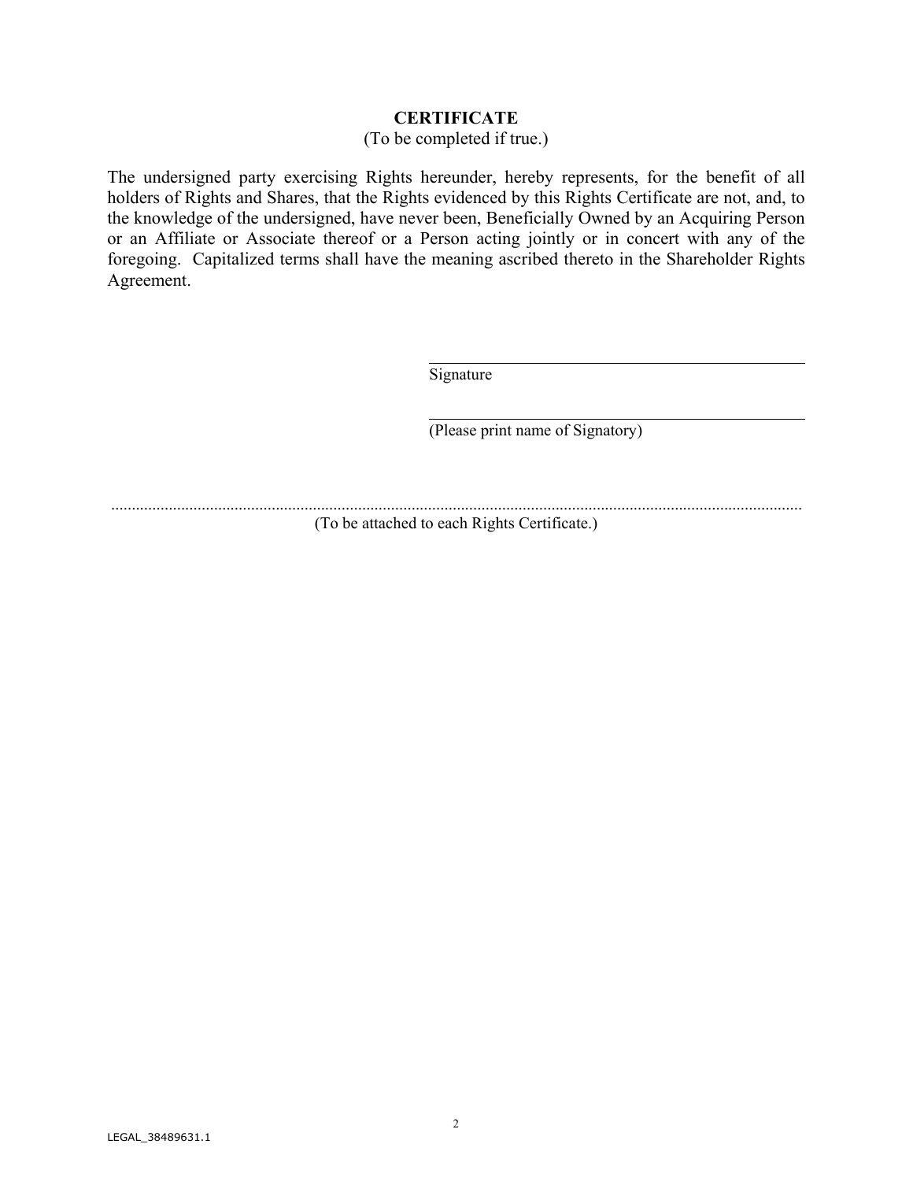**CERTIFICATE**

(To be completed if true.)

The undersigned party exercising Rights hereunder, hereby represents, for the benefit of all holders of Rights and Shares, that the Rights evidenced by this Rights Certificate are not, and, to the knowledge of the undersigned, have never been, Beneficially Owned by an Acquiring Person or an Affiliate or Associate thereof or a Person acting jointly or in concert with any of the foregoing. Capitalized terms shall have the meaning ascribed thereto in the Shareholder Rights Agreement.

\_\_\_\_\_\_\_\_\_\_\_\_\_\_\_\_\_\_\_\_\_\_\_\_\_\_\_\_\_\_\_\_\_\_\_\_\_\_\_\_
Signature

\_\_\_\_\_\_\_\_\_\_\_\_\_\_\_\_\_\_\_\_\_\_\_\_\_\_\_\_\_\_\_\_\_\_\_\_\_\_\_\_
(Please print name of Signatory)

..........................................................................................................................................................

(To be attached to each Rights Certificate.)

LEGAL_38489631.1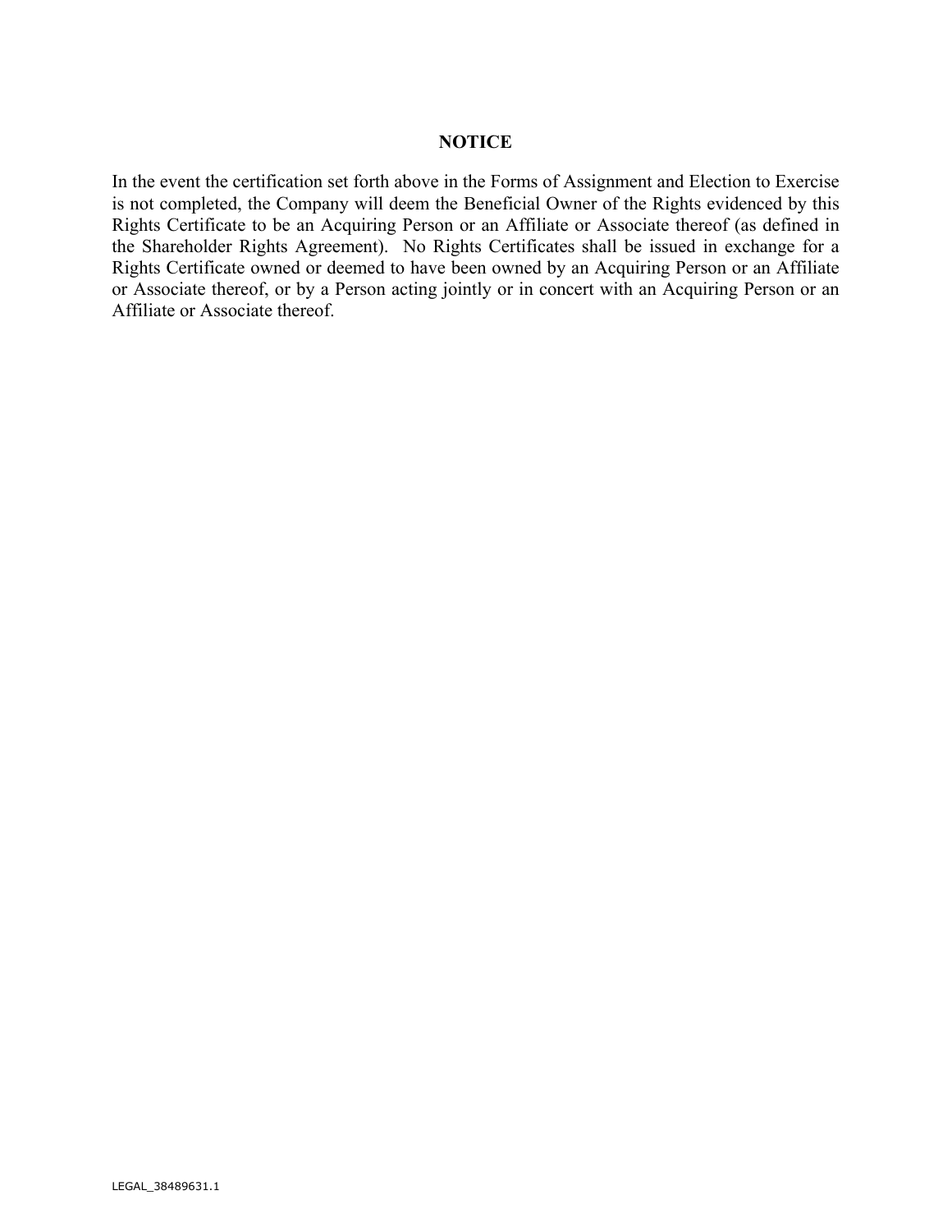**NOTICE**

In the event the certification set forth above in the Forms of Assignment and Election to Exercise is not completed, the Company will deem the Beneficial Owner of the Rights evidenced by this Rights Certificate to be an Acquiring Person or an Affiliate or Associate thereof (as defined in the Shareholder Rights Agreement). No Rights Certificates shall be issued in exchange for a Rights Certificate owned or deemed to have been owned by an Acquiring Person or an Affiliate or Associate thereof, or by a Person acting jointly or in concert with an Acquiring Person or an Affiliate or Associate thereof.